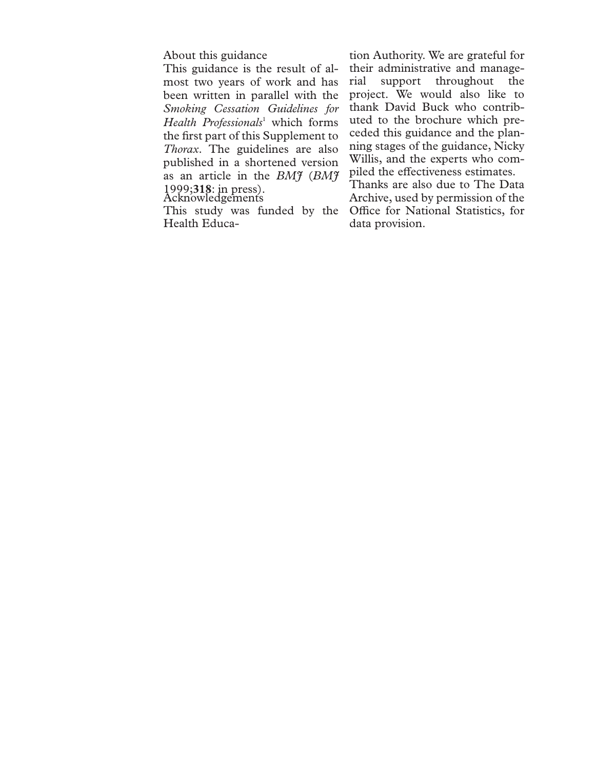## About this guidance

This guidance is the result of almost two years of work and has been written in parallel with the *Smoking Cessation Guidelines for Health Professionals*[1] which forms the first part of this Supplement to *Thorax*. The guidelines are also published in a shortened version as an article in the *BMJ* (*BMJ* 1999;**318**: in press).

## Acknowledgements

This study was funded by the Health Education Authority. We are grateful for their administrative and managerial support throughout the project. We would also like to thank David Buck who contributed to the brochure which preceded this guidance and the planning stages of the guidance, Nicky Willis, and the experts who compiled the effectiveness estimates.

Thanks are also due to The Data Archive, used by permission of the Office for National Statistics, for data provision.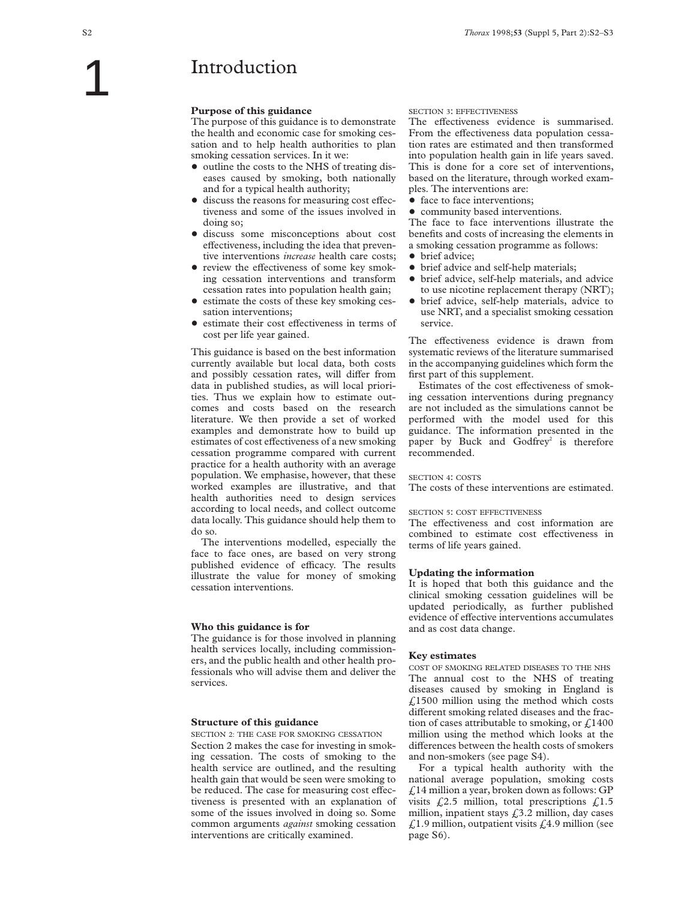# 1 Introduction

## Purpose of this guidance

The purpose of this guidance is to demonstrate the health and economic case for smoking cessation and to help health authorities to plan smoking cessation services. In it we:

- outline the costs to the NHS of treating diseases caused by smoking, both nationally and for a typical health authority;
- discuss the reasons for measuring cost effectiveness and some of the issues involved in doing so;
- discuss some misconceptions about cost effectiveness, including the idea that preventive interventions *increase* health care costs;
- review the effectiveness of some key smoking cessation interventions and transform cessation rates into population health gain;
- estimate the costs of these key smoking cessation interventions;
- estimate their cost effectiveness in terms of cost per life year gained.

This guidance is based on the best information currently available but local data, both costs and possibly cessation rates, will differ from data in published studies, as will local priorities. Thus we explain how to estimate outcomes and costs based on the research literature. We then provide a set of worked examples and demonstrate how to build up estimates of cost effectiveness of a new smoking cessation programme compared with current practice for a health authority with an average population. We emphasise, however, that these worked examples are illustrative, and that health authorities need to design services according to local needs, and collect outcome data locally. This guidance should help them to do so.

The interventions modelled, especially the face to face ones, are based on very strong published evidence of efficacy. The results illustrate the value for money of smoking cessation interventions.

## Who this guidance is for

The guidance is for those involved in planning health services locally, including commissioners, and the public health and other health professionals who will advise them and deliver the services.

## Structure of this guidance

SECTION 2: THE CASE FOR SMOKING CESSATION

Section 2 makes the case for investing in smoking cessation. The costs of smoking to the health service are outlined, and the resulting health gain that would be seen were smoking to be reduced. The case for measuring cost effectiveness is presented with an explanation of some of the issues involved in doing so. Some common arguments *against* smoking cessation interventions are critically examined.

SECTION 3: EFFECTIVENESS

The effectiveness evidence is summarised. From the effectiveness data population cessation rates are estimated and then transformed into population health gain in life years saved. This is done for a core set of interventions, based on the literature, through worked examples. The interventions are:

- face to face interventions;
- community based interventions.

The face to face interventions illustrate the benefits and costs of increasing the elements in a smoking cessation programme as follows:

- brief advice;
- brief advice and self-help materials;
- brief advice, self-help materials, and advice to use nicotine replacement therapy (NRT);
- brief advice, self-help materials, advice to use NRT, and a specialist smoking cessation service.

The effectiveness evidence is drawn from systematic reviews of the literature summarised in the accompanying guidelines which form the first part of this supplement.

Estimates of the cost effectiveness of smoking cessation interventions during pregnancy are not included as the simulations cannot be performed with the model used for this guidance. The information presented in the paper by Buck and Godfrey[2] is therefore recommended.

SECTION 4: COSTS

The costs of these interventions are estimated.

SECTION 5: COST EFFECTIVENESS

The effectiveness and cost information are combined to estimate cost effectiveness in terms of life years gained.

## Updating the information

It is hoped that both this guidance and the clinical smoking cessation guidelines will be updated periodically, as further published evidence of effective interventions accumulates and as cost data change.

## Key estimates

COST OF SMOKING RELATED DISEASES TO THE NHS

The annual cost to the NHS of treating diseases caused by smoking in England is £1500 million using the method which costs different smoking related diseases and the fraction of cases attributable to smoking, or £1400 million using the method which looks at the differences between the health costs of smokers and non-smokers (see page S4).

For a typical health authority with the national average population, smoking costs £14 million a year, broken down as follows: GP visits £2.5 million, total prescriptions £1.5 million, inpatient stays £3.2 million, day cases £1.9 million, outpatient visits £4.9 million (see page S6).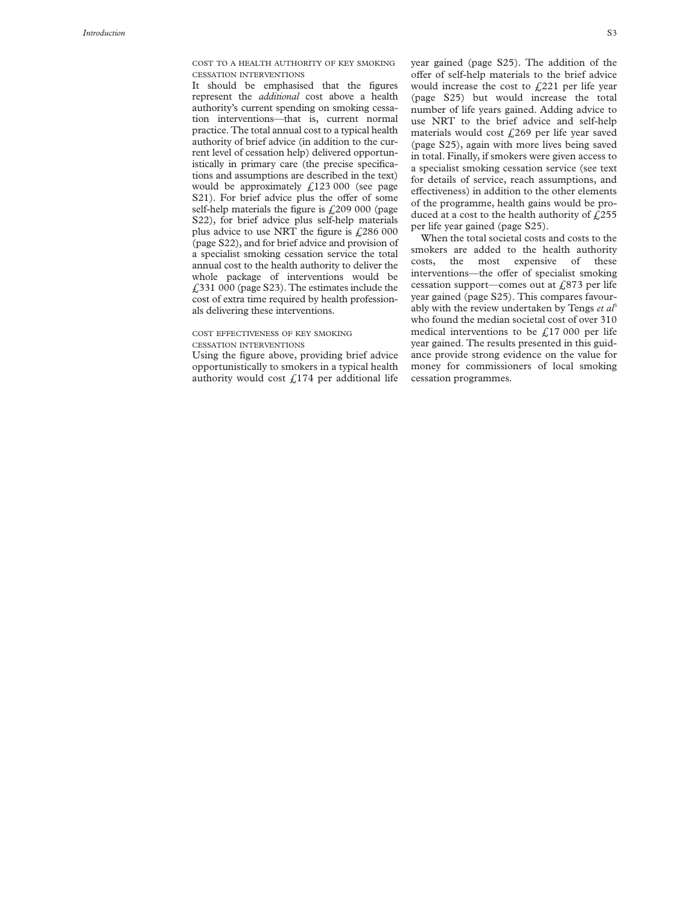### Cost to a health authority of key smoking cessation interventions

It should be emphasised that the figures represent the *additional* cost above a health authority's current spending on smoking cessation interventions—that is, current normal practice. The total annual cost to a typical health authority of brief advice (in addition to the current level of cessation help) delivered opportunistically in primary care (the precise specifications and assumptions are described in the text) would be approximately £123 000 (see page S21). For brief advice plus the offer of some self-help materials the figure is £209 000 (page S22), for brief advice plus self-help materials plus advice to use NRT the figure is £286 000 (page S22), and for brief advice and provision of a specialist smoking cessation service the total annual cost to the health authority to deliver the whole package of interventions would be £331 000 (page S23). The estimates include the cost of extra time required by health professionals delivering these interventions.

### Cost effectiveness of key smoking cessation interventions

Using the figure above, providing brief advice opportunistically to smokers in a typical health authority would cost £174 per additional life year gained (page S25). The addition of the offer of self-help materials to the brief advice would increase the cost to £221 per life year (page S25) but would increase the total number of life years gained. Adding advice to use NRT to the brief advice and self-help materials would cost £269 per life year saved (page S25), again with more lives being saved in total. Finally, if smokers were given access to a specialist smoking cessation service (see text for details of service, reach assumptions, and effectiveness) in addition to the other elements of the programme, health gains would be produced at a cost to the health authority of £255 per life year gained (page S25).

When the total societal costs and costs to the smokers are added to the health authority costs, the most expensive of these interventions—the offer of specialist smoking cessation support—comes out at £873 per life year gained (page S25). This compares favourably with the review undertaken by Tengs *et al*[5] who found the median societal cost of over 310 medical interventions to be £17 000 per life year gained. The results presented in this guidance provide strong evidence on the value for money for commissioners of local smoking cessation programmes.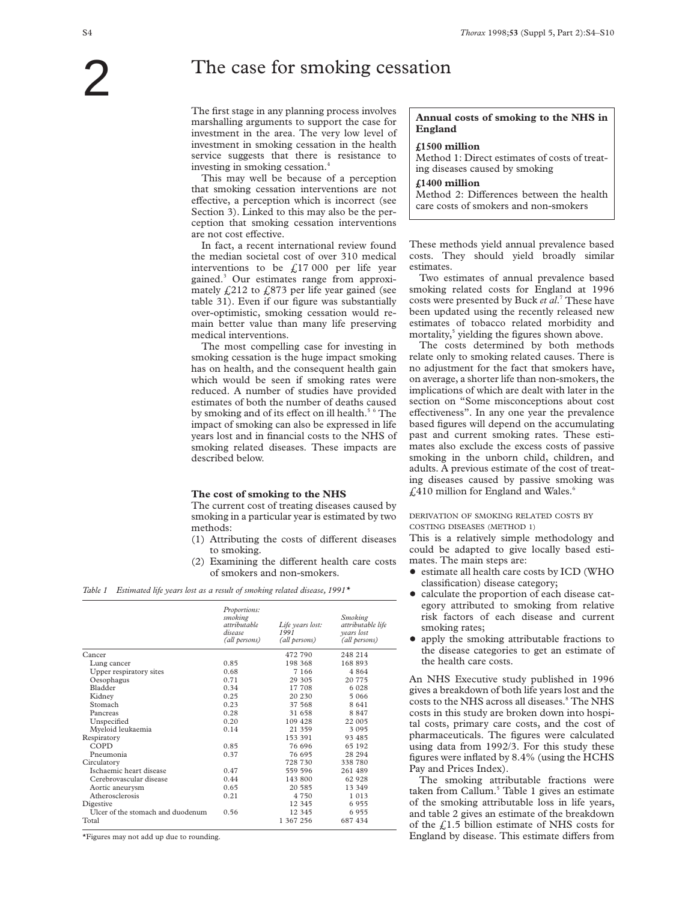// 2

# The case for smoking cessation

The first stage in any planning process involves marshalling arguments to support the case for investment in the area. The very low level of investment in smoking cessation in the health service suggests that there is resistance to investing in smoking cessation.[4]

This may well be because of a perception that smoking cessation interventions are not effective, a perception which is incorrect (see Section 3). Linked to this may also be the perception that smoking cessation interventions are not cost effective.

In fact, a recent international review found the median societal cost of over 310 medical interventions to be £17 000 per life year gained.[3] Our estimates range from approximately £212 to £873 per life year gained (see table 31). Even if our figure was substantially over-optimistic, smoking cessation would remain better value than many life preserving medical interventions.

The most compelling case for investing in smoking cessation is the huge impact smoking has on health, and the consequent health gain which would be seen if smoking rates were reduced. A number of studies have provided estimates of both the number of deaths caused by smoking and of its effect on ill health.[5,6] The impact of smoking can also be expressed in life years lost and in financial costs to the NHS of smoking related diseases. These impacts are described below.

## The cost of smoking to the NHS

The current cost of treating diseases caused by smoking in a particular year is estimated by two methods:

(1) Attributing the costs of different diseases to smoking.
(2) Examining the different health care costs of smokers and non-smokers.

*Table 1 Estimated life years lost as a result of smoking related disease, 1991\**

| | *Proportions: smoking attributable disease (all persons)* | *Life years lost: 1991 (all persons)* | *Smoking attributable life years lost (all persons)* |
|---|---|---|---|
| Cancer | | 472 790 | 248 214 |
| Lung cancer | 0.85 | 198 368 | 168 893 |
| Upper respiratory sites | 0.68 | 7 166 | 4 864 |
| Oesophagus | 0.71 | 29 305 | 20 775 |
| Bladder | 0.34 | 17 708 | 6 028 |
| Kidney | 0.25 | 20 230 | 5 066 |
| Stomach | 0.23 | 37 568 | 8 641 |
| Pancreas | 0.28 | 31 658 | 8 847 |
| Unspecified | 0.20 | 109 428 | 22 005 |
| Myeloid leukaemia | 0.14 | 21 359 | 3 095 |
| Respiratory | | 153 391 | 93 485 |
| COPD | 0.85 | 76 696 | 65 192 |
| Pneumonia | 0.37 | 76 695 | 28 294 |
| Circulatory | | 728 730 | 338 780 |
| Ischaemic heart disease | 0.47 | 559 596 | 261 489 |
| Cerebrovascular disease | 0.44 | 143 800 | 62 928 |
| Aortic aneurysm | 0.65 | 20 585 | 13 349 |
| Atherosclerosis | 0.21 | 4 750 | 1 013 |
| Digestive | | 12 345 | 6 955 |
| Ulcer of the stomach and duodenum | 0.56 | 12 345 | 6 955 |
| Total | | 1 367 256 | 687 434 |

\*Figures may not add up due to rounding.

> **Annual costs of smoking to the NHS in England**
>
> **£1500 million**
> Method 1: Direct estimates of costs of treating diseases caused by smoking
>
> **£1400 million**
> Method 2: Differences between the health care costs of smokers and non-smokers

These methods yield annual prevalence based costs. They should yield broadly similar estimates.

Two estimates of annual prevalence based smoking related costs for England at 1996 costs were presented by Buck *et al*.[7] These have been updated using the recently released new estimates of tobacco related morbidity and mortality,[5] yielding the figures shown above.

The costs determined by both methods relate only to smoking related causes. There is no adjustment for the fact that smokers have, on average, a shorter life than non-smokers, the implications of which are dealt with later in the section on "Some misconceptions about cost effectiveness". In any one year the prevalence based figures will depend on the accumulating past and current smoking rates. These estimates also exclude the excess costs of passive smoking in the unborn child, children, and adults. A previous estimate of the cost of treating diseases caused by passive smoking was £410 million for England and Wales.[6]

### DERIVATION OF SMOKING RELATED COSTS BY COSTING DISEASES (METHOD 1)

This is a relatively simple methodology and could be adapted to give locally based estimates. The main steps are:

- estimate all health care costs by ICD (WHO classification) disease category;
- calculate the proportion of each disease category attributed to smoking from relative risk factors of each disease and current smoking rates;
- apply the smoking attributable fractions to the disease categories to get an estimate of the health care costs.

An NHS Executive study published in 1996 gives a breakdown of both life years lost and the costs to the NHS across all diseases.[8] The NHS costs in this study are broken down into hospital costs, primary care costs, and the cost of pharmaceuticals. The figures were calculated using data from 1992/3. For this study these figures were inflated by 8.4% (using the HCHS Pay and Prices Index).

The smoking attributable fractions were taken from Callum.[5] Table 1 gives an estimate of the smoking attributable loss in life years, and table 2 gives an estimate of the breakdown of the £1.5 billion estimate of NHS costs for England by disease. This estimate differs from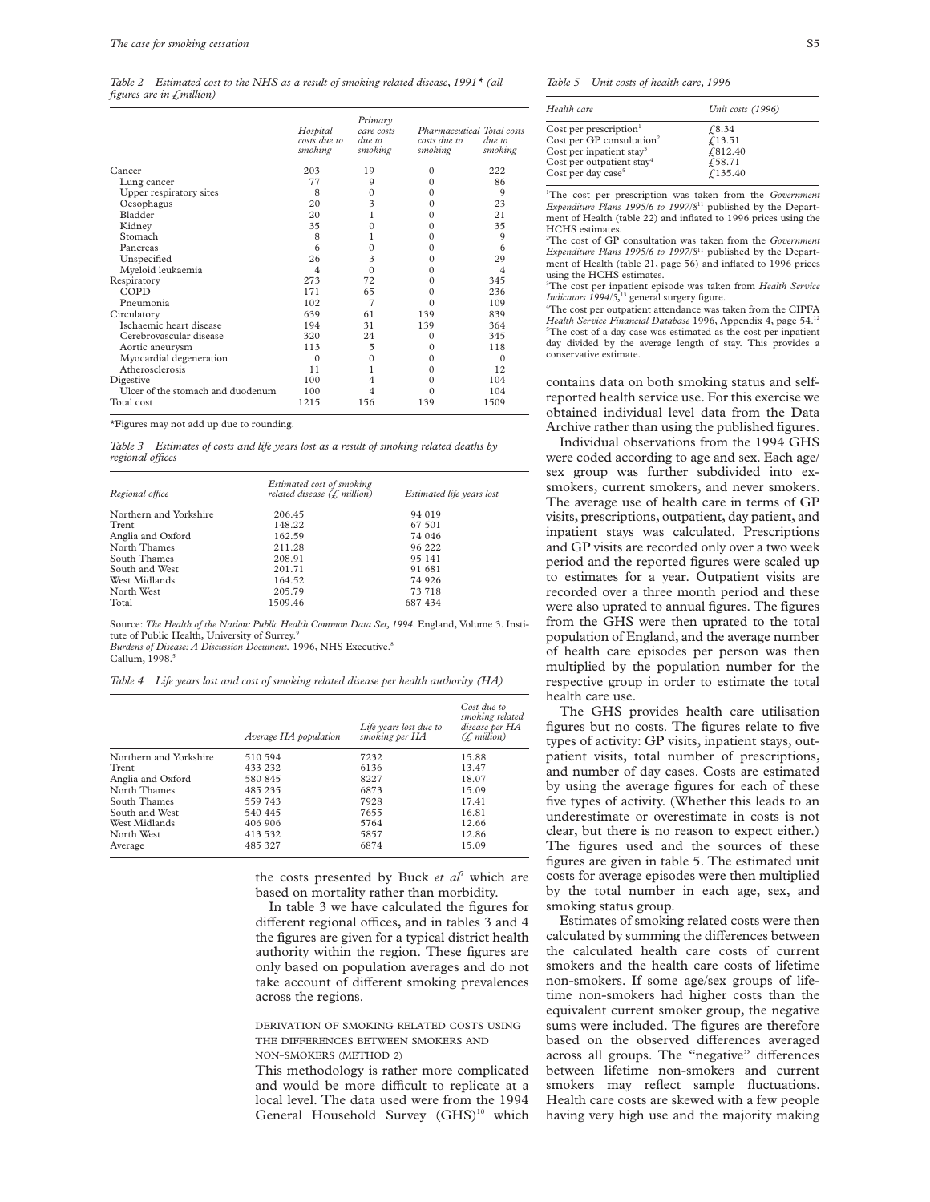*Table 2 Estimated cost to the NHS as a result of smoking related disease, 1991\* (all figures are in £million)*

| | Hospital costs due to smoking | Primary care costs due to smoking | Pharmaceutical costs due to smoking | Total costs due to smoking |
|---|---|---|---|---|
| Cancer | 203 | 19 | 0 | 222 |
| Lung cancer | 77 | 9 | 0 | 86 |
| Upper respiratory sites | 8 | 0 | 0 | 9 |
| Oesophagus | 20 | 3 | 0 | 23 |
| Bladder | 20 | 1 | 0 | 21 |
| Kidney | 35 | 0 | 0 | 35 |
| Stomach | 8 | 1 | 0 | 9 |
| Pancreas | 6 | 0 | 0 | 6 |
| Unspecified | 26 | 3 | 0 | 29 |
| Myeloid leukaemia | 4 | 0 | 0 | 4 |
| Respiratory | 273 | 72 | 0 | 345 |
| COPD | 171 | 65 | 0 | 236 |
| Pneumonia | 102 | 7 | 0 | 109 |
| Circulatory | 639 | 61 | 139 | 839 |
| Ischaemic heart disease | 194 | 31 | 139 | 364 |
| Cerebrovascular disease | 320 | 24 | 0 | 345 |
| Aortic aneurysm | 113 | 5 | 0 | 118 |
| Myocardial degeneration | 0 | 0 | 0 | 0 |
| Atherosclerosis | 11 | 1 | 0 | 12 |
| Digestive | 100 | 4 | 0 | 104 |
| Ulcer of the stomach and duodenum | 100 | 4 | 0 | 104 |
| Total cost | 1215 | 156 | 139 | 1509 |

\*Figures may not add up due to rounding.

*Table 3 Estimates of costs and life years lost as a result of smoking related deaths by regional offices*

| Regional office | Estimated cost of smoking related disease (£ million) | Estimated life years lost |
|---|---|---|
| Northern and Yorkshire | 206.45 | 94 019 |
| Trent | 148.22 | 67 501 |
| Anglia and Oxford | 162.59 | 74 046 |
| North Thames | 211.28 | 96 222 |
| South Thames | 208.91 | 95 141 |
| South and West | 201.71 | 91 681 |
| West Midlands | 164.52 | 74 926 |
| North West | 205.79 | 73 718 |
| Total | 1509.46 | 687 434 |

Source: *The Health of the Nation: Public Health Common Data Set, 1994*. England, Volume 3. Institute of Public Health, University of Surrey.[9]
*Burdens of Disease: A Discussion Document.* 1996, NHS Executive.[8]
Callum, 1998.[5]

*Table 4 Life years lost and cost of smoking related disease per health authority (HA)*

| | Average HA population | Life years lost due to smoking per HA | Cost due to smoking related disease per HA (£ million) |
|---|---|---|---|
| Northern and Yorkshire | 510 594 | 7232 | 15.88 |
| Trent | 433 232 | 6136 | 13.47 |
| Anglia and Oxford | 580 845 | 8227 | 18.07 |
| North Thames | 485 235 | 6873 | 15.09 |
| South Thames | 559 743 | 7928 | 17.41 |
| South and West | 540 445 | 7655 | 16.81 |
| West Midlands | 406 906 | 5764 | 12.66 |
| North West | 413 532 | 5857 | 12.86 |
| Average | 485 327 | 6874 | 15.09 |

the costs presented by Buck *et al*[7] which are based on mortality rather than morbidity.

In table 3 we have calculated the figures for different regional offices, and in tables 3 and 4 the figures are given for a typical district health authority within the region. These figures are only based on population averages and do not take account of different smoking prevalences across the regions.

### DERIVATION OF SMOKING RELATED COSTS USING THE DIFFERENCES BETWEEN SMOKERS AND NON-SMOKERS (METHOD 2)

This methodology is rather more complicated and would be more difficult to replicate at a local level. The data used were from the 1994 General Household Survey (GHS)[10] which contains data on both smoking status and self-reported health service use. For this exercise we obtained individual level data from the Data Archive rather than using the published figures.

Individual observations from the 1994 GHS were coded according to age and sex. Each age/sex group was further subdivided into ex-smokers, current smokers, and never smokers. The average use of health care in terms of GP visits, prescriptions, outpatient, day patient, and inpatient stays was calculated. Prescriptions and GP visits are recorded only over a two week period and the reported figures were scaled up to estimates for a year. Outpatient visits are recorded over a three month period and these were also uprated to annual figures. The figures from the GHS were then uprated to the total population of England, and the average number of health care episodes per person was then multiplied by the population number for the respective group in order to estimate the total health care use.

The GHS provides health care utilisation figures but no costs. The figures relate to five types of activity: GP visits, inpatient stays, outpatient visits, total number of prescriptions, and number of day cases. Costs are estimated by using the average figures for each of these five types of activity. (Whether this leads to an underestimate or overestimate in costs is not clear, but there is no reason to expect either.) The figures used and the sources of these figures are given in table 5. The estimated unit costs for average episodes were then multiplied by the total number in each age, sex, and smoking status group.

Estimates of smoking related costs were then calculated by summing the differences between the calculated health care costs of current smokers and the health care costs of lifetime non-smokers. If some age/sex groups of lifetime non-smokers had higher costs than the equivalent current smoker group, the negative sums were included. The figures are therefore based on the observed differences averaged across all groups. The "negative" differences between lifetime non-smokers and current smokers may reflect sample fluctuations. Health care costs are skewed with a few people having very high use and the majority making

*Table 5 Unit costs of health care, 1996*

| Health care | Unit costs (1996) |
|---|---|
| Cost per prescription[1] | £8.34 |
| Cost per GP consultation[2] | £13.51 |
| Cost per inpatient stay[3] | £812.40 |
| Cost per outpatient stay[4] | £58.71 |
| Cost per day case[5] | £135.40 |

[1]The cost per prescription was taken from the *Government Expenditure Plans 1995/6 to 1997/8*[11] published by the Department of Health (table 22) and inflated to 1996 prices using the HCHS estimates.
[2]The cost of GP consultation was taken from the *Government Expenditure Plans 1995/6 to 1997/8*[11] published by the Department of Health (table 21, page 56) and inflated to 1996 prices using the HCHS estimates.
[3]The cost per inpatient episode was taken from *Health Service Indicators 1994/5*,[13] general surgery figure.
[4]The cost per outpatient attendance was taken from the CIPFA *Health Service Financial Database* 1996, Appendix 4, page 54.[12]
[5]The cost of a day case was estimated as the cost per inpatient day divided by the average length of stay. This provides a conservative estimate.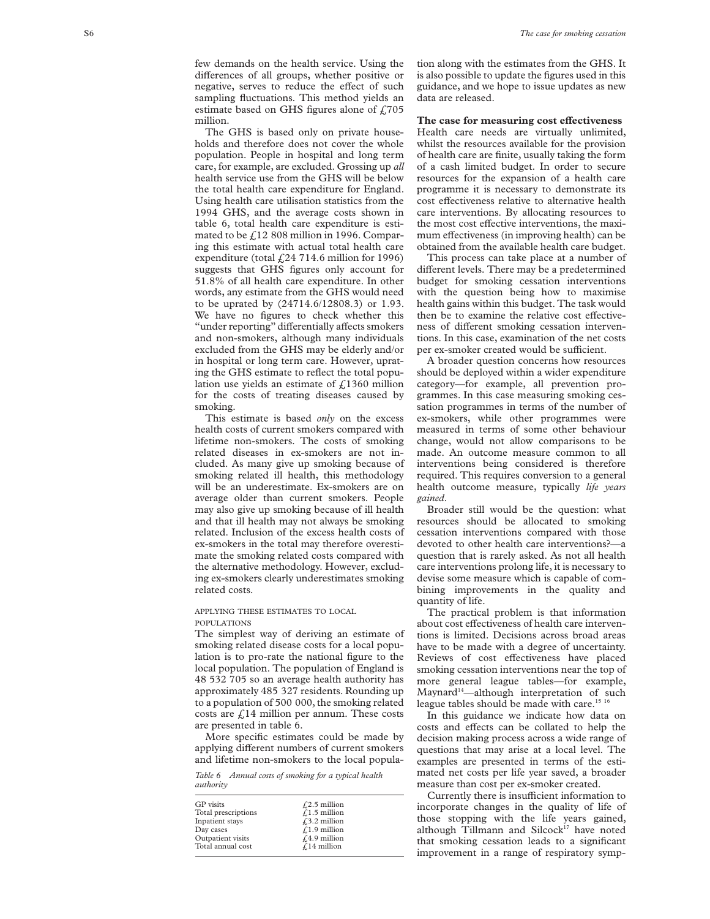few demands on the health service. Using the differences of all groups, whether positive or negative, serves to reduce the effect of such sampling fluctuations. This method yields an estimate based on GHS figures alone of £705 million.

The GHS is based only on private households and therefore does not cover the whole population. People in hospital and long term care, for example, are excluded. Grossing up *all* health service use from the GHS will be below the total health care expenditure for England. Using health care utilisation statistics from the 1994 GHS, and the average costs shown in table 6, total health care expenditure is estimated to be £12 808 million in 1996. Comparing this estimate with actual total health care expenditure (total £24 714.6 million for 1996) suggests that GHS figures only account for 51.8% of all health care expenditure. In other words, any estimate from the GHS would need to be uprated by (24714.6/12808.3) or 1.93. We have no figures to check whether this "under reporting" differentially affects smokers and non-smokers, although many individuals excluded from the GHS may be elderly and/or in hospital or long term care. However, uprating the GHS estimate to reflect the total population use yields an estimate of £1360 million for the costs of treating diseases caused by smoking.

This estimate is based *only* on the excess health costs of current smokers compared with lifetime non-smokers. The costs of smoking related diseases in ex-smokers are not included. As many give up smoking because of smoking related ill health, this methodology will be an underestimate. Ex-smokers are on average older than current smokers. People may also give up smoking because of ill health and that ill health may not always be smoking related. Inclusion of the excess health costs of ex-smokers in the total may therefore overestimate the smoking related costs compared with the alternative methodology. However, excluding ex-smokers clearly underestimates smoking related costs.

#### APPLYING THESE ESTIMATES TO LOCAL POPULATIONS

The simplest way of deriving an estimate of smoking related disease costs for a local population is to pro-rate the national figure to the local population. The population of England is 48 532 705 so an average health authority has approximately 485 327 residents. Rounding up to a population of 500 000, the smoking related costs are £14 million per annum. These costs are presented in table 6.

More specific estimates could be made by applying different numbers of current smokers and lifetime non-smokers to the local population along with the estimates from the GHS. It is also possible to update the figures used in this guidance, and we hope to issue updates as new data are released.

*Table 6 Annual costs of smoking for a typical health authority*

| | |
|---|---|
| GP visits | £2.5 million |
| Total prescriptions | £1.5 million |
| Inpatient stays | £3.2 million |
| Day cases | £1.9 million |
| Outpatient visits | £4.9 million |
| Total annual cost | £14 million |

### The case for measuring cost effectiveness

Health care needs are virtually unlimited, whilst the resources available for the provision of health care are finite, usually taking the form of a cash limited budget. In order to secure resources for the expansion of a health care programme it is necessary to demonstrate its cost effectiveness relative to alternative health care interventions. By allocating resources to the most cost effective interventions, the maximum effectiveness (in improving health) can be obtained from the available health care budget.

This process can take place at a number of different levels. There may be a predetermined budget for smoking cessation interventions with the question being how to maximise health gains within this budget. The task would then be to examine the relative cost effectiveness of different smoking cessation interventions. In this case, examination of the net costs per ex-smoker created would be sufficient.

A broader question concerns how resources should be deployed within a wider expenditure category—for example, all prevention programmes. In this case measuring smoking cessation programmes in terms of the number of ex-smokers, while other programmes were measured in terms of some other behaviour change, would not allow comparisons to be made. An outcome measure common to all interventions being considered is therefore required. This requires conversion to a general health outcome measure, typically *life years gained*.

Broader still would be the question: what resources should be allocated to smoking cessation interventions compared with those devoted to other health care interventions?—a question that is rarely asked. As not all health care interventions prolong life, it is necessary to devise some measure which is capable of combining improvements in the quality and quantity of life.

The practical problem is that information about cost effectiveness of health care interventions is limited. Decisions across broad areas have to be made with a degree of uncertainty. Reviews of cost effectiveness have placed smoking cessation interventions near the top of more general league tables—for example, Maynard[14]—although interpretation of such league tables should be made with care.[15 16]

In this guidance we indicate how data on costs and effects can be collated to help the decision making process across a wide range of questions that may arise at a local level. The examples are presented in terms of the estimated net costs per life year saved, a broader measure than cost per ex-smoker created.

Currently there is insufficient information to incorporate changes in the quality of life of those stopping with the life years gained, although Tillmann and Silcock[17] have noted that smoking cessation leads to a significant improvement in a range of respiratory symp-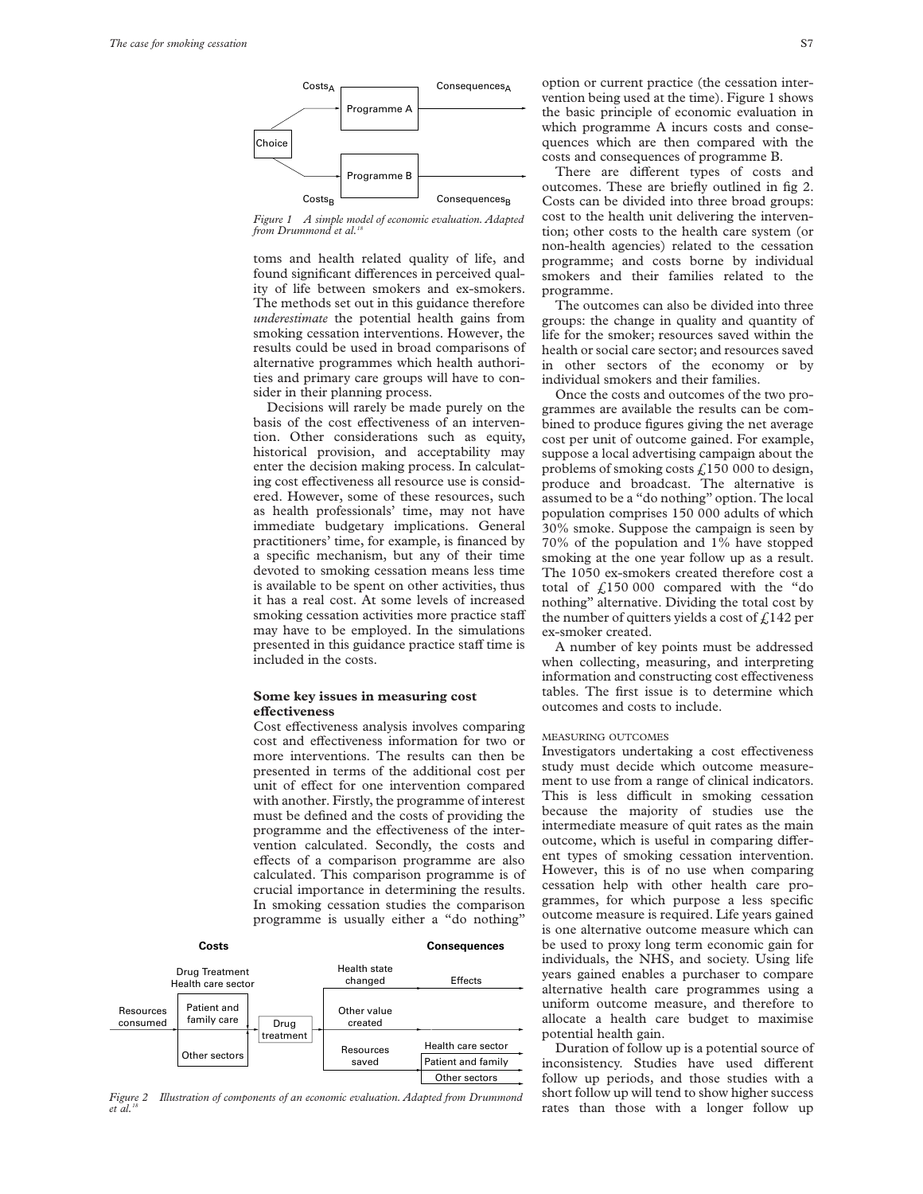Figure 1 A simple model of economic evaluation. Adapted from Drummond et al.[18]

toms and health related quality of life, and found significant differences in perceived quality of life between smokers and ex-smokers. The methods set out in this guidance therefore *underestimate* the potential health gains from smoking cessation interventions. However, the results could be used in broad comparisons of alternative programmes which health authorities and primary care groups will have to consider in their planning process.

Decisions will rarely be made purely on the basis of the cost effectiveness of an intervention. Other considerations such as equity, historical provision, and acceptability may enter the decision making process. In calculating cost effectiveness all resource use is considered. However, some of these resources, such as health professionals' time, may not have immediate budgetary implications. General practitioners' time, for example, is financed by a specific mechanism, but any of their time devoted to smoking cessation means less time is available to be spent on other activities, thus it has a real cost. At some levels of increased smoking cessation activities more practice staff may have to be employed. In the simulations presented in this guidance practice staff time is included in the costs.

## Some key issues in measuring cost effectiveness

Cost effectiveness analysis involves comparing cost and effectiveness information for two or more interventions. The results can then be presented in terms of the additional cost per unit of effect for one intervention compared with another. Firstly, the programme of interest must be defined and the costs of providing the programme and the effectiveness of the intervention calculated. Secondly, the costs and effects of a comparison programme are also calculated. This comparison programme is of crucial importance in determining the results. In smoking cessation studies the comparison programme is usually either a "do nothing" option or current practice (the cessation intervention being used at the time). Figure 1 shows the basic principle of economic evaluation in which programme A incurs costs and consequences which are then compared with the costs and consequences of programme B.

Figure 2 Illustration of components of an economic evaluation. Adapted from Drummond et al.[18]

There are different types of costs and outcomes. These are briefly outlined in fig 2. Costs can be divided into three broad groups: cost to the health unit delivering the intervention; other costs to the health care system (or non-health agencies) related to the cessation programme; and costs borne by individual smokers and their families related to the programme.

The outcomes can also be divided into three groups: the change in quality and quantity of life for the smoker; resources saved within the health or social care sector; and resources saved in other sectors of the economy or by individual smokers and their families.

Once the costs and outcomes of the two programmes are available the results can be combined to produce figures giving the net average cost per unit of outcome gained. For example, suppose a local advertising campaign about the problems of smoking costs £150 000 to design, produce and broadcast. The alternative is assumed to be a "do nothing" option. The local population comprises 150 000 adults of which 30% smoke. Suppose the campaign is seen by 70% of the population and 1% have stopped smoking at the one year follow up as a result. The 1050 ex-smokers created therefore cost a total of £150 000 compared with the "do nothing" alternative. Dividing the total cost by the number of quitters yields a cost of £142 per ex-smoker created.

A number of key points must be addressed when collecting, measuring, and interpreting information and constructing cost effectiveness tables. The first issue is to determine which outcomes and costs to include.

### MEASURING OUTCOMES

Investigators undertaking a cost effectiveness study must decide which outcome measurement to use from a range of clinical indicators. This is less difficult in smoking cessation because the majority of studies use the intermediate measure of quit rates as the main outcome, which is useful in comparing different types of smoking cessation intervention. However, this is of no use when comparing cessation help with other health care programmes, for which purpose a less specific outcome measure is required. Life years gained is one alternative outcome measure which can be used to proxy long term economic gain for individuals, the NHS, and society. Using life years gained enables a purchaser to compare alternative health care programmes using a uniform outcome measure, and therefore to allocate a health care budget to maximise potential health gain.

Duration of follow up is a potential source of inconsistency. Studies have used different follow up periods, and those studies with a short follow up will tend to show higher success rates than those with a longer follow up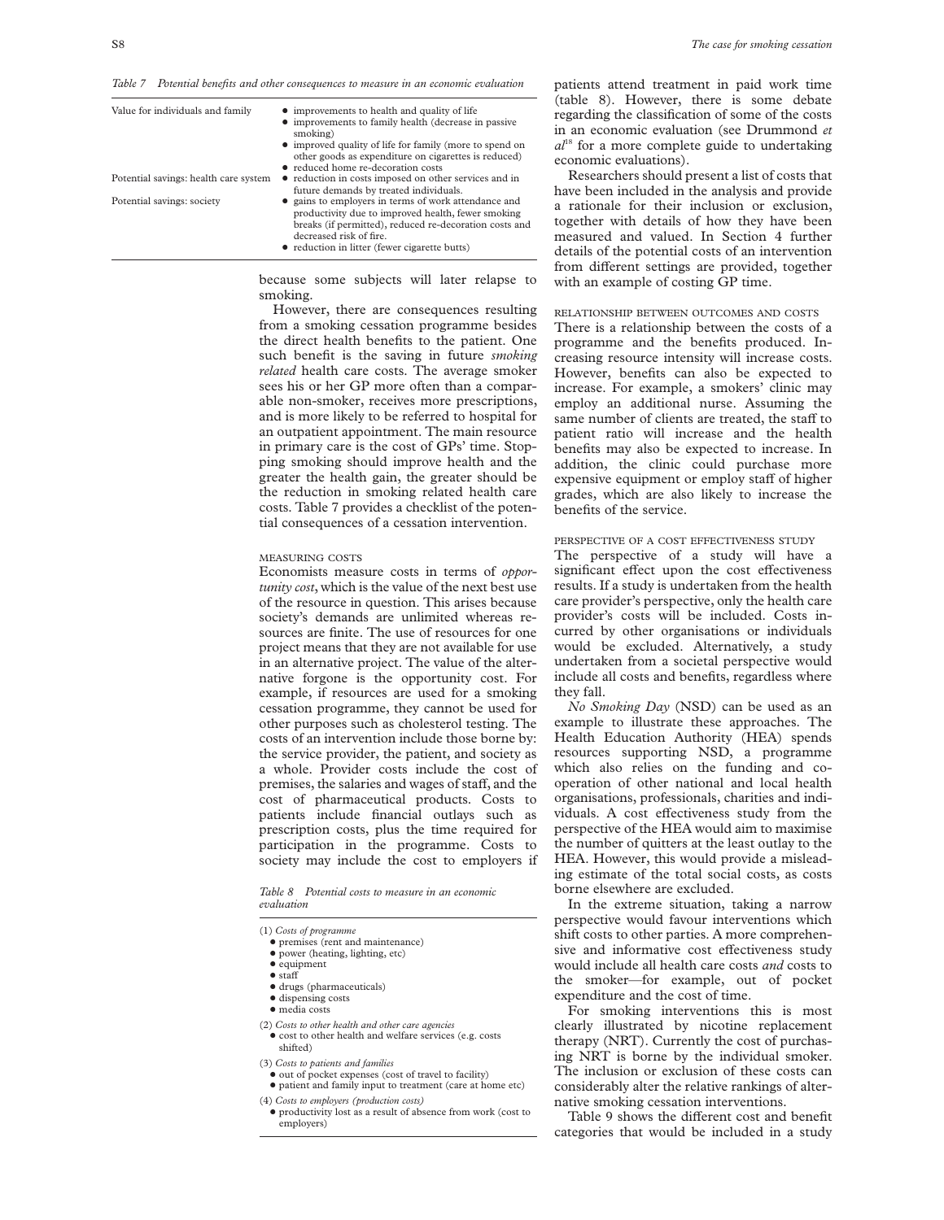*Table 7 Potential benefits and other consequences to measure in an economic evaluation*

| | |
|---|---|
| Value for individuals and family | • improvements to health and quality of life<br>• improvements to family health (decrease in passive smoking)<br>• improved quality of life for family (more to spend on other goods as expenditure on cigarettes is reduced)<br>• reduced home re-decoration costs |
| Potential savings: health care system | • reduction in costs imposed on other services and in future demands by treated individuals. |
| Potential savings: society | • gains to employers in terms of work attendance and productivity due to improved health, fewer smoking breaks (if permitted), reduced re-decoration costs and decreased risk of fire.<br>• reduction in litter (fewer cigarette butts) |

because some subjects will later relapse to smoking.

However, there are consequences resulting from a smoking cessation programme besides the direct health benefits to the patient. One such benefit is the saving in future *smoking related* health care costs. The average smoker sees his or her GP more often than a comparable non-smoker, receives more prescriptions, and is more likely to be referred to hospital for an outpatient appointment. The main resource in primary care is the cost of GPs' time. Stopping smoking should improve health and the greater the health gain, the greater should be the reduction in smoking related health care costs. Table 7 provides a checklist of the potential consequences of a cessation intervention.

### MEASURING COSTS

Economists measure costs in terms of *opportunity cost*, which is the value of the next best use of the resource in question. This arises because society's demands are unlimited whereas resources are finite. The use of resources for one project means that they are not available for use in an alternative project. The value of the alternative forgone is the opportunity cost. For example, if resources are used for a smoking cessation programme, they cannot be used for other purposes such as cholesterol testing. The costs of an intervention include those borne by: the service provider, the patient, and society as a whole. Provider costs include the cost of premises, the salaries and wages of staff, and the cost of pharmaceutical products. Costs to patients include financial outlays such as prescription costs, plus the time required for participation in the programme. Costs to society may include the cost to employers if patients attend treatment in paid work time (table 8). However, there is some debate regarding the classification of some of the costs in an economic evaluation (see Drummond *et al*[18] for a more complete guide to undertaking economic evaluations).

*Table 8 Potential costs to measure in an economic evaluation*

(1) *Costs of programme*
- premises (rent and maintenance)
- power (heating, lighting, etc)
- equipment
- staff
- drugs (pharmaceuticals)
- dispensing costs
- media costs

(2) *Costs to other health and other care agencies*
- cost to other health and welfare services (e.g. costs shifted)

(3) *Costs to patients and families*
- out of pocket expenses (cost of travel to facility)
- patient and family input to treatment (care at home etc)

(4) *Costs to employers (production costs)*
- productivity lost as a result of absence from work (cost to employers)

Researchers should present a list of costs that have been included in the analysis and provide a rationale for their inclusion or exclusion, together with details of how they have been measured and valued. In Section 4 further details of the potential costs of an intervention from different settings are provided, together with an example of costing GP time.

### RELATIONSHIP BETWEEN OUTCOMES AND COSTS

There is a relationship between the costs of a programme and the benefits produced. Increasing resource intensity will increase costs. However, benefits can also be expected to increase. For example, a smokers' clinic may employ an additional nurse. Assuming the same number of clients are treated, the staff to patient ratio will increase and the health benefits may also be expected to increase. In addition, the clinic could purchase more expensive equipment or employ staff of higher grades, which are also likely to increase the benefits of the service.

### PERSPECTIVE OF A COST EFFECTIVENESS STUDY

The perspective of a study will have a significant effect upon the cost effectiveness results. If a study is undertaken from the health care provider's perspective, only the health care provider's costs will be included. Costs incurred by other organisations or individuals would be excluded. Alternatively, a study undertaken from a societal perspective would include all costs and benefits, regardless where they fall.

*No Smoking Day* (NSD) can be used as an example to illustrate these approaches. The Health Education Authority (HEA) spends resources supporting NSD, a programme which also relies on the funding and cooperation of other national and local health organisations, professionals, charities and individuals. A cost effectiveness study from the perspective of the HEA would aim to maximise the number of quitters at the least outlay to the HEA. However, this would provide a misleading estimate of the total social costs, as costs borne elsewhere are excluded.

In the extreme situation, taking a narrow perspective would favour interventions which shift costs to other parties. A more comprehensive and informative cost effectiveness study would include all health care costs *and* costs to the smoker—for example, out of pocket expenditure and the cost of time.

For smoking interventions this is most clearly illustrated by nicotine replacement therapy (NRT). Currently the cost of purchasing NRT is borne by the individual smoker. The inclusion or exclusion of these costs can considerably alter the relative rankings of alternative smoking cessation interventions.

Table 9 shows the different cost and benefit categories that would be included in a study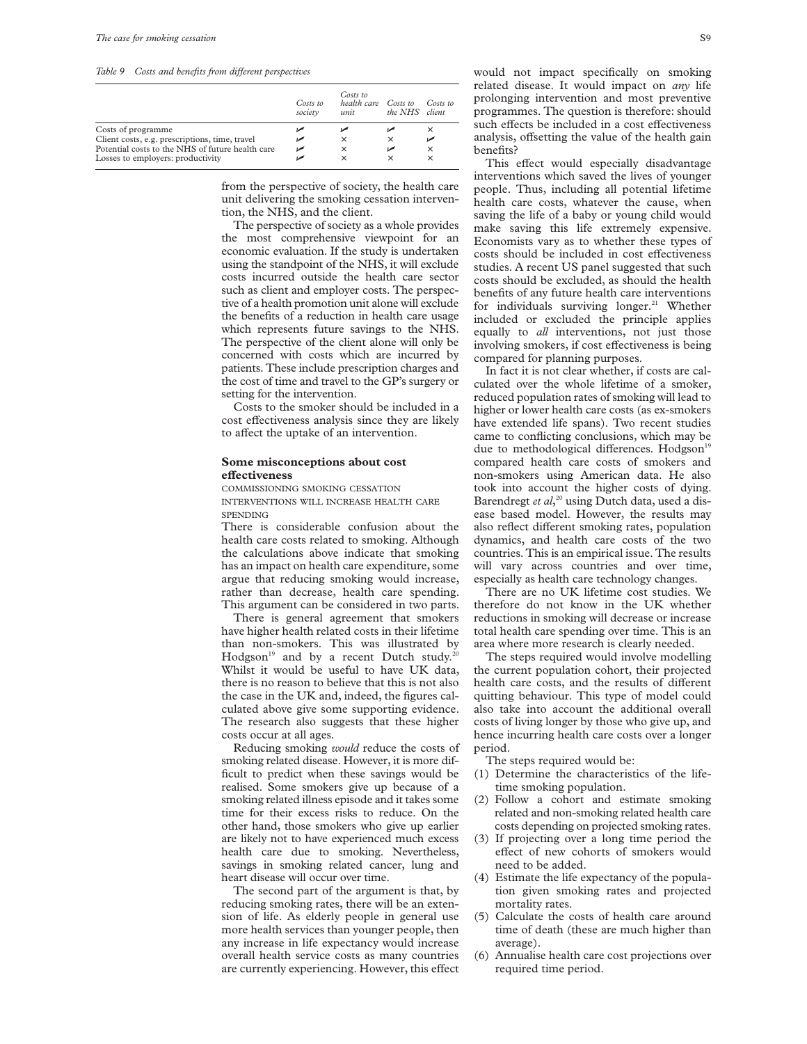*Table 9 Costs and benefits from different perspectives*

| | Costs to society | Costs to health care unit | Costs to the NHS | Costs to client |
|---|---|---|---|---|
| Costs of programme | ✓ | ✓ | ✓ | × |
| Client costs, e.g. prescriptions, time, travel | ✓ | × | × | ✓ |
| Potential costs to the NHS of future health care | ✓ | × | ✓ | × |
| Losses to employers: productivity | ✓ | × | × | × |

from the perspective of society, the health care unit delivering the smoking cessation intervention, the NHS, and the client.

The perspective of society as a whole provides the most comprehensive viewpoint for an economic evaluation. If the study is undertaken using the standpoint of the NHS, it will exclude costs incurred outside the health care sector such as client and employer costs. The perspective of a health promotion unit alone will exclude the benefits of a reduction in health care usage which represents future savings to the NHS. The perspective of the client alone will only be concerned with costs which are incurred by patients. These include prescription charges and the cost of time and travel to the GP's surgery or setting for the intervention.

Costs to the smoker should be included in a cost effectiveness analysis since they are likely to affect the uptake of an intervention.

## Some misconceptions about cost effectiveness

### COMMISSIONING SMOKING CESSATION INTERVENTIONS WILL INCREASE HEALTH CARE SPENDING

There is considerable confusion about the health care costs related to smoking. Although the calculations above indicate that smoking has an impact on health care expenditure, some argue that reducing smoking would increase, rather than decrease, health care spending. This argument can be considered in two parts.

There is general agreement that smokers have higher health related costs in their lifetime than non-smokers. This was illustrated by Hodgson[19] and by a recent Dutch study.[20] Whilst it would be useful to have UK data, there is no reason to believe that this is not also the case in the UK and, indeed, the figures calculated above give some supporting evidence. The research also suggests that these higher costs occur at all ages.

Reducing smoking *would* reduce the costs of smoking related disease. However, it is more difficult to predict when these savings would be realised. Some smokers give up because of a smoking related illness episode and it takes some time for their excess risks to reduce. On the other hand, those smokers who give up earlier are likely not to have experienced much excess health care due to smoking. Nevertheless, savings in smoking related cancer, lung and heart disease will occur over time.

The second part of the argument is that, by reducing smoking rates, there will be an extension of life. As elderly people in general use more health services than younger people, then any increase in life expectancy would increase overall health service costs as many countries are currently experiencing. However, this effect would not impact specifically on smoking related disease. It would impact on *any* life prolonging intervention and most preventive programmes. The question is therefore: should such effects be included in a cost effectiveness analysis, offsetting the value of the health gain benefits?

This effect would especially disadvantage interventions which saved the lives of younger people. Thus, including all potential lifetime health care costs, whatever the cause, when saving the life of a baby or young child would make saving this life extremely expensive. Economists vary as to whether these types of costs should be included in cost effectiveness studies. A recent US panel suggested that such costs should be excluded, as should the health benefits of any future health care interventions for individuals surviving longer.[21] Whether included or excluded the principle applies equally to *all* interventions, not just those involving smokers, if cost effectiveness is being compared for planning purposes.

In fact it is not clear whether, if costs are calculated over the whole lifetime of a smoker, reduced population rates of smoking will lead to higher or lower health care costs (as ex-smokers have extended life spans). Two recent studies came to conflicting conclusions, which may be due to methodological differences. Hodgson[19] compared health care costs of smokers and non-smokers using American data. He also took into account the higher costs of dying. Barendregt *et al*,[20] using Dutch data, used a disease based model. However, the results may also reflect different smoking rates, population dynamics, and health care costs of the two countries. This is an empirical issue. The results will vary across countries and over time, especially as health care technology changes.

There are no UK lifetime cost studies. We therefore do not know in the UK whether reductions in smoking will decrease or increase total health care spending over time. This is an area where more research is clearly needed.

The steps required would involve modelling the current population cohort, their projected health care costs, and the results of different quitting behaviour. This type of model could also take into account the additional overall costs of living longer by those who give up, and hence incurring health care costs over a longer period.

The steps required would be:

1. Determine the characteristics of the lifetime smoking population.
2. Follow a cohort and estimate smoking related and non-smoking related health care costs depending on projected smoking rates.
3. If projecting over a long time period the effect of new cohorts of smokers would need to be added.
4. Estimate the life expectancy of the population given smoking rates and projected mortality rates.
5. Calculate the costs of health care around time of death (these are much higher than average).
6. Annualise health care cost projections over required time period.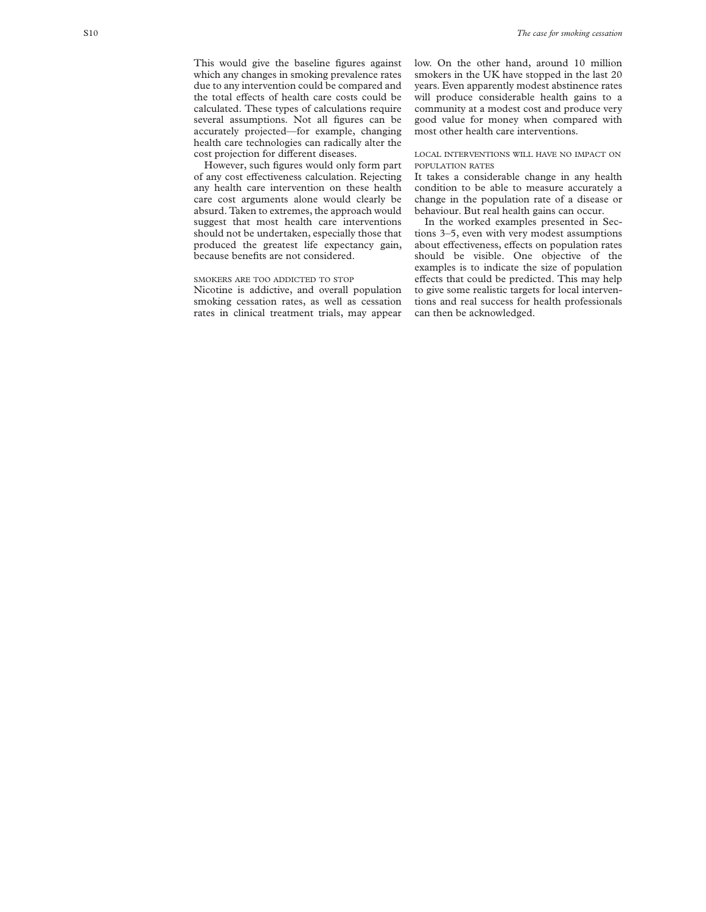This would give the baseline figures against which any changes in smoking prevalence rates due to any intervention could be compared and the total effects of health care costs could be calculated. These types of calculations require several assumptions. Not all figures can be accurately projected—for example, changing health care technologies can radically alter the cost projection for different diseases.

However, such figures would only form part of any cost effectiveness calculation. Rejecting any health care intervention on these health care cost arguments alone would clearly be absurd. Taken to extremes, the approach would suggest that most health care interventions should not be undertaken, especially those that produced the greatest life expectancy gain, because benefits are not considered.

### SMOKERS ARE TOO ADDICTED TO STOP

Nicotine is addictive, and overall population smoking cessation rates, as well as cessation rates in clinical treatment trials, may appear low. On the other hand, around 10 million smokers in the UK have stopped in the last 20 years. Even apparently modest abstinence rates will produce considerable health gains to a community at a modest cost and produce very good value for money when compared with most other health care interventions.

### LOCAL INTERVENTIONS WILL HAVE NO IMPACT ON POPULATION RATES

It takes a considerable change in any health condition to be able to measure accurately a change in the population rate of a disease or behaviour. But real health gains can occur.

In the worked examples presented in Sections 3–5, even with very modest assumptions about effectiveness, effects on population rates should be visible. One objective of the examples is to indicate the size of population effects that could be predicted. This may help to give some realistic targets for local interventions and real success for health professionals can then be acknowledged.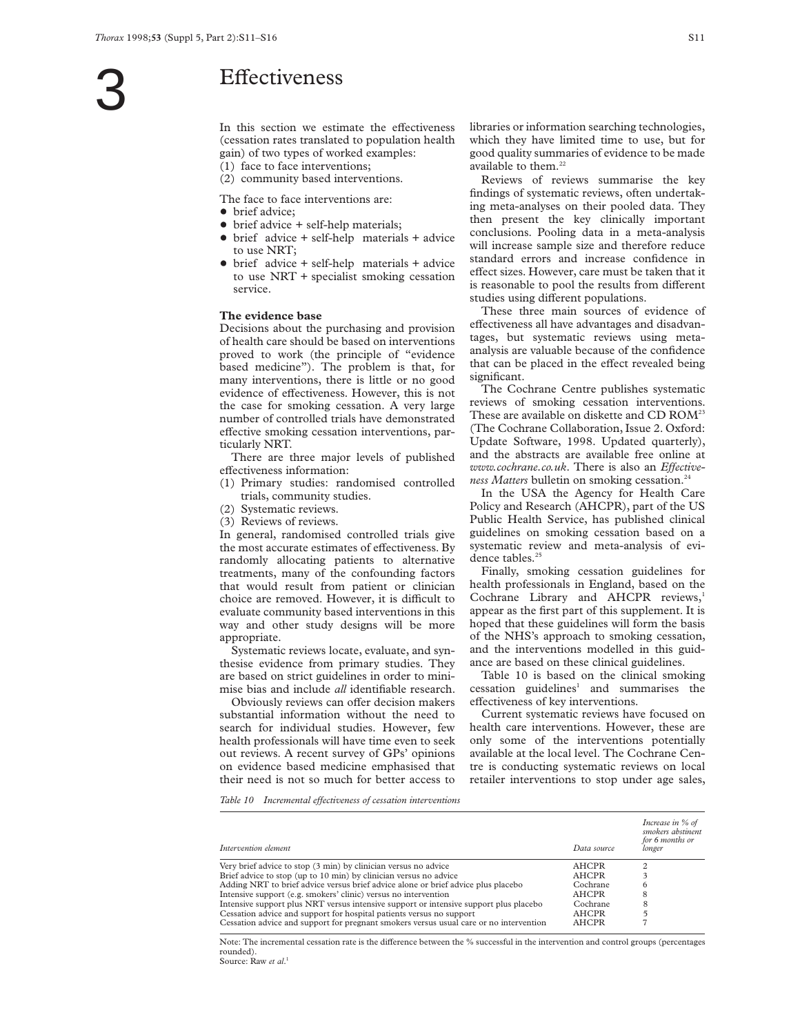# 3 Effectiveness

In this section we estimate the effectiveness (cessation rates translated to population health gain) of two types of worked examples:

(1) face to face interventions;
(2) community based interventions.

The face to face interventions are:

- brief advice;
- brief advice + self-help materials;
- brief advice + self-help materials + advice to use NRT;
- brief advice + self-help materials + advice to use NRT + specialist smoking cessation service.

**The evidence base**

Decisions about the purchasing and provision of health care should be based on interventions proved to work (the principle of "evidence based medicine"). The problem is that, for many interventions, there is little or no good evidence of effectiveness. However, this is not the case for smoking cessation. A very large number of controlled trials have demonstrated effective smoking cessation interventions, particularly NRT.

There are three major levels of published effectiveness information:

(1) Primary studies: randomised controlled trials, community studies.
(2) Systematic reviews.
(3) Reviews of reviews.

In general, randomised controlled trials give the most accurate estimates of effectiveness. By randomly allocating patients to alternative treatments, many of the confounding factors that would result from patient or clinician choice are removed. However, it is difficult to evaluate community based interventions in this way and other study designs will be more appropriate.

Systematic reviews locate, evaluate, and synthesise evidence from primary studies. They are based on strict guidelines in order to minimise bias and include *all* identifiable research.

Obviously reviews can offer decision makers substantial information without the need to search for individual studies. However, few health professionals will have time even to seek out reviews. A recent survey of GPs' opinions on evidence based medicine emphasised that their need is not so much for better access to libraries or information searching technologies, which they have limited time to use, but for good quality summaries of evidence to be made available to them.[22]

Reviews of reviews summarise the key findings of systematic reviews, often undertaking meta-analyses on their pooled data. They then present the key clinically important conclusions. Pooling data in a meta-analysis will increase sample size and therefore reduce standard errors and increase confidence in effect sizes. However, care must be taken that it is reasonable to pool the results from different studies using different populations.

These three main sources of evidence of effectiveness all have advantages and disadvantages, but systematic reviews using meta-analysis are valuable because of the confidence that can be placed in the effect revealed being significant.

The Cochrane Centre publishes systematic reviews of smoking cessation interventions. These are available on diskette and CD ROM[23] (The Cochrane Collaboration, Issue 2. Oxford: Update Software, 1998. Updated quarterly), and the abstracts are available free online at *www.cochrane.co.uk*. There is also an *Effectiveness Matters* bulletin on smoking cessation.[24]

In the USA the Agency for Health Care Policy and Research (AHCPR), part of the US Public Health Service, has published clinical guidelines on smoking cessation based on a systematic review and meta-analysis of evidence tables.[25]

Finally, smoking cessation guidelines for health professionals in England, based on the Cochrane Library and AHCPR reviews,[1] appear as the first part of this supplement. It is hoped that these guidelines will form the basis of the NHS's approach to smoking cessation, and the interventions modelled in this guidance are based on these clinical guidelines.

Table 10 is based on the clinical smoking cessation guidelines[1] and summarises the effectiveness of key interventions.

Current systematic reviews have focused on health care interventions. However, these are only some of the interventions potentially available at the local level. The Cochrane Centre is conducting systematic reviews on local retailer interventions to stop under age sales,

*Table 10 Incremental effectiveness of cessation interventions*

| *Intervention element* | *Data source* | *Increase in % of smokers abstinent for 6 months or longer* |
|---|---|---|
| Very brief advice to stop (3 min) by clinician versus no advice | AHCPR | 2 |
| Brief advice to stop (up to 10 min) by clinician versus no advice | AHCPR | 3 |
| Adding NRT to brief advice versus brief advice alone or brief advice plus placebo | Cochrane | 6 |
| Intensive support (e.g. smokers' clinic) versus no intervention | AHCPR | 8 |
| Intensive support plus NRT versus intensive support or intensive support plus placebo | Cochrane | 8 |
| Cessation advice and support for hospital patients versus no support | AHCPR | 5 |
| Cessation advice and support for pregnant smokers versus usual care or no intervention | AHCPR | 7 |

Note: The incremental cessation rate is the difference between the % successful in the intervention and control groups (percentages rounded).
Source: Raw *et al*.[1]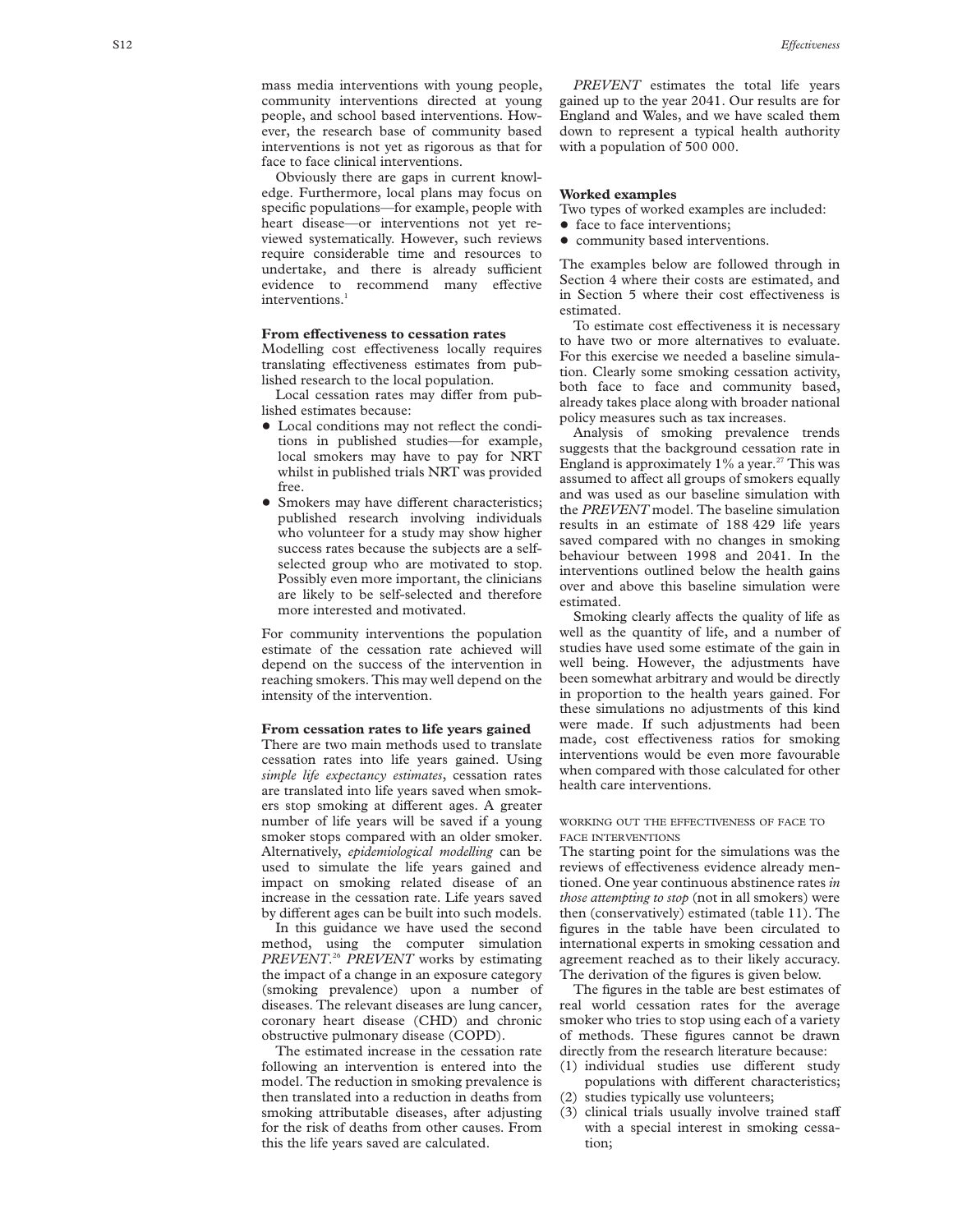mass media interventions with young people, community interventions directed at young people, and school based interventions. However, the research base of community based interventions is not yet as rigorous as that for face to face clinical interventions.

Obviously there are gaps in current knowledge. Furthermore, local plans may focus on specific populations—for example, people with heart disease—or interventions not yet reviewed systematically. However, such reviews require considerable time and resources to undertake, and there is already sufficient evidence to recommend many effective interventions.[1]

### From effectiveness to cessation rates

Modelling cost effectiveness locally requires translating effectiveness estimates from published research to the local population.

Local cessation rates may differ from published estimates because:

- Local conditions may not reflect the conditions in published studies—for example, local smokers may have to pay for NRT whilst in published trials NRT was provided free.
- Smokers may have different characteristics; published research involving individuals who volunteer for a study may show higher success rates because the subjects are a self-selected group who are motivated to stop. Possibly even more important, the clinicians are likely to be self-selected and therefore more interested and motivated.

For community interventions the population estimate of the cessation rate achieved will depend on the success of the intervention in reaching smokers. This may well depend on the intensity of the intervention.

### From cessation rates to life years gained

There are two main methods used to translate cessation rates into life years gained. Using *simple life expectancy estimates*, cessation rates are translated into life years saved when smokers stop smoking at different ages. A greater number of life years will be saved if a young smoker stops compared with an older smoker. Alternatively, *epidemiological modelling* can be used to simulate the life years gained and impact on smoking related disease of an increase in the cessation rate. Life years saved by different ages can be built into such models.

In this guidance we have used the second method, using the computer simulation *PREVENT*.[26] *PREVENT* works by estimating the impact of a change in an exposure category (smoking prevalence) upon a number of diseases. The relevant diseases are lung cancer, coronary heart disease (CHD) and chronic obstructive pulmonary disease (COPD).

The estimated increase in the cessation rate following an intervention is entered into the model. The reduction in smoking prevalence is then translated into a reduction in deaths from smoking attributable diseases, after adjusting for the risk of deaths from other causes. From this the life years saved are calculated.

*PREVENT* estimates the total life years gained up to the year 2041. Our results are for England and Wales, and we have scaled them down to represent a typical health authority with a population of 500 000.

### Worked examples

Two types of worked examples are included:

- face to face interventions;
- community based interventions.

The examples below are followed through in Section 4 where their costs are estimated, and in Section 5 where their cost effectiveness is estimated.

To estimate cost effectiveness it is necessary to have two or more alternatives to evaluate. For this exercise we needed a baseline simulation. Clearly some smoking cessation activity, both face to face and community based, already takes place along with broader national policy measures such as tax increases.

Analysis of smoking prevalence trends suggests that the background cessation rate in England is approximately 1% a year.[27] This was assumed to affect all groups of smokers equally and was used as our baseline simulation with the *PREVENT* model. The baseline simulation results in an estimate of 188 429 life years saved compared with no changes in smoking behaviour between 1998 and 2041. In the interventions outlined below the health gains over and above this baseline simulation were estimated.

Smoking clearly affects the quality of life as well as the quantity of life, and a number of studies have used some estimate of the gain in well being. However, the adjustments have been somewhat arbitrary and would be directly in proportion to the health years gained. For these simulations no adjustments of this kind were made. If such adjustments had been made, cost effectiveness ratios for smoking interventions would be even more favourable when compared with those calculated for other health care interventions.

#### WORKING OUT THE EFFECTIVENESS OF FACE TO FACE INTERVENTIONS

The starting point for the simulations was the reviews of effectiveness evidence already mentioned. One year continuous abstinence rates *in those attempting to stop* (not in all smokers) were then (conservatively) estimated (table 11). The figures in the table have been circulated to international experts in smoking cessation and agreement reached as to their likely accuracy. The derivation of the figures is given below.

The figures in the table are best estimates of real world cessation rates for the average smoker who tries to stop using each of a variety of methods. These figures cannot be drawn directly from the research literature because:

(1) individual studies use different study populations with different characteristics;
(2) studies typically use volunteers;
(3) clinical trials usually involve trained staff with a special interest in smoking cessation;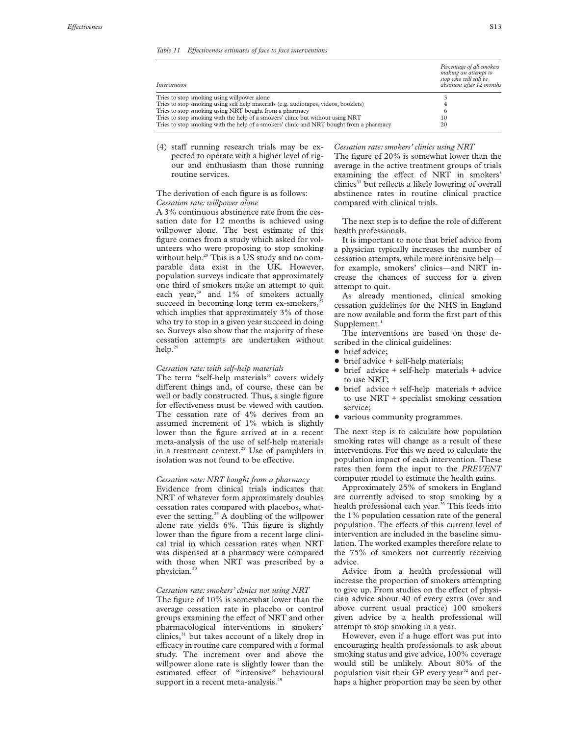*Table 11 Effectiveness estimates of face to face interventions*

| Intervention | Percentage of all smokers making an attempt to stop who will still be abstinent after 12 months |
|---|---|
| Tries to stop smoking using willpower alone | 3 |
| Tries to stop smoking using self help materials (e.g. audiotapes, videos, booklets) | 4 |
| Tries to stop smoking using NRT bought from a pharmacy | 6 |
| Tries to stop smoking with the help of a smokers' clinic but without using NRT | 10 |
| Tries to stop smoking with the help of a smokers' clinic and NRT bought from a pharmacy | 20 |

(4) staff running research trials may be expected to operate with a higher level of rigour and enthusiasm than those running routine services.

The derivation of each figure is as follows:

*Cessation rate: willpower alone*

A 3% continuous abstinence rate from the cessation date for 12 months is achieved using willpower alone. The best estimate of this figure comes from a study which asked for volunteers who were proposing to stop smoking without help.[28] This is a US study and no comparable data exist in the UK. However, population surveys indicate that approximately one third of smokers make an attempt to quit each year,[29] and 1% of smokers actually succeed in becoming long term ex-smokers,[27] which implies that approximately 3% of those who try to stop in a given year succeed in doing so. Surveys also show that the majority of these cessation attempts are undertaken without help.[29]

*Cessation rate: with self-help materials*

The term "self-help materials" covers widely different things and, of course, these can be well or badly constructed. Thus, a single figure for effectiveness must be viewed with caution. The cessation rate of 4% derives from an assumed increment of 1% which is slightly lower than the figure arrived at in a recent meta-analysis of the use of self-help materials in a treatment context.[25] Use of pamphlets in isolation was not found to be effective.

*Cessation rate: NRT bought from a pharmacy*

Evidence from clinical trials indicates that NRT of whatever form approximately doubles cessation rates compared with placebos, whatever the setting.[25] A doubling of the willpower alone rate yields 6%. This figure is slightly lower than the figure from a recent large clinical trial in which cessation rates when NRT was dispensed at a pharmacy were compared with those when NRT was prescribed by a physician.[30]

*Cessation rate: smokers' clinics not using NRT*

The figure of 10% is somewhat lower than the average cessation rate in placebo or control groups examining the effect of NRT and other pharmacological interventions in smokers' clinics,[31] but takes account of a likely drop in efficacy in routine care compared with a formal study. The increment over and above the willpower alone rate is slightly lower than the estimated effect of "intensive" behavioural support in a recent meta-analysis.[25]

*Cessation rate: smokers' clinics using NRT*

The figure of 20% is somewhat lower than the average in the active treatment groups of trials examining the effect of NRT in smokers' clinics[31] but reflects a likely lowering of overall abstinence rates in routine clinical practice compared with clinical trials.

The next step is to define the role of different health professionals.

It is important to note that brief advice from a physician typically increases the number of cessation attempts, while more intensive help—for example, smokers' clinics—and NRT increase the chances of success for a given attempt to quit.

As already mentioned, clinical smoking cessation guidelines for the NHS in England are now available and form the first part of this Supplement.[1]

The interventions are based on those described in the clinical guidelines:

- brief advice;
- brief advice + self-help materials;
- brief advice + self-help materials + advice to use NRT;
- brief advice + self-help materials + advice to use NRT + specialist smoking cessation service;
- various community programmes.

The next step is to calculate how population smoking rates will change as a result of these interventions. For this we need to calculate the population impact of each intervention. These rates then form the input to the *PREVENT* computer model to estimate the health gains.

Approximately 25% of smokers in England are currently advised to stop smoking by a health professional each year.[29] This feeds into the 1% population cessation rate of the general population. The effects of this current level of intervention are included in the baseline simulation. The worked examples therefore relate to the 75% of smokers not currently receiving advice.

Advice from a health professional will increase the proportion of smokers attempting to give up. From studies on the effect of physician advice about 40 of every extra (over and above current usual practice) 100 smokers given advice by a health professional will attempt to stop smoking in a year.

However, even if a huge effort was put into encouraging health professionals to ask about smoking status and give advice, 100% coverage would still be unlikely. About 80% of the population visit their GP every year[32] and perhaps a higher proportion may be seen by other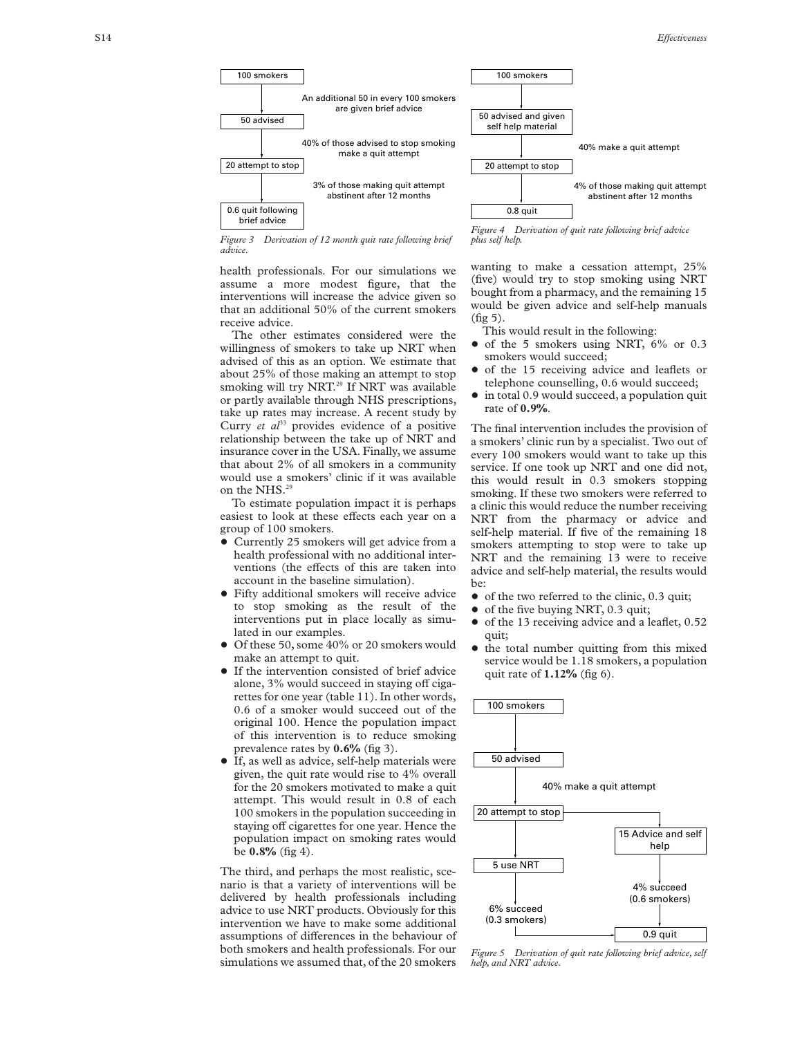100 smokers

An additional 50 in every 100 smokers are given brief advice

50 advised

40% of those advised to stop smoking make a quit attempt

20 attempt to stop

3% of those making quit attempt abstinent after 12 months

0.6 quit following brief advice

*Figure 3 Derivation of 12 month quit rate following brief advice.*

100 smokers

50 advised and given self help material

40% make a quit attempt

20 attempt to stop

4% of those making quit attempt abstinent after 12 months

0.8 quit

*Figure 4 Derivation of quit rate following brief advice plus self help.*

health professionals. For our simulations we assume a more modest figure, that the interventions will increase the advice given so that an additional 50% of the current smokers receive advice.

The other estimates considered were the willingness of smokers to take up NRT when advised of this as an option. We estimate that about 25% of those making an attempt to stop smoking will try NRT.[29] If NRT was available or partly available through NHS prescriptions, take up rates may increase. A recent study by Curry *et al*[33] provides evidence of a positive relationship between the take up of NRT and insurance cover in the USA. Finally, we assume that about 2% of all smokers in a community would use a smokers' clinic if it was available on the NHS.[29]

To estimate population impact it is perhaps easiest to look at these effects each year on a group of 100 smokers.

- Currently 25 smokers will get advice from a health professional with no additional interventions (the effects of this are taken into account in the baseline simulation).
- Fifty additional smokers will receive advice to stop smoking as the result of the interventions put in place locally as simulated in our examples.
- Of these 50, some 40% or 20 smokers would make an attempt to quit.
- If the intervention consisted of brief advice alone, 3% would succeed in staying off cigarettes for one year (table 11). In other words, 0.6 of a smoker would succeed out of the original 100. Hence the population impact of this intervention is to reduce smoking prevalence rates by **0.6%** (fig 3).
- If, as well as advice, self-help materials were given, the quit rate would rise to 4% overall for the 20 smokers motivated to make a quit attempt. This would result in 0.8 of each 100 smokers in the population succeeding in staying off cigarettes for one year. Hence the population impact on smoking rates would be **0.8%** (fig 4).

The third, and perhaps the most realistic, scenario is that a variety of interventions will be delivered by health professionals including advice to use NRT products. Obviously for this intervention we have to make some additional assumptions of differences in the behaviour of both smokers and health professionals. For our simulations we assumed that, of the 20 smokers wanting to make a cessation attempt, 25% (five) would try to stop smoking using NRT bought from a pharmacy, and the remaining 15 would be given advice and self-help manuals (fig 5).

This would result in the following:

- of the 5 smokers using NRT, 6% or 0.3 smokers would succeed;
- of the 15 receiving advice and leaflets or telephone counselling, 0.6 would succeed;
- in total 0.9 would succeed, a population quit rate of **0.9%**.

The final intervention includes the provision of a smokers' clinic run by a specialist. Two out of every 100 smokers would want to take up this service. If one took up NRT and one did not, this would result in 0.3 smokers stopping smoking. If these two smokers were referred to a clinic this would reduce the number receiving NRT from the pharmacy or advice and self-help material. If five of the remaining 18 smokers attempting to stop were to take up NRT and the remaining 13 were to receive advice and self-help material, the results would be:

- of the two referred to the clinic, 0.3 quit;
- of the five buying NRT, 0.3 quit;
- of the 13 receiving advice and a leaflet, 0.52 quit;
- the total number quitting from this mixed service would be 1.18 smokers, a population quit rate of **1.12%** (fig 6).

100 smokers

50 advised

40% make a quit attempt

20 attempt to stop

15 Advice and self help

5 use NRT

4% succeed (0.6 smokers)

6% succeed (0.3 smokers)

0.9 quit

*Figure 5 Derivation of quit rate following brief advice, self help, and NRT advice.*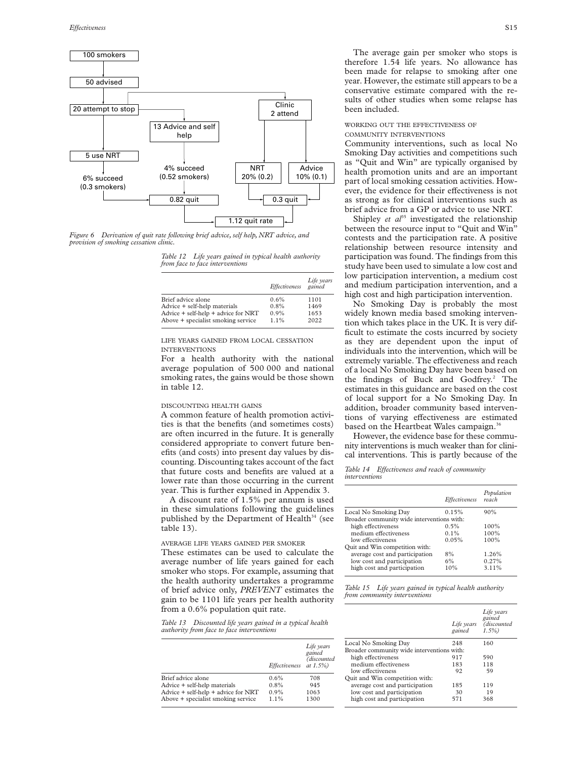100 smokers → 50 advised → 20 attempt to stop

20 attempt to stop → 5 use NRT → 6% succeed (0.3 smokers)

20 attempt to stop → 13 Advice and self help → 4% succeed (0.52 smokers)

6% succeed (0.3 smokers) + 4% succeed (0.52 smokers) → 0.82 quit

20 attempt to stop → Clinic 2 attend → NRT 20% (0.2); Advice 10% (0.1) → 0.3 quit

0.82 quit + 0.3 quit → 1.12 quit rate

*Figure 6 Derivation of quit rate following brief advice, self help, NRT advice, and provision of smoking cessation clinic.*

*Table 12 Life years gained in typical health authority from face to face interventions*

| | *Effectiveness* | *Life years gained* |
|---|---|---|
| Brief advice alone | 0.6% | 1101 |
| Advice + self-help materials | 0.8% | 1469 |
| Advice + self-help + advice for NRT | 0.9% | 1653 |
| Above + specialist smoking service | 1.1% | 2022 |

## LIFE YEARS GAINED FROM LOCAL CESSATION INTERVENTIONS

For a health authority with the national average population of 500 000 and national smoking rates, the gains would be those shown in table 12.

## DISCOUNTING HEALTH GAINS

A common feature of health promotion activities is that the benefits (and sometimes costs) are often incurred in the future. It is generally considered appropriate to convert future benefits (and costs) into present day values by discounting. Discounting takes account of the fact that future costs and benefits are valued at a lower rate than those occurring in the current year. This is further explained in Appendix 3.

A discount rate of 1.5% per annum is used in these simulations following the guidelines published by the Department of Health[34] (see table 13).

## AVERAGE LIFE YEARS GAINED PER SMOKER

These estimates can be used to calculate the average number of life years gained for each smoker who stops. For example, assuming that the health authority undertakes a programme of brief advice only, *PREVENT* estimates the gain to be 1101 life years per health authority from a 0.6% population quit rate.

*Table 13 Discounted life years gained in a typical health authority from face to face interventions*

| | *Effectiveness* | *Life years gained (discounted at 1.5%)* |
|---|---|---|
| Brief advice alone | 0.6% | 708 |
| Advice + self-help materials | 0.8% | 945 |
| Advice + self-help + advice for NRT | 0.9% | 1063 |
| Above + specialist smoking service | 1.1% | 1300 |

The average gain per smoker who stops is therefore 1.54 life years. No allowance has been made for relapse to smoking after one year. However, the estimate still appears to be a conservative estimate compared with the results of other studies when some relapse has been included.

## WORKING OUT THE EFFECTIVENESS OF COMMUNITY INTERVENTIONS

Community interventions, such as local No Smoking Day activities and competitions such as "Quit and Win" are typically organised by health promotion units and are an important part of local smoking cessation activities. However, the evidence for their effectiveness is not as strong as for clinical interventions such as brief advice from a GP or advice to use NRT.

Shipley *et al*[35] investigated the relationship between the resource input to "Quit and Win" contests and the participation rate. A positive relationship between resource intensity and participation was found. The findings from this study have been used to simulate a low cost and low participation intervention, a medium cost and medium participation intervention, and a high cost and high participation intervention.

No Smoking Day is probably the most widely known media based smoking intervention which takes place in the UK. It is very difficult to estimate the costs incurred by society as they are dependent upon the input of individuals into the intervention, which will be extremely variable. The effectiveness and reach of a local No Smoking Day have been based on the findings of Buck and Godfrey.[2] The estimates in this guidance are based on the cost of local support for a No Smoking Day. In addition, broader community based interventions of varying effectiveness are estimated based on the Heartbeat Wales campaign.[36]

However, the evidence base for these community interventions is much weaker than for clinical interventions. This is partly because of the

*Table 14 Effectiveness and reach of community interventions*

| | *Effectiveness* | *Population reach* |
|---|---|---|
| Local No Smoking Day | 0.15% | 90% |
| Broader community wide interventions with: | | |
| high effectiveness | 0.5% | 100% |
| medium effectiveness | 0.1% | 100% |
| low effectiveness | 0.05% | 100% |
| Quit and Win competition with: | | |
| average cost and participation | 8% | 1.26% |
| low cost and participation | 6% | 0.27% |
| high cost and participation | 10% | 3.11% |

*Table 15 Life years gained in typical health authority from community interventions*

| | *Life years gained* | *Life years gained (discounted 1.5%)* |
|---|---|---|
| Local No Smoking Day | 248 | 160 |
| Broader community wide interventions with: | | |
| high effectiveness | 917 | 590 |
| medium effectiveness | 183 | 118 |
| low effectiveness | 92 | 59 |
| Quit and Win competition with: | | |
| average cost and participation | 185 | 119 |
| low cost and participation | 30 | 19 |
| high cost and participation | 571 | 368 |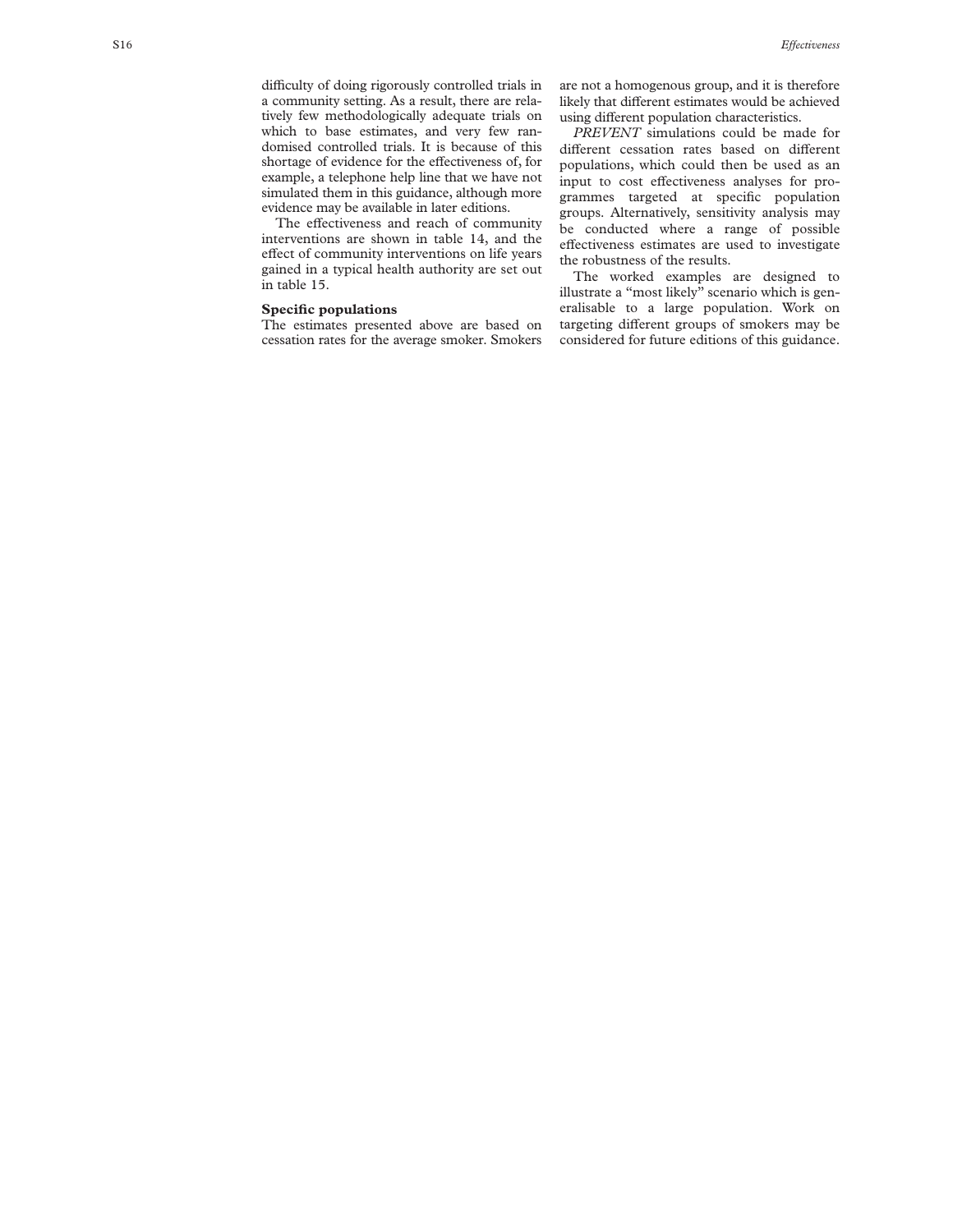difficulty of doing rigorously controlled trials in a community setting. As a result, there are relatively few methodologically adequate trials on which to base estimates, and very few randomised controlled trials. It is because of this shortage of evidence for the effectiveness of, for example, a telephone help line that we have not simulated them in this guidance, although more evidence may be available in later editions.

The effectiveness and reach of community interventions are shown in table 14, and the effect of community interventions on life years gained in a typical health authority are set out in table 15.

**Specific populations**

The estimates presented above are based on cessation rates for the average smoker. Smokers are not a homogenous group, and it is therefore likely that different estimates would be achieved using different population characteristics.

*PREVENT* simulations could be made for different cessation rates based on different populations, which could then be used as an input to cost effectiveness analyses for programmes targeted at specific population groups. Alternatively, sensitivity analysis may be conducted where a range of possible effectiveness estimates are used to investigate the robustness of the results.

The worked examples are designed to illustrate a "most likely" scenario which is generalisable to a large population. Work on targeting different groups of smokers may be considered for future editions of this guidance.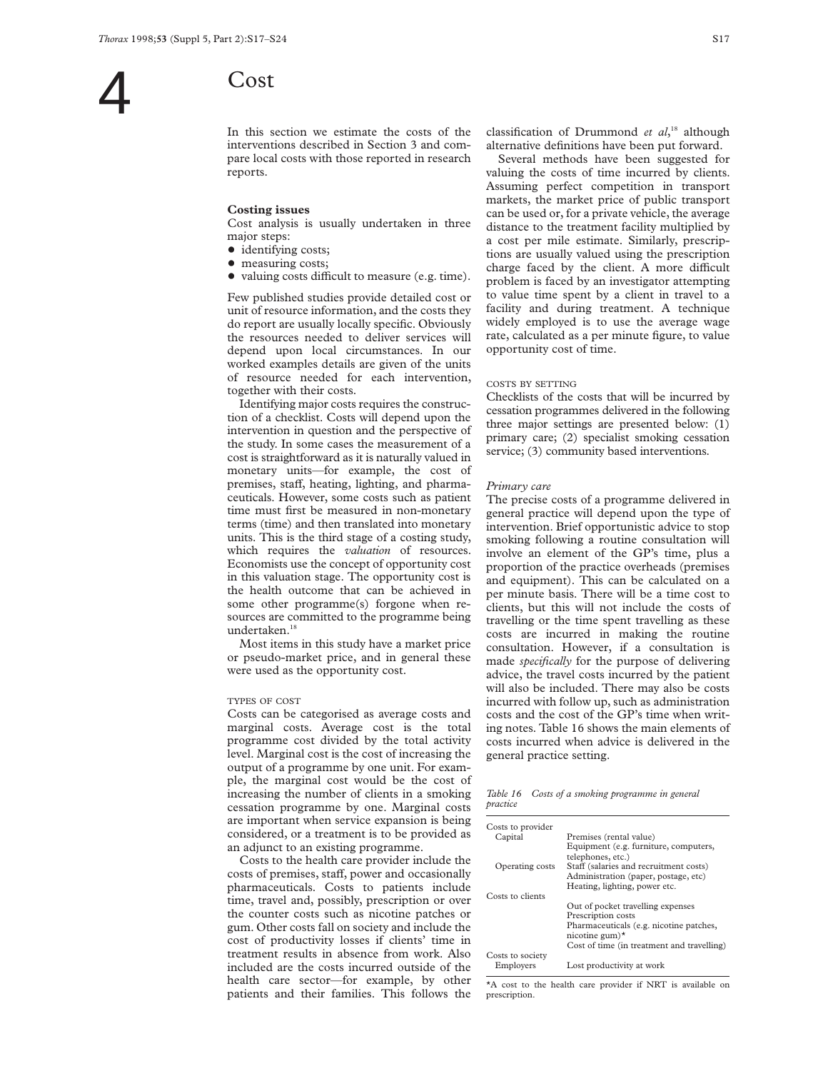# 4 Cost

In this section we estimate the costs of the interventions described in Section 3 and compare local costs with those reported in research reports.

## Costing issues

Cost analysis is usually undertaken in three major steps:

- identifying costs;
- measuring costs;
- valuing costs difficult to measure (e.g. time).

Few published studies provide detailed cost or unit of resource information, and the costs they do report are usually locally specific. Obviously the resources needed to deliver services will depend upon local circumstances. In our worked examples details are given of the units of resource needed for each intervention, together with their costs.

Identifying major costs requires the construction of a checklist. Costs will depend upon the intervention in question and the perspective of the study. In some cases the measurement of a cost is straightforward as it is naturally valued in monetary units—for example, the cost of premises, staff, heating, lighting, and pharmaceuticals. However, some costs such as patient time must first be measured in non-monetary terms (time) and then translated into monetary units. This is the third stage of a costing study, which requires the *valuation* of resources. Economists use the concept of opportunity cost in this valuation stage. The opportunity cost is the health outcome that can be achieved in some other programme(s) forgone when resources are committed to the programme being undertaken.[18]

Most items in this study have a market price or pseudo-market price, and in general these were used as the opportunity cost.

### TYPES OF COST

Costs can be categorised as average costs and marginal costs. Average cost is the total programme cost divided by the total activity level. Marginal cost is the cost of increasing the output of a programme by one unit. For example, the marginal cost would be the cost of increasing the number of clients in a smoking cessation programme by one. Marginal costs are important when service expansion is being considered, or a treatment is to be provided as an adjunct to an existing programme.

Costs to the health care provider include the costs of premises, staff, power and occasionally pharmaceuticals. Costs to patients include time, travel and, possibly, prescription or over the counter costs such as nicotine patches or gum. Other costs fall on society and include the cost of productivity losses if clients' time in treatment results in absence from work. Also included are the costs incurred outside of the health care sector—for example, by other patients and their families. This follows the classification of Drummond *et al*,[18] although alternative definitions have been put forward.

Several methods have been suggested for valuing the costs of time incurred by clients. Assuming perfect competition in transport markets, the market price of public transport can be used or, for a private vehicle, the average distance to the treatment facility multiplied by a cost per mile estimate. Similarly, prescriptions are usually valued using the prescription charge faced by the client. A more difficult problem is faced by an investigator attempting to value time spent by a client in travel to a facility and during treatment. A technique widely employed is to use the average wage rate, calculated as a per minute figure, to value opportunity cost of time.

### COSTS BY SETTING

Checklists of the costs that will be incurred by cessation programmes delivered in the following three major settings are presented below: (1) primary care; (2) specialist smoking cessation service; (3) community based interventions.

#### *Primary care*

The precise costs of a programme delivered in general practice will depend upon the type of intervention. Brief opportunistic advice to stop smoking following a routine consultation will involve an element of the GP's time, plus a proportion of the practice overheads (premises and equipment). This can be calculated on a per minute basis. There will be a time cost to clients, but this will not include the costs of travelling or the time spent travelling as these costs are incurred in making the routine consultation. However, if a consultation is made *specifically* for the purpose of delivering advice, the travel costs incurred by the patient will also be included. There may also be costs incurred with follow up, such as administration costs and the cost of the GP's time when writing notes. Table 16 shows the main elements of costs incurred when advice is delivered in the general practice setting.

*Table 16 Costs of a smoking programme in general practice*

| | |
|---|---|
| Costs to provider | |
| Capital | Premises (rental value) |
| | Equipment (e.g. furniture, computers, telephones, etc.) |
| Operating costs | Staff (salaries and recruitment costs) |
| | Administration (paper, postage, etc) |
| | Heating, lighting, power etc. |
| Costs to clients | |
| | Out of pocket travelling expenses |
| | Prescription costs |
| | Pharmaceuticals (e.g. nicotine patches, nicotine gum)* |
| | Cost of time (in treatment and travelling) |
| Costs to society | |
| Employers | Lost productivity at work |

*A cost to the health care provider if NRT is available on prescription.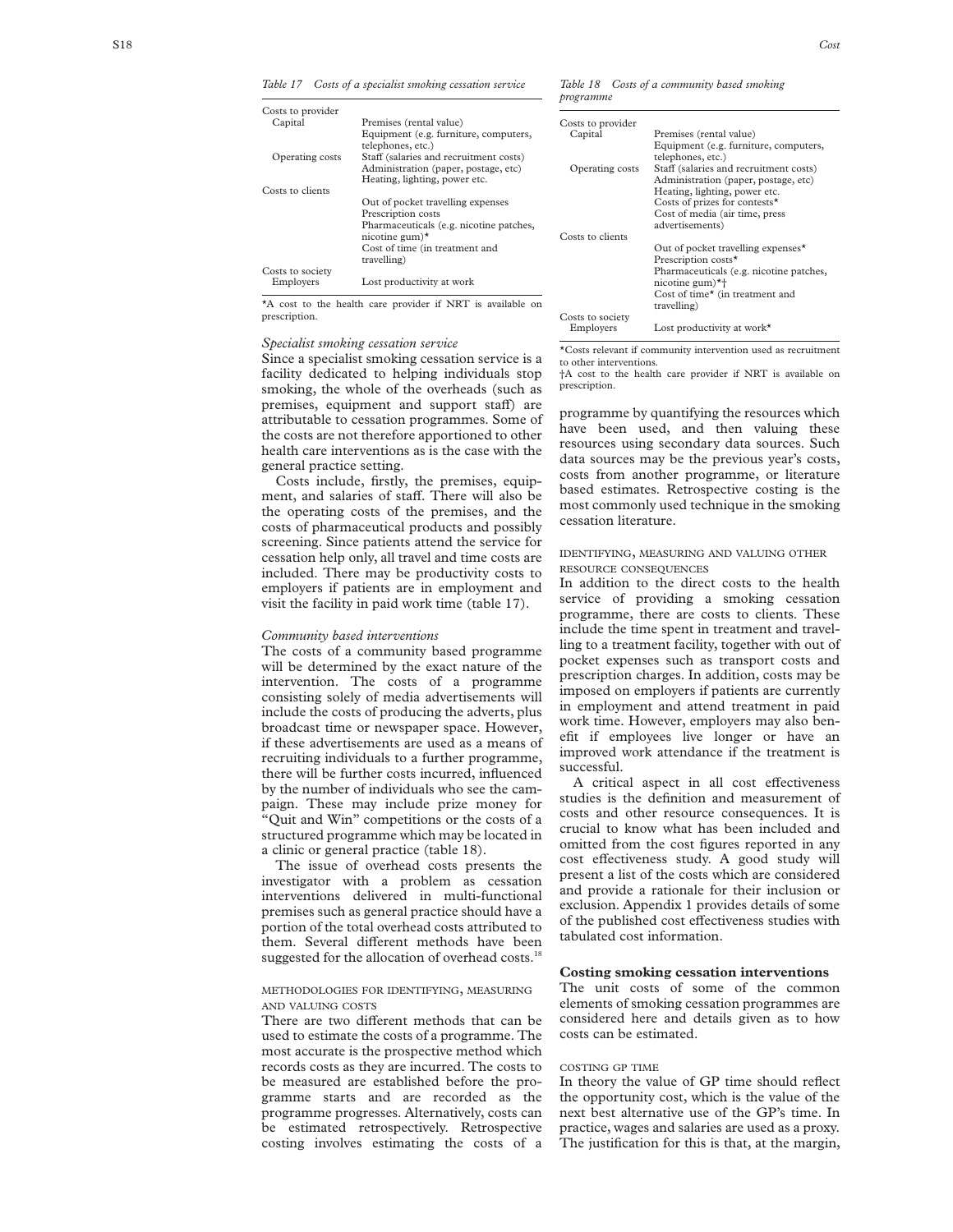*Table 17 Costs of a specialist smoking cessation service*

| | |
|---|---|
| Costs to provider | |
| Capital | Premises (rental value) |
| | Equipment (e.g. furniture, computers, telephones, etc.) |
| Operating costs | Staff (salaries and recruitment costs) |
| | Administration (paper, postage, etc) |
| | Heating, lighting, power etc. |
| Costs to clients | |
| | Out of pocket travelling expenses |
| | Prescription costs |
| | Pharmaceuticals (e.g. nicotine patches, nicotine gum)* |
| | Cost of time (in treatment and travelling) |
| Costs to society | |
| Employers | Lost productivity at work |

*A cost to the health care provider if NRT is available on prescription.

### *Specialist smoking cessation service*

Since a specialist smoking cessation service is a facility dedicated to helping individuals stop smoking, the whole of the overheads (such as premises, equipment and support staff) are attributable to cessation programmes. Some of the costs are not therefore apportioned to other health care interventions as is the case with the general practice setting.

Costs include, firstly, the premises, equipment, and salaries of staff. There will also be the operating costs of the premises, and the costs of pharmaceutical products and possibly screening. Since patients attend the service for cessation help only, all travel and time costs are included. There may be productivity costs to employers if patients are in employment and visit the facility in paid work time (table 17).

### *Community based interventions*

The costs of a community based programme will be determined by the exact nature of the intervention. The costs of a programme consisting solely of media advertisements will include the costs of producing the adverts, plus broadcast time or newspaper space. However, if these advertisements are used as a means of recruiting individuals to a further programme, there will be further costs incurred, influenced by the number of individuals who see the campaign. These may include prize money for "Quit and Win" competitions or the costs of a structured programme which may be located in a clinic or general practice (table 18).

The issue of overhead costs presents the investigator with a problem as cessation interventions delivered in multi-functional premises such as general practice should have a portion of the total overhead costs attributed to them. Several different methods have been suggested for the allocation of overhead costs.[18]

*Table 18 Costs of a community based smoking programme*

| | |
|---|---|
| Costs to provider | |
| Capital | Premises (rental value) |
| | Equipment (e.g. furniture, computers, telephones, etc.) |
| Operating costs | Staff (salaries and recruitment costs) |
| | Administration (paper, postage, etc) |
| | Heating, lighting, power etc. |
| | Costs of prizes for contests* |
| | Cost of media (air time, press advertisements) |
| Costs to clients | |
| | Out of pocket travelling expenses* |
| | Prescription costs* |
| | Pharmaceuticals (e.g. nicotine patches, nicotine gum)*† |
| | Cost of time* (in treatment and travelling) |
| Costs to society | |
| Employers | Lost productivity at work* |

*Costs relevant if community intervention used as recruitment to other interventions.
†A cost to the health care provider if NRT is available on prescription.

#### METHODOLOGIES FOR IDENTIFYING, MEASURING AND VALUING COSTS

There are two different methods that can be used to estimate the costs of a programme. The most accurate is the prospective method which records costs as they are incurred. The costs to be measured are established before the programme starts and are recorded as the programme progresses. Alternatively, costs can be estimated retrospectively. Retrospective costing involves estimating the costs of a programme by quantifying the resources which have been used, and then valuing these resources using secondary data sources. Such data sources may be the previous year's costs, costs from another programme, or literature based estimates. Retrospective costing is the most commonly used technique in the smoking cessation literature.

#### IDENTIFYING, MEASURING AND VALUING OTHER RESOURCE CONSEQUENCES

In addition to the direct costs to the health service of providing a smoking cessation programme, there are costs to clients. These include the time spent in treatment and travelling to a treatment facility, together with out of pocket expenses such as transport costs and prescription charges. In addition, costs may be imposed on employers if patients are currently in employment and attend treatment in paid work time. However, employers may also benefit if employees live longer or have an improved work attendance if the treatment is successful.

A critical aspect in all cost effectiveness studies is the definition and measurement of costs and other resource consequences. It is crucial to know what has been included and omitted from the cost figures reported in any cost effectiveness study. A good study will present a list of the costs which are considered and provide a rationale for their inclusion or exclusion. Appendix 1 provides details of some of the published cost effectiveness studies with tabulated cost information.

## Costing smoking cessation interventions

The unit costs of some of the common elements of smoking cessation programmes are considered here and details given as to how costs can be estimated.

#### COSTING GP TIME

In theory the value of GP time should reflect the opportunity cost, which is the value of the next best alternative use of the GP's time. In practice, wages and salaries are used as a proxy. The justification for this is that, at the margin,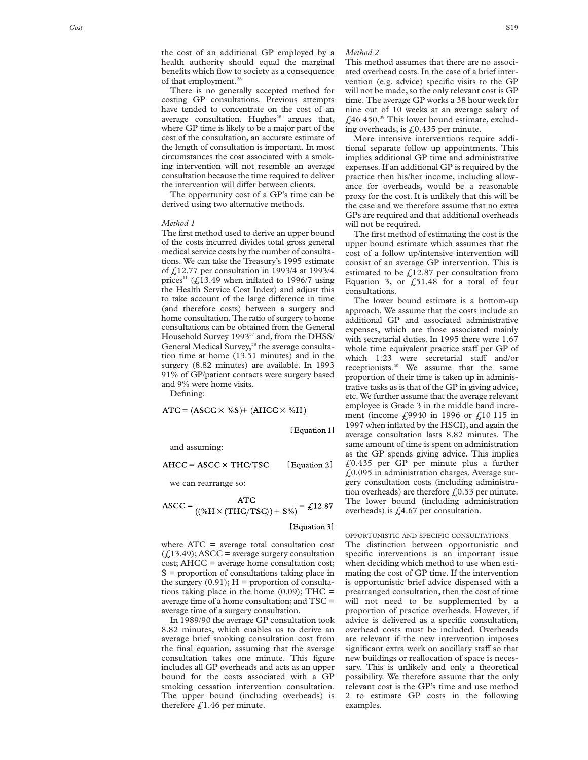the cost of an additional GP employed by a health authority should equal the marginal benefits which flow to society as a consequence of that employment.[28]

There is no generally accepted method for costing GP consultations. Previous attempts have tended to concentrate on the cost of an average consultation. Hughes[28] argues that, where GP time is likely to be a major part of the cost of the consultation, an accurate estimate of the length of consultation is important. In most circumstances the cost associated with a smoking intervention will not resemble an average consultation because the time required to deliver the intervention will differ between clients.

The opportunity cost of a GP's time can be derived using two alternative methods.

*Method 1*

The first method used to derive an upper bound of the costs incurred divides total gross general medical service costs by the number of consultations. We can take the Treasury's 1995 estimate of £12.77 per consultation in 1993/4 at 1993/4 prices[11] (£13.49 when inflated to 1996/7 using the Health Service Cost Index) and adjust this to take account of the large difference in time (and therefore costs) between a surgery and home consultation. The ratio of surgery to home consultations can be obtained from the General Household Survey 1993[37] and, from the DHSS/General Medical Survey,[38] the average consultation time at home (13.51 minutes) and in the surgery (8.82 minutes) are available. In 1993 91% of GP/patient contacts were surgery based and 9% were home visits.

Defining:

$$\text{ATC} = (\text{ASCC} \times \%\text{S}) + (\text{AHCC} \times \%\text{H}) \qquad \text{[Equation 1]}$$

and assuming:

$$\text{AHCC} = \text{ASCC} \times \text{THC/TSC} \qquad \text{[Equation 2]}$$

we can rearrange so:

$$\text{ASCC} = \frac{\text{ATC}}{((\%\text{H} \times (\text{THC/TSC})) + \text{S}\%)} = £12.87 \qquad \text{[Equation 3]}$$

where ATC = average total consultation cost (£13.49); ASCC = average surgery consultation cost; AHCC = average home consultation cost; S = proportion of consultations taking place in the surgery (0.91); H = proportion of consultations taking place in the home (0.09); THC = average time of a home consultation; and TSC = average time of a surgery consultation.

In 1989/90 the average GP consultation took 8.82 minutes, which enables us to derive an average brief smoking consultation cost from the final equation, assuming that the average consultation takes one minute. This figure includes all GP overheads and acts as an upper bound for the costs associated with a GP smoking cessation intervention consultation. The upper bound (including overheads) is therefore £1.46 per minute.

*Method 2*

This method assumes that there are no associated overhead costs. In the case of a brief intervention (e.g. advice) specific visits to the GP will not be made, so the only relevant cost is GP time. The average GP works a 38 hour week for nine out of 10 weeks at an average salary of £46 450.[39] This lower bound estimate, excluding overheads, is £0.435 per minute.

More intensive interventions require additional separate follow up appointments. This implies additional GP time and administrative expenses. If an additional GP is required by the practice then his/her income, including allowance for overheads, would be a reasonable proxy for the cost. It is unlikely that this will be the case and we therefore assume that no extra GPs are required and that additional overheads will not be required.

The first method of estimating the cost is the upper bound estimate which assumes that the cost of a follow up/intensive intervention will consist of an average GP intervention. This is estimated to be £12.87 per consultation from Equation 3, or £51.48 for a total of four consultations.

The lower bound estimate is a bottom-up approach. We assume that the costs include an additional GP and associated administrative expenses, which are those associated mainly with secretarial duties. In 1995 there were 1.67 whole time equivalent practice staff per GP of which 1.23 were secretarial staff and/or receptionists.[40] We assume that the same proportion of their time is taken up in administrative tasks as is that of the GP in giving advice, etc. We further assume that the average relevant employee is Grade 3 in the middle band increment (income £9940 in 1996 or £10 115 in 1997 when inflated by the HSCI), and again the average consultation lasts 8.82 minutes. The same amount of time is spent on administration as the GP spends giving advice. This implies £0.435 per GP per minute plus a further £0.095 in administration charges. Average surgery consultation costs (including administration overheads) are therefore £0.53 per minute. The lower bound (including administration overheads) is £4.67 per consultation.

## OPPORTUNISTIC AND SPECIFIC CONSULTATIONS

The distinction between opportunistic and specific interventions is an important issue when deciding which method to use when estimating the cost of GP time. If the intervention is opportunistic brief advice dispensed with a prearranged consultation, then the cost of time will not need to be supplemented by a proportion of practice overheads. However, if advice is delivered as a specific consultation, overhead costs must be included. Overheads are relevant if the new intervention imposes significant extra work on ancillary staff so that new buildings or reallocation of space is necessary. This is unlikely and only a theoretical possibility. We therefore assume that the only relevant cost is the GP's time and use method 2 to estimate GP costs in the following examples.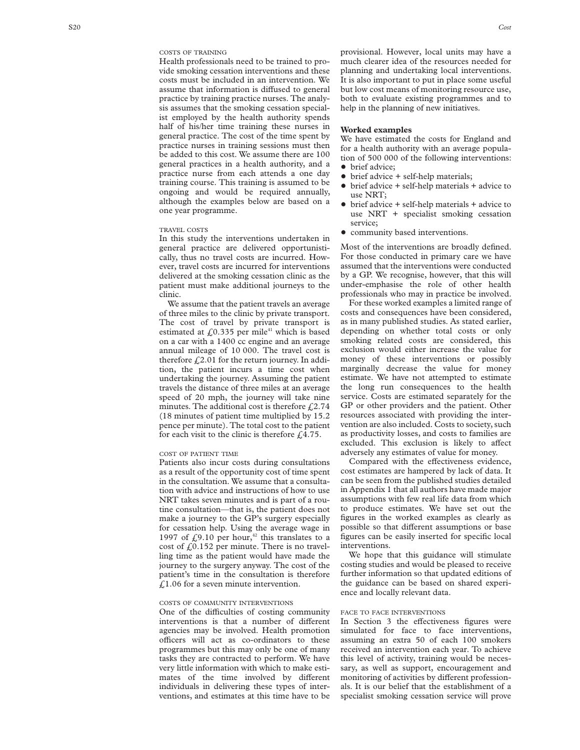### Costs of training

Health professionals need to be trained to provide smoking cessation interventions and these costs must be included in an intervention. We assume that information is diffused to general practice by training practice nurses. The analysis assumes that the smoking cessation specialist employed by the health authority spends half of his/her time training these nurses in general practice. The cost of the time spent by practice nurses in training sessions must then be added to this cost. We assume there are 100 general practices in a health authority, and a practice nurse from each attends a one day training course. This training is assumed to be ongoing and would be required annually, although the examples below are based on a one year programme.

### Travel costs

In this study the interventions undertaken in general practice are delivered opportunistically, thus no travel costs are incurred. However, travel costs are incurred for interventions delivered at the smoking cessation clinic as the patient must make additional journeys to the clinic.

We assume that the patient travels an average of three miles to the clinic by private transport. The cost of travel by private transport is estimated at £0.335 per mile[41] which is based on a car with a 1400 cc engine and an average annual mileage of 10 000. The travel cost is therefore £2.01 for the return journey. In addition, the patient incurs a time cost when undertaking the journey. Assuming the patient travels the distance of three miles at an average speed of 20 mph, the journey will take nine minutes. The additional cost is therefore £2.74 (18 minutes of patient time multiplied by 15.2 pence per minute). The total cost to the patient for each visit to the clinic is therefore £4.75.

### Cost of patient time

Patients also incur costs during consultations as a result of the opportunity cost of time spent in the consultation. We assume that a consultation with advice and instructions of how to use NRT takes seven minutes and is part of a routine consultation—that is, the patient does not make a journey to the GP's surgery especially for cessation help. Using the average wage in 1997 of £9.10 per hour,[42] this translates to a cost of £0.152 per minute. There is no travelling time as the patient would have made the journey to the surgery anyway. The cost of the patient's time in the consultation is therefore £1.06 for a seven minute intervention.

### Costs of community interventions

One of the difficulties of costing community interventions is that a number of different agencies may be involved. Health promotion officers will act as co-ordinators to these programmes but this may only be one of many tasks they are contracted to perform. We have very little information with which to make estimates of the time involved by different individuals in delivering these types of interventions, and estimates at this time have to be provisional. However, local units may have a much clearer idea of the resources needed for planning and undertaking local interventions. It is also important to put in place some useful but low cost means of monitoring resource use, both to evaluate existing programmes and to help in the planning of new initiatives.

## Worked examples

We have estimated the costs for England and for a health authority with an average population of 500 000 of the following interventions:

- brief advice;
- brief advice + self-help materials;
- brief advice + self-help materials + advice to use NRT;
- brief advice + self-help materials + advice to use NRT + specialist smoking cessation service;
- community based interventions.

Most of the interventions are broadly defined. For those conducted in primary care we have assumed that the interventions were conducted by a GP. We recognise, however, that this will under-emphasise the role of other health professionals who may in practice be involved.

For these worked examples a limited range of costs and consequences have been considered, as in many published studies. As stated earlier, depending on whether total costs or only smoking related costs are considered, this exclusion would either increase the value for money of these interventions or possibly marginally decrease the value for money estimate. We have not attempted to estimate the long run consequences to the health service. Costs are estimated separately for the GP or other providers and the patient. Other resources associated with providing the intervention are also included. Costs to society, such as productivity losses, and costs to families are excluded. This exclusion is likely to affect adversely any estimates of value for money.

Compared with the effectiveness evidence, cost estimates are hampered by lack of data. It can be seen from the published studies detailed in Appendix 1 that all authors have made major assumptions with few real life data from which to produce estimates. We have set out the figures in the worked examples as clearly as possible so that different assumptions or base figures can be easily inserted for specific local interventions.

We hope that this guidance will stimulate costing studies and would be pleased to receive further information so that updated editions of the guidance can be based on shared experience and locally relevant data.

### Face to face interventions

In Section 3 the effectiveness figures were simulated for face to face interventions, assuming an extra 50 of each 100 smokers received an intervention each year. To achieve this level of activity, training would be necessary, as well as support, encouragement and monitoring of activities by different professionals. It is our belief that the establishment of a specialist smoking cessation service will prove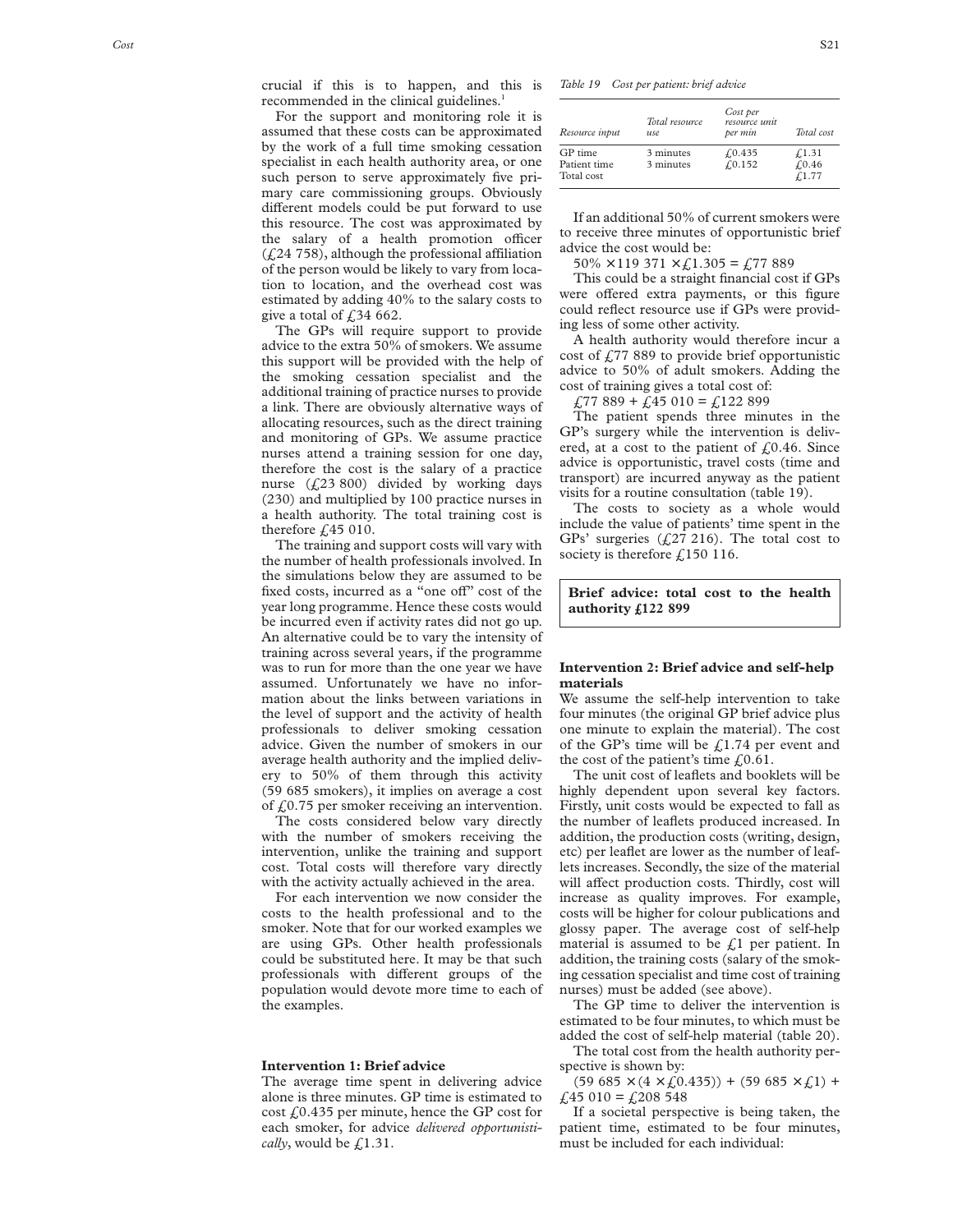crucial if this is to happen, and this is recommended in the clinical guidelines.[1]

For the support and monitoring role it is assumed that these costs can be approximated by the work of a full time smoking cessation specialist in each health authority area, or one such person to serve approximately five primary care commissioning groups. Obviously different models could be put forward to use this resource. The cost was approximated by the salary of a health promotion officer (£24 758), although the professional affiliation of the person would be likely to vary from location to location, and the overhead cost was estimated by adding 40% to the salary costs to give a total of £34 662.

The GPs will require support to provide advice to the extra 50% of smokers. We assume this support will be provided with the help of the smoking cessation specialist and the additional training of practice nurses to provide a link. There are obviously alternative ways of allocating resources, such as the direct training and monitoring of GPs. We assume practice nurses attend a training session for one day, therefore the cost is the salary of a practice nurse (£23 800) divided by working days (230) and multiplied by 100 practice nurses in a health authority. The total training cost is therefore £45 010.

The training and support costs will vary with the number of health professionals involved. In the simulations below they are assumed to be fixed costs, incurred as a "one off" cost of the year long programme. Hence these costs would be incurred even if activity rates did not go up. An alternative could be to vary the intensity of training across several years, if the programme was to run for more than the one year we have assumed. Unfortunately we have no information about the links between variations in the level of support and the activity of health professionals to deliver smoking cessation advice. Given the number of smokers in our average health authority and the implied delivery to 50% of them through this activity (59 685 smokers), it implies on average a cost of £0.75 per smoker receiving an intervention.

The costs considered below vary directly with the number of smokers receiving the intervention, unlike the training and support cost. Total costs will therefore vary directly with the activity actually achieved in the area.

For each intervention we now consider the costs to the health professional and to the smoker. Note that for our worked examples we are using GPs. Other health professionals could be substituted here. It may be that such professionals with different groups of the population would devote more time to each of the examples.

## Intervention 1: Brief advice

The average time spent in delivering advice alone is three minutes. GP time is estimated to cost £0.435 per minute, hence the GP cost for each smoker, for advice *delivered opportunistically*, would be £1.31.

*Table 19 Cost per patient: brief advice*

| Resource input | Total resource use | Cost per resource unit per min | Total cost |
|---|---|---|---|
| GP time | 3 minutes | £0.435 | £1.31 |
| Patient time | 3 minutes | £0.152 | £0.46 |
| Total cost | | | £1.77 |

If an additional 50% of current smokers were to receive three minutes of opportunistic brief advice the cost would be:

50% × 119 371 × £1.305 = £77 889

This could be a straight financial cost if GPs were offered extra payments, or this figure could reflect resource use if GPs were providing less of some other activity.

A health authority would therefore incur a cost of £77 889 to provide brief opportunistic advice to 50% of adult smokers. Adding the cost of training gives a total cost of:

£77 889 + £45 010 = £122 899

The patient spends three minutes in the GP's surgery while the intervention is delivered, at a cost to the patient of £0.46. Since advice is opportunistic, travel costs (time and transport) are incurred anyway as the patient visits for a routine consultation (table 19).

The costs to society as a whole would include the value of patients' time spent in the GPs' surgeries (£27 216). The total cost to society is therefore £150 116.

**Brief advice: total cost to the health authority £122 899**

## Intervention 2: Brief advice and self-help materials

We assume the self-help intervention to take four minutes (the original GP brief advice plus one minute to explain the material). The cost of the GP's time will be £1.74 per event and the cost of the patient's time £0.61.

The unit cost of leaflets and booklets will be highly dependent upon several key factors. Firstly, unit costs would be expected to fall as the number of leaflets produced increased. In addition, the production costs (writing, design, etc) per leaflet are lower as the number of leaflets increases. Secondly, the size of the material will affect production costs. Thirdly, cost will increase as quality improves. For example, costs will be higher for colour publications and glossy paper. The average cost of self-help material is assumed to be £1 per patient. In addition, the training costs (salary of the smoking cessation specialist and time cost of training nurses) must be added (see above).

The GP time to deliver the intervention is estimated to be four minutes, to which must be added the cost of self-help material (table 20).

The total cost from the health authority perspective is shown by:

(59 685 × (4 × £0.435)) + (59 685 × £1) + £45 010 = £208 548

If a societal perspective is being taken, the patient time, estimated to be four minutes, must be included for each individual: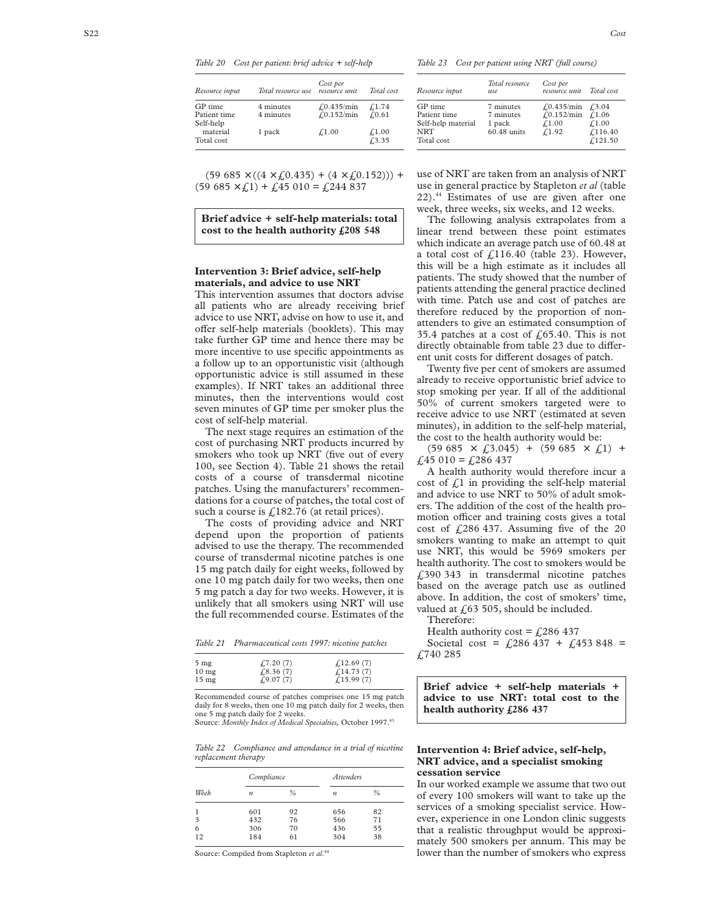*Table 20 Cost per patient: brief advice + self-help*

| Resource input | Total resource use | Cost per resource unit | Total cost |
|---|---|---|---|
| GP time | 4 minutes | £0.435/min | £1.74 |
| Patient time | 4 minutes | £0.152/min | £0.61 |
| Self-help material | 1 pack | £1.00 | £1.00 |
| Total cost | | | £3.35 |

(59 685 × ((4 × £0.435) + (4 × £0.152))) + (59 685 × £1) + £45 010 = £244 837

**Brief advice + self-help materials: total cost to the health authority £208 548**

### Intervention 3: Brief advice, self-help materials, and advice to use NRT

This intervention assumes that doctors advise all patients who are already receiving brief advice to use NRT, advise on how to use it, and offer self-help materials (booklets). This may take further GP time and hence there may be more incentive to use specific appointments as a follow up to an opportunistic visit (although opportunistic advice is still assumed in these examples). If NRT takes an additional three minutes, then the interventions would cost seven minutes of GP time per smoker plus the cost of self-help material.

The next stage requires an estimation of the cost of purchasing NRT products incurred by smokers who took up NRT (five out of every 100, see Section 4). Table 21 shows the retail costs of a course of transdermal nicotine patches. Using the manufacturers' recommendations for a course of patches, the total cost of such a course is £182.76 (at retail prices).

The costs of providing advice and NRT depend upon the proportion of patients advised to use the therapy. The recommended course of transdermal nicotine patches is one 15 mg patch daily for eight weeks, followed by one 10 mg patch daily for two weeks, then one 5 mg patch a day for two weeks. However, it is unlikely that all smokers using NRT will use the full recommended course. Estimates of the use of NRT are taken from an analysis of NRT use in general practice by Stapleton *et al* (table 22).[44] Estimates of use are given after one week, three weeks, six weeks, and 12 weeks.

*Table 21 Pharmaceutical costs 1997: nicotine patches*

| | | |
|---|---|---|
| 5 mg | £7.20 (7) | £12.69 (7) |
| 10 mg | £8.36 (7) | £14.73 (7) |
| 15 mg | £9.07 (7) | £15.99 (7) |

Recommended course of patches comprises one 15 mg patch daily for 8 weeks, then one 10 mg patch daily for 2 weeks, then one 5 mg patch daily for 2 weeks.
Source: *Monthly Index of Medical Specialties,* October 1997.[43]

*Table 22 Compliance and attendance in a trial of nicotine replacement therapy*

| Week | Compliance | | Attenders | |
|---|---|---|---|---|
| | *n* | % | *n* | % |
| 1 | 601 | 92 | 656 | 82 |
| 3 | 432 | 76 | 566 | 71 |
| 6 | 306 | 70 | 436 | 55 |
| 12 | 184 | 61 | 304 | 38 |

Source: Compiled from Stapleton *et al*.[44]

The following analysis extrapolates from a linear trend between these point estimates which indicate an average patch use of 60.48 at a total cost of £116.40 (table 23). However, this will be a high estimate as it includes all patients. The study showed that the number of patients attending the general practice declined with time. Patch use and cost of patches are therefore reduced by the proportion of non-attenders to give an estimated consumption of 35.4 patches at a cost of £65.40. This is not directly obtainable from table 23 due to different unit costs for different dosages of patch.

*Table 23 Cost per patient using NRT (full course)*

| Resource input | Total resource use | Cost per resource unit | Total cost |
|---|---|---|---|
| GP time | 7 minutes | £0.435/min | £3.04 |
| Patient time | 7 minutes | £0.152/min | £1.06 |
| Self-help material | 1 pack | £1.00 | £1.00 |
| NRT | 60.48 units | £1.92 | £116.40 |
| Total cost | | | £121.50 |

Twenty five per cent of smokers are assumed already to receive opportunistic brief advice to stop smoking per year. If all of the additional 50% of current smokers targeted were to receive advice to use NRT (estimated at seven minutes), in addition to the self-help material, the cost to the health authority would be:

(59 685 × £3.045) + (59 685 × £1) + £45 010 = £286 437

A health authority would therefore incur a cost of £1 in providing the self-help material and advice to use NRT to 50% of adult smokers. The addition of the cost of the health promotion officer and training costs gives a total cost of £286 437. Assuming five of the 20 smokers wanting to make an attempt to quit use NRT, this would be 5969 smokers per health authority. The cost to smokers would be £390 343 in transdermal nicotine patches based on the average patch use as outlined above. In addition, the cost of smokers' time, valued at £63 505, should be included.

Therefore:

Health authority cost = £286 437

Societal cost = £286 437 + £453 848 = £740 285

**Brief advice + self-help materials + advice to use NRT: total cost to the health authority £286 437**

### Intervention 4: Brief advice, self-help, NRT advice, and a specialist smoking cessation service

In our worked example we assume that two out of every 100 smokers will want to take up the services of a smoking specialist service. However, experience in one London clinic suggests that a realistic throughput would be approximately 500 smokers per annum. This may be lower than the number of smokers who express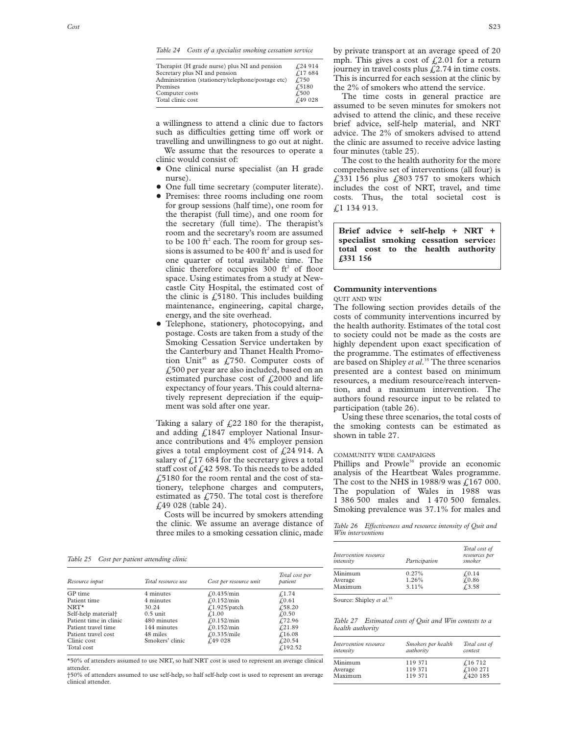*Table 24 Costs of a specialist smoking cessation service*

| | |
|---|---|
| Therapist (H grade nurse) plus NI and pension | £24 914 |
| Secretary plus NI and pension | £17 684 |
| Administration (stationery/telephone/postage etc) | £750 |
| Premises | £5180 |
| Computer costs | £500 |
| Total clinic cost | £49 028 |

a willingness to attend a clinic due to factors such as difficulties getting time off work or travelling and unwillingness to go out at night.

We assume that the resources to operate a clinic would consist of:

- One clinical nurse specialist (an H grade nurse).
- One full time secretary (computer literate).
- Premises: three rooms including one room for group sessions (half time), one room for the therapist (full time), and one room for the secretary (full time). The therapist's room and the secretary's room are assumed to be 100 ft$^2$ each. The room for group sessions is assumed to be 400 ft$^2$ and is used for one quarter of total available time. The clinic therefore occupies 300 ft$^2$ of floor space. Using estimates from a study at Newcastle City Hospital, the estimated cost of the clinic is £5180. This includes building maintenance, engineering, capital charge, energy, and the site overhead.
- Telephone, stationery, photocopying, and postage. Costs are taken from a study of the Smoking Cessation Service undertaken by the Canterbury and Thanet Health Promotion Unit[45] as £750. Computer costs of £500 per year are also included, based on an estimated purchase cost of £2000 and life expectancy of four years. This could alternatively represent depreciation if the equipment was sold after one year.

Taking a salary of £22 180 for the therapist, and adding £1847 employer National Insurance contributions and 4% employer pension gives a total employment cost of £24 914. A salary of £17 684 for the secretary gives a total staff cost of £42 598. To this needs to be added £5180 for the room rental and the cost of stationery, telephone charges and computers, estimated as £750. The total cost is therefore £49 028 (table 24).

Costs will be incurred by smokers attending the clinic. We assume an average distance of three miles to a smoking cessation clinic, made by private transport at an average speed of 20 mph. This gives a cost of £2.01 for a return journey in travel costs plus £2.74 in time costs. This is incurred for each session at the clinic by the 2% of smokers who attend the service.

The time costs in general practice are assumed to be seven minutes for smokers not advised to attend the clinic, and these receive brief advice, self-help material, and NRT advice. The 2% of smokers advised to attend the clinic are assumed to receive advice lasting four minutes (table 25).

The cost to the health authority for the more comprehensive set of interventions (all four) is £331 156 plus £803 757 to smokers which includes the cost of NRT, travel, and time costs. Thus, the total societal cost is £1 134 913.

**Brief advice + self-help + NRT + specialist smoking cessation service: total cost to the health authority £331 156**

*Table 25 Cost per patient attending clinic*

| Resource input | Total resource use | Cost per resource unit | Total cost per patient |
|---|---|---|---|
| GP time | 4 minutes | £0.435/min | £1.74 |
| Patient time | 4 minutes | £0.152/min | £0.61 |
| NRT* | 30.24 | £1.925/patch | £58.20 |
| Self-help material† | 0.5 unit | £1.00 | £0.50 |
| Patient time in clinic | 480 minutes | £0.152/min | £72.96 |
| Patient travel time | 144 minutes | £0.152/min | £21.89 |
| Patient travel cost | 48 miles | £0.335/mile | £16.08 |
| Clinic cost | Smokers' clinic | £49 028 | £20.54 |
| Total cost | | | £192.52 |

*50% of attenders assumed to use NRT, so half NRT cost is used to represent an average clinical attender.
†50% of attenders assumed to use self-help, so half self-help cost is used to represent an average clinical attender.

## Community interventions

### QUIT AND WIN

The following section provides details of the costs of community interventions incurred by the health authority. Estimates of the total cost to society could not be made as the costs are highly dependent upon exact specification of the programme. The estimates of effectiveness are based on Shipley *et al*.[35] The three scenarios presented are a contest based on minimum resources, a medium resource/reach intervention, and a maximum intervention. The authors found resource input to be related to participation (table 26).

Using these three scenarios, the total costs of the smoking contests can be estimated as shown in table 27.

### COMMUNITY WIDE CAMPAIGNS

Phillips and Prowle[36] provide an economic analysis of the Heartbeat Wales programme. The cost to the NHS in 1988/9 was £167 000. The population of Wales in 1988 was 1 386 500 males and 1 470 500 females. Smoking prevalence was 37.1% for males and

*Table 26 Effectiveness and resource intensity of Quit and Win interventions*

| Intervention resource intensity | Participation | Total cost of resources per smoker |
|---|---|---|
| Minimum | 0.27% | £0.14 |
| Average | 1.26% | £0.86 |
| Maximum | 3.11% | £3.58 |

Source: Shipley *et al*.[35]

*Table 27 Estimated costs of Quit and Win contests to a health authority*

| Intervention resource intensity | Smokers per health authority | Total cost of contest |
|---|---|---|
| Minimum | 119 371 | £16 712 |
| Average | 119 371 | £100 271 |
| Maximum | 119 371 | £420 185 |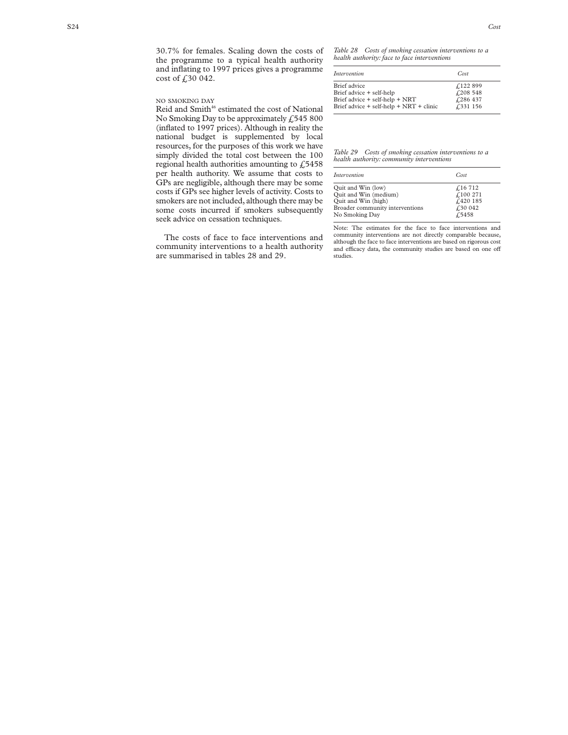30.7% for females. Scaling down the costs of the programme to a typical health authority and inflating to 1997 prices gives a programme cost of £30 042.

### NO SMOKING DAY

Reid and Smith[46] estimated the cost of National No Smoking Day to be approximately £545 800 (inflated to 1997 prices). Although in reality the national budget is supplemented by local resources, for the purposes of this work we have simply divided the total cost between the 100 regional health authorities amounting to £5458 per health authority. We assume that costs to GPs are negligible, although there may be some costs if GPs see higher levels of activity. Costs to smokers are not included, although there may be some costs incurred if smokers subsequently seek advice on cessation techniques.

The costs of face to face interventions and community interventions to a health authority are summarised in tables 28 and 29.

*Table 28 Costs of smoking cessation interventions to a health authority: face to face interventions*

| *Intervention* | *Cost* |
|---|---|
| Brief advice | £122 899 |
| Brief advice + self-help | £208 548 |
| Brief advice + self-help + NRT | £286 437 |
| Brief advice + self-help + NRT + clinic | £331 156 |

*Table 29 Costs of smoking cessation interventions to a health authority: community interventions*

| *Intervention* | *Cost* |
|---|---|
| Quit and Win (low) | £16 712 |
| Quit and Win (medium) | £100 271 |
| Quit and Win (high) | £420 185 |
| Broader community interventions | £30 042 |
| No Smoking Day | £5458 |

Note: The estimates for the face to face interventions and community interventions are not directly comparable because, although the face to face interventions are based on rigorous cost and efficacy data, the community studies are based on one off studies.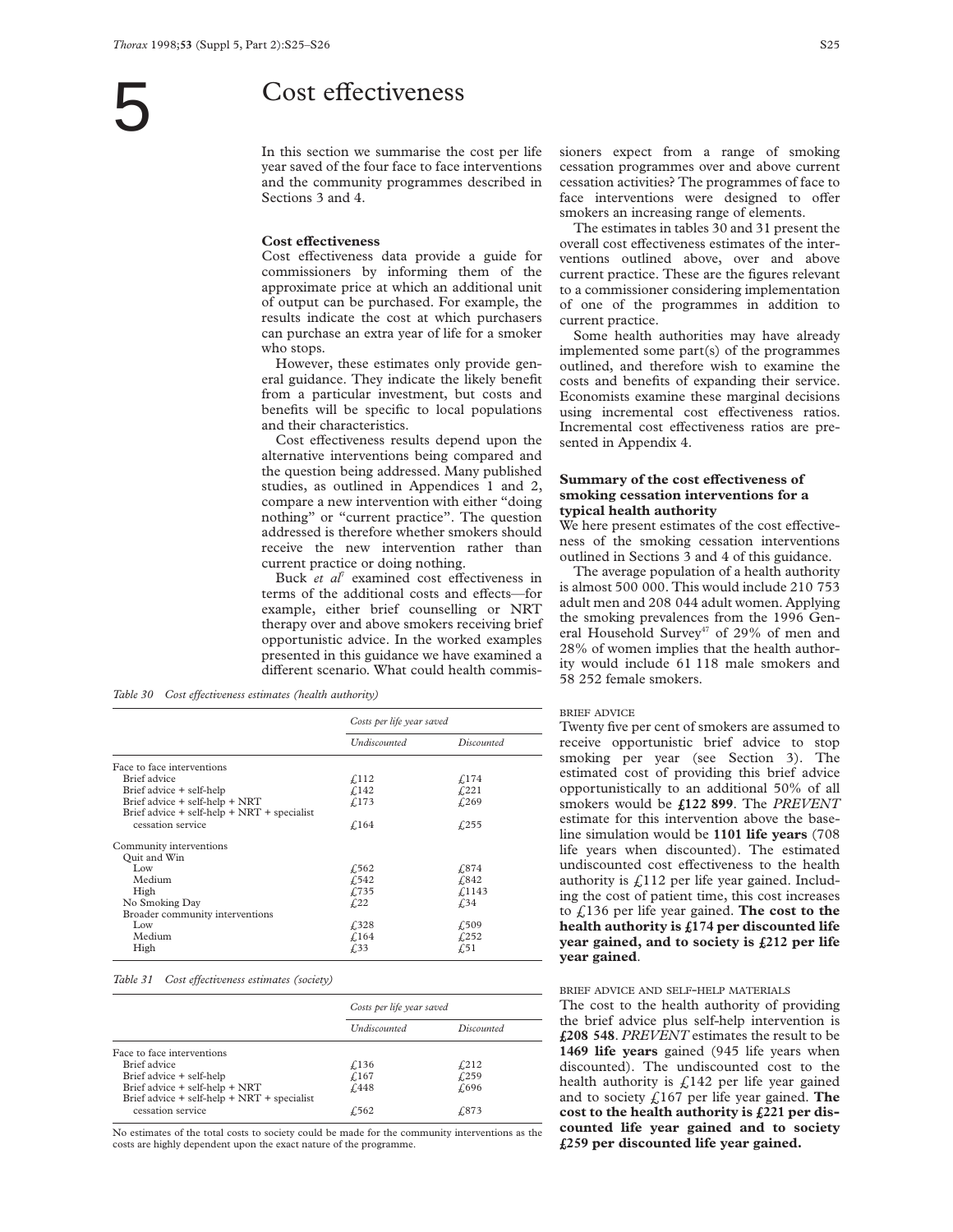# 5 Cost effectiveness

In this section we summarise the cost per life year saved of the four face to face interventions and the community programmes described in Sections 3 and 4.

### Cost effectiveness

Cost effectiveness data provide a guide for commissioners by informing them of the approximate price at which an additional unit of output can be purchased. For example, the results indicate the cost at which purchasers can purchase an extra year of life for a smoker who stops.

However, these estimates only provide general guidance. They indicate the likely benefit from a particular investment, but costs and benefits will be specific to local populations and their characteristics.

Cost effectiveness results depend upon the alternative interventions being compared and the question being addressed. Many published studies, as outlined in Appendices 1 and 2, compare a new intervention with either "doing nothing" or "current practice". The question addressed is therefore whether smokers should receive the new intervention rather than current practice or doing nothing.

Buck *et al*[7] examined cost effectiveness in terms of the additional costs and effects—for example, either brief counselling or NRT therapy over and above smokers receiving brief opportunistic advice. In the worked examples presented in this guidance we have examined a different scenario. What could health commissioners expect from a range of smoking cessation programmes over and above current cessation activities? The programmes of face to face interventions were designed to offer smokers an increasing range of elements.

The estimates in tables 30 and 31 present the overall cost effectiveness estimates of the interventions outlined above, over and above current practice. These are the figures relevant to a commissioner considering implementation of one of the programmes in addition to current practice.

Some health authorities may have already implemented some part(s) of the programmes outlined, and therefore wish to examine the costs and benefits of expanding their service. Economists examine these marginal decisions using incremental cost effectiveness ratios. Incremental cost effectiveness ratios are presented in Appendix 4.

*Table 30 Cost effectiveness estimates (health authority)*

| | Costs per life year saved | |
|---|---|---|
| | *Undiscounted* | *Discounted* |
| Face to face interventions | | |
| Brief advice | £112 | £174 |
| Brief advice + self-help | £142 | £221 |
| Brief advice + self-help + NRT | £173 | £269 |
| Brief advice + self-help + NRT + specialist cessation service | £164 | £255 |
| Community interventions | | |
| Quit and Win | | |
| Low | £562 | £874 |
| Medium | £542 | £842 |
| High | £735 | £1143 |
| No Smoking Day | £22 | £34 |
| Broader community interventions | | |
| Low | £328 | £509 |
| Medium | £164 | £252 |
| High | £33 | £51 |

*Table 31 Cost effectiveness estimates (society)*

| | Costs per life year saved | |
|---|---|---|
| | *Undiscounted* | *Discounted* |
| Face to face interventions | | |
| Brief advice | £136 | £212 |
| Brief advice + self-help | £167 | £259 |
| Brief advice + self-help + NRT | £448 | £696 |
| Brief advice + self-help + NRT + specialist cessation service | £562 | £873 |

No estimates of the total costs to society could be made for the community interventions as the costs are highly dependent upon the exact nature of the programme.

### Summary of the cost effectiveness of smoking cessation interventions for a typical health authority

We here present estimates of the cost effectiveness of the smoking cessation interventions outlined in Sections 3 and 4 of this guidance.

The average population of a health authority is almost 500 000. This would include 210 753 adult men and 208 044 adult women. Applying the smoking prevalences from the 1996 General Household Survey[47] of 29% of men and 28% of women implies that the health authority would include 61 118 male smokers and 58 252 female smokers.

#### BRIEF ADVICE

Twenty five per cent of smokers are assumed to receive opportunistic brief advice to stop smoking per year (see Section 3). The estimated cost of providing this brief advice opportunistically to an additional 50% of all smokers would be **£122 899**. The *PREVENT* estimate for this intervention above the baseline simulation would be **1101 life years** (708 life years when discounted). The estimated undiscounted cost effectiveness to the health authority is £112 per life year gained. Including the cost of patient time, this cost increases to £136 per life year gained. **The cost to the health authority is £174 per discounted life year gained, and to society is £212 per life year gained**.

#### BRIEF ADVICE AND SELF-HELP MATERIALS

The cost to the health authority of providing the brief advice plus self-help intervention is **£208 548**. *PREVENT* estimates the result to be **1469 life years** gained (945 life years when discounted). The undiscounted cost to the health authority is £142 per life year gained and to society £167 per life year gained. **The cost to the health authority is £221 per discounted life year gained and to society £259 per discounted life year gained.**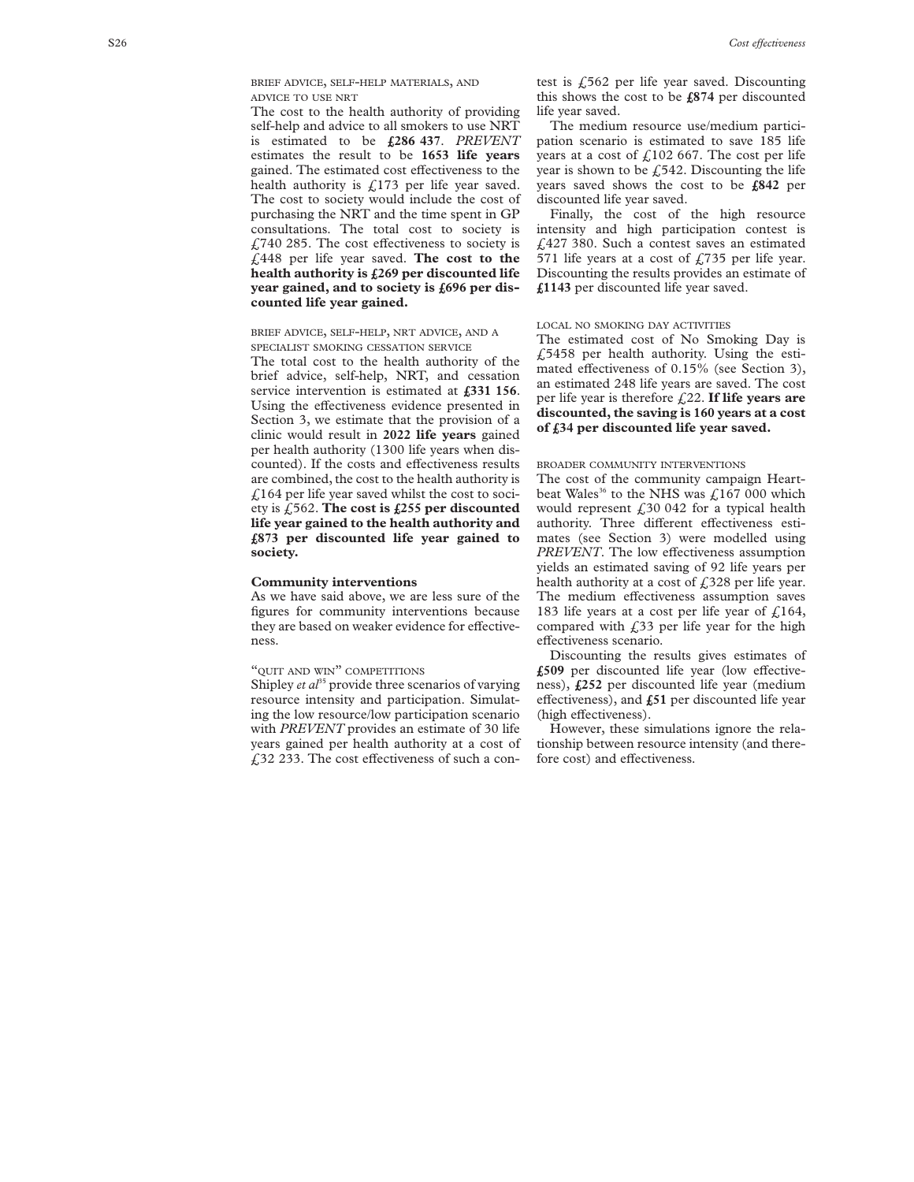#### BRIEF ADVICE, SELF-HELP MATERIALS, AND ADVICE TO USE NRT

The cost to the health authority of providing self-help and advice to all smokers to use NRT is estimated to be **£286 437**. *PREVENT* estimates the result to be **1653 life years** gained. The estimated cost effectiveness to the health authority is £173 per life year saved. The cost to society would include the cost of purchasing the NRT and the time spent in GP consultations. The total cost to society is £740 285. The cost effectiveness to society is £448 per life year saved. **The cost to the health authority is £269 per discounted life year gained, and to society is £696 per discounted life year gained.**

#### BRIEF ADVICE, SELF-HELP, NRT ADVICE, AND A SPECIALIST SMOKING CESSATION SERVICE

The total cost to the health authority of the brief advice, self-help, NRT, and cessation service intervention is estimated at **£331 156**. Using the effectiveness evidence presented in Section 3, we estimate that the provision of a clinic would result in **2022 life years** gained per health authority (1300 life years when discounted). If the costs and effectiveness results are combined, the cost to the health authority is £164 per life year saved whilst the cost to society is £562. **The cost is £255 per discounted life year gained to the health authority and £873 per discounted life year gained to society.**

### Community interventions

As we have said above, we are less sure of the figures for community interventions because they are based on weaker evidence for effectiveness.

#### "QUIT AND WIN" COMPETITIONS

Shipley *et al*[35] provide three scenarios of varying resource intensity and participation. Simulating the low resource/low participation scenario with *PREVENT* provides an estimate of 30 life years gained per health authority at a cost of £32 233. The cost effectiveness of such a contest is £562 per life year saved. Discounting this shows the cost to be **£874** per discounted life year saved.

The medium resource use/medium participation scenario is estimated to save 185 life years at a cost of £102 667. The cost per life year is shown to be £542. Discounting the life years saved shows the cost to be **£842** per discounted life year saved.

Finally, the cost of the high resource intensity and high participation contest is £427 380. Such a contest saves an estimated 571 life years at a cost of £735 per life year. Discounting the results provides an estimate of **£1143** per discounted life year saved.

#### LOCAL NO SMOKING DAY ACTIVITIES

The estimated cost of No Smoking Day is £5458 per health authority. Using the estimated effectiveness of 0.15% (see Section 3), an estimated 248 life years are saved. The cost per life year is therefore £22. **If life years are discounted, the saving is 160 years at a cost of £34 per discounted life year saved.**

#### BROADER COMMUNITY INTERVENTIONS

The cost of the community campaign Heartbeat Wales[36] to the NHS was £167 000 which would represent £30 042 for a typical health authority. Three different effectiveness estimates (see Section 3) were modelled using *PREVENT*. The low effectiveness assumption yields an estimated saving of 92 life years per health authority at a cost of £328 per life year. The medium effectiveness assumption saves 183 life years at a cost per life year of £164, compared with £33 per life year for the high effectiveness scenario.

Discounting the results gives estimates of **£509** per discounted life year (low effectiveness), **£252** per discounted life year (medium effectiveness), and **£51** per discounted life year (high effectiveness).

However, these simulations ignore the relationship between resource intensity (and therefore cost) and effectiveness.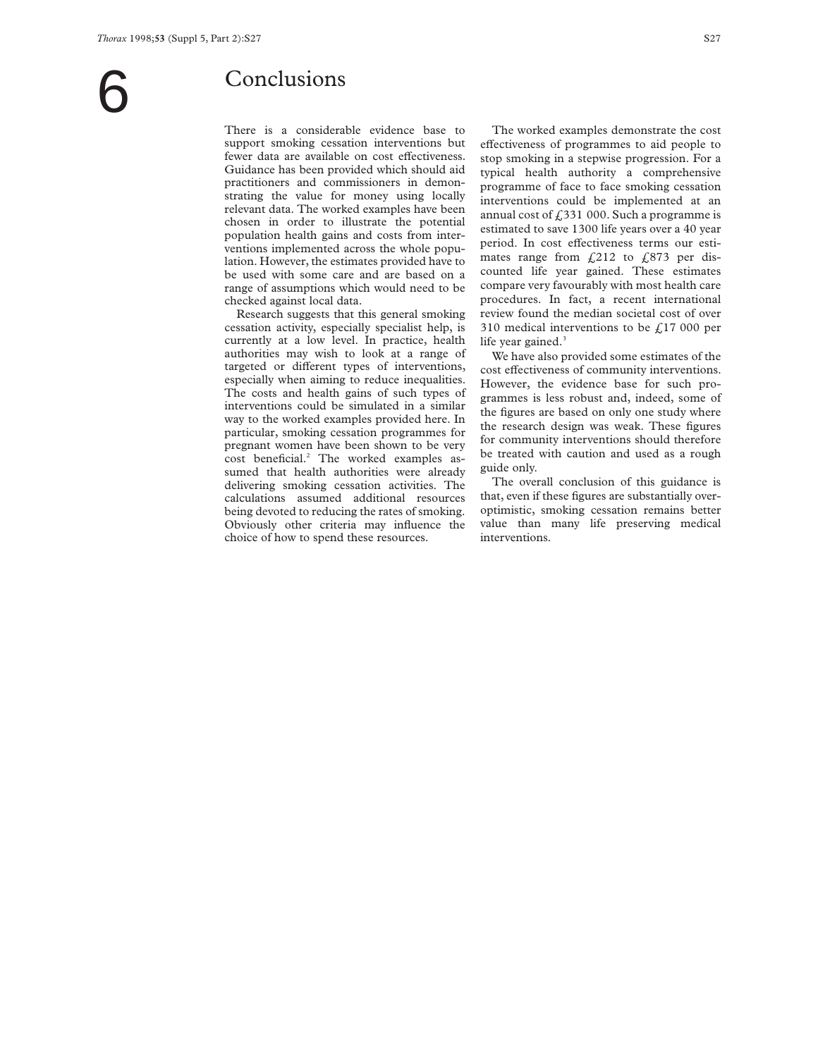# 6 Conclusions

There is a considerable evidence base to support smoking cessation interventions but fewer data are available on cost effectiveness. Guidance has been provided which should aid practitioners and commissioners in demonstrating the value for money using locally relevant data. The worked examples have been chosen in order to illustrate the potential population health gains and costs from interventions implemented across the whole population. However, the estimates provided have to be used with some care and are based on a range of assumptions which would need to be checked against local data.

Research suggests that this general smoking cessation activity, especially specialist help, is currently at a low level. In practice, health authorities may wish to look at a range of targeted or different types of interventions, especially when aiming to reduce inequalities. The costs and health gains of such types of interventions could be simulated in a similar way to the worked examples provided here. In particular, smoking cessation programmes for pregnant women have been shown to be very cost beneficial.[2] The worked examples assumed that health authorities were already delivering smoking cessation activities. The calculations assumed additional resources being devoted to reducing the rates of smoking. Obviously other criteria may influence the choice of how to spend these resources.

The worked examples demonstrate the cost effectiveness of programmes to aid people to stop smoking in a stepwise progression. For a typical health authority a comprehensive programme of face to face smoking cessation interventions could be implemented at an annual cost of £331 000. Such a programme is estimated to save 1300 life years over a 40 year period. In cost effectiveness terms our estimates range from £212 to £873 per discounted life year gained. These estimates compare very favourably with most health care procedures. In fact, a recent international review found the median societal cost of over 310 medical interventions to be £17 000 per life year gained.[3]

We have also provided some estimates of the cost effectiveness of community interventions. However, the evidence base for such programmes is less robust and, indeed, some of the figures are based on only one study where the research design was weak. These figures for community interventions should therefore be treated with caution and used as a rough guide only.

The overall conclusion of this guidance is that, even if these figures are substantially over-optimistic, smoking cessation remains better value than many life preserving medical interventions.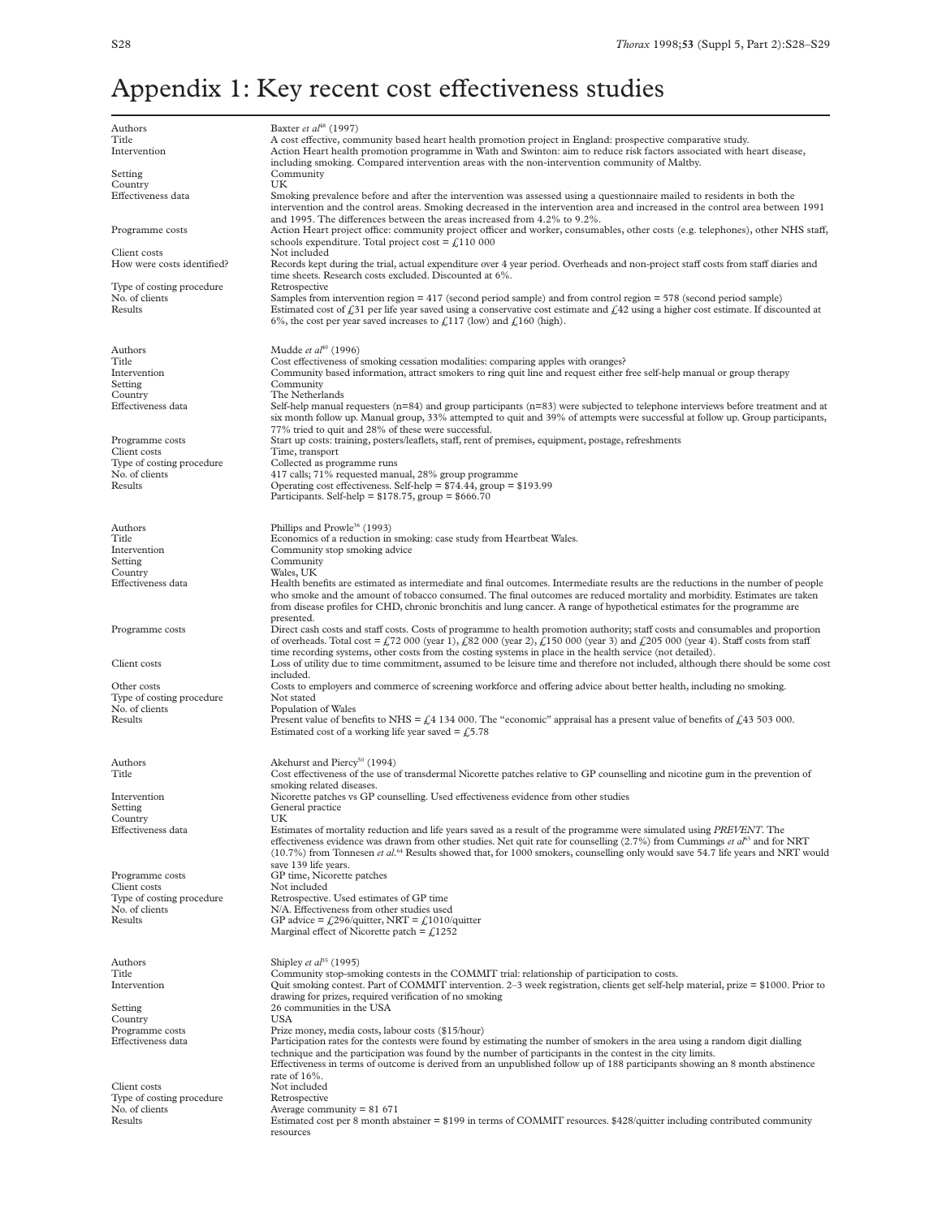# Appendix 1: Key recent cost effectiveness studies

| | |
|---|---|
| Authors | Baxter *et al*[48] (1997) |
| Title | A cost effective, community based heart health promotion project in England: prospective comparative study. |
| Intervention | Action Heart health promotion programme in Wath and Swinton: aim to reduce risk factors associated with heart disease, including smoking. Compared intervention areas with the non-intervention community of Maltby. |
| Setting | Community |
| Country | UK |
| Effectiveness data | Smoking prevalence before and after the intervention was assessed using a questionnaire mailed to residents in both the intervention and the control areas. Smoking decreased in the intervention area and increased in the control area between 1991 and 1995. The differences between the areas increased from 4.2% to 9.2%. |
| Programme costs | Action Heart project office: community project officer and worker, consumables, other costs (e.g. telephones), other NHS staff, schools expenditure. Total project cost = £110 000 |
| Client costs | Not included |
| How were costs identified? | Records kept during the trial, actual expenditure over 4 year period. Overheads and non-project staff costs from staff diaries and time sheets. Research costs excluded. Discounted at 6%. |
| Type of costing procedure | Retrospective |
| No. of clients | Samples from intervention region = 417 (second period sample) and from control region = 578 (second period sample) |
| Results | Estimated cost of £31 per life year saved using a conservative cost estimate and £42 using a higher cost estimate. If discounted at 6%, the cost per year saved increases to £117 (low) and £160 (high). |

| | |
|---|---|
| Authors | Mudde *et al*[49] (1996) |
| Title | Cost effectiveness of smoking cessation modalities: comparing apples with oranges? |
| Intervention | Community based information, attract smokers to ring quit line and request either free self-help manual or group therapy |
| Setting | Community |
| Country | The Netherlands |
| Effectiveness data | Self-help manual requesters (n=84) and group participants (n=83) were subjected to telephone interviews before treatment and at six month follow up. Manual group, 33% attempted to quit and 39% of attempts were successful at follow up. Group participants, 77% tried to quit and 28% of these were successful. |
| Programme costs | Start up costs: training, posters/leaflets, staff, rent of premises, equipment, postage, refreshments |
| Client costs | Time, transport |
| Type of costing procedure | Collected as programme runs |
| No. of clients | 417 calls; 71% requested manual, 28% group programme |
| Results | Operating cost effectiveness. Self-help = $74.44, group = $193.99<br>Participants. Self-help = $178.75, group = $666.70 |

| | |
|---|---|
| Authors | Phillips and Prowle[36] (1993) |
| Title | Economics of a reduction in smoking: case study from Heartbeat Wales. |
| Intervention | Community stop smoking advice |
| Setting | Community |
| Country | Wales, UK |
| Effectiveness data | Health benefits are estimated as intermediate and final outcomes. Intermediate results are the reductions in the number of people who smoke and the amount of tobacco consumed. The final outcomes are reduced mortality and morbidity. Estimates are taken from disease profiles for CHD, chronic bronchitis and lung cancer. A range of hypothetical estimates for the programme are presented. |
| Programme costs | Direct cash costs and staff costs. Costs of programme to health promotion authority; staff costs and consumables and proportion of overheads. Total cost = £72 000 (year 1), £82 000 (year 2), £150 000 (year 3) and £205 000 (year 4). Staff costs from staff time recording systems, other costs from the costing systems in place in the health service (not detailed). |
| Client costs | Loss of utility due to time commitment, assumed to be leisure time and therefore not included, although there should be some cost included. |
| Other costs | Costs to employers and commerce of screening workforce and offering advice about better health, including no smoking. |
| Type of costing procedure | Not stated |
| No. of clients | Population of Wales |
| Results | Present value of benefits to NHS = £4 134 000. The "economic" appraisal has a present value of benefits of £43 503 000. Estimated cost of a working life year saved = £5.78 |

| | |
|---|---|
| Authors | Akehurst and Piercy[50] (1994) |
| Title | Cost effectiveness of the use of transdermal Nicorette patches relative to GP counselling and nicotine gum in the prevention of smoking related diseases. |
| Intervention | Nicorette patches vs GP counselling. Used effectiveness evidence from other studies |
| Setting | General practice |
| Country | UK |
| Effectiveness data | Estimates of mortality reduction and life years saved as a result of the programme were simulated using *PREVENT*. The effectiveness evidence was drawn from other studies. Net quit rate for counselling (2.7%) from Cummings *et al*[63] and for NRT (10.7%) from Tonnesen *et al*.[64] Results showed that, for 1000 smokers, counselling only would save 54.7 life years and NRT would save 139 life years. |
| Programme costs | GP time, Nicorette patches |
| Client costs | Not included |
| Type of costing procedure | Retrospective. Used estimates of GP time |
| No. of clients | N/A. Effectiveness from other studies used |
| Results | GP advice = £296/quitter, NRT = £1010/quitter<br>Marginal effect of Nicorette patch = £1252 |

| | |
|---|---|
| Authors | Shipley *et al*[35] (1995) |
| Title | Community stop-smoking contests in the COMMIT trial: relationship of participation to costs. |
| Intervention | Quit smoking contest. Part of COMMIT intervention. 2–3 week registration, clients get self-help material, prize = $1000. Prior to drawing for prizes, required verification of no smoking |
| Setting | 26 communities in the USA |
| Country | USA |
| Programme costs | Prize money, media costs, labour costs ($15/hour) |
| Effectiveness data | Participation rates for the contests were found by estimating the number of smokers in the area using a random digit dialling technique and the participation was found by the number of participants in the contest in the city limits.<br>Effectiveness in terms of outcome is derived from an unpublished follow up of 188 participants showing an 8 month abstinence rate of 16%. |
| Client costs | Not included |
| Type of costing procedure | Retrospective |
| No. of clients | Average community = 81 671 |
| Results | Estimated cost per 8 month abstainer = $199 in terms of COMMIT resources. $428/quitter including contributed community resources |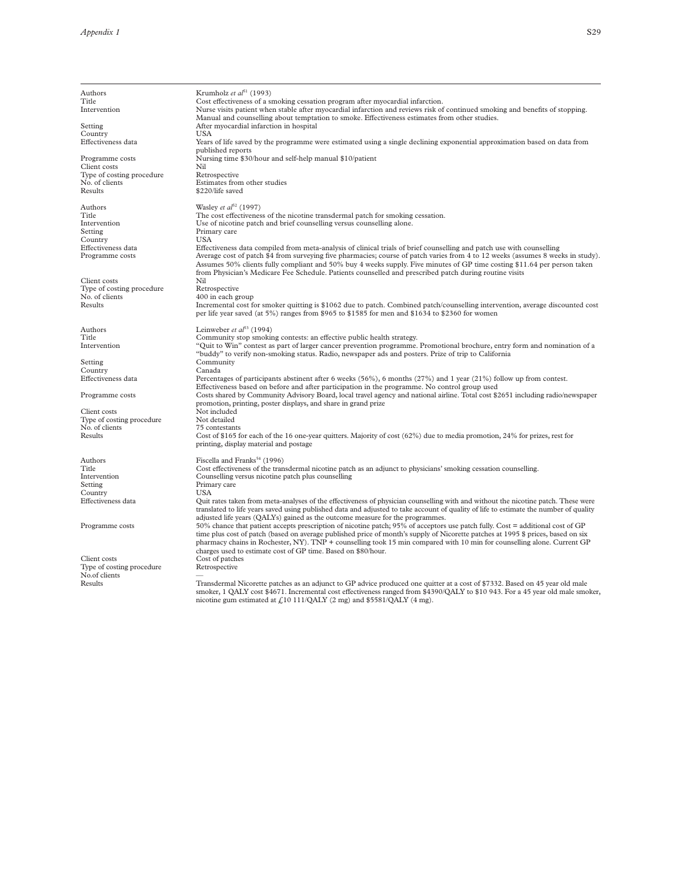| | |
|---|---|
| Authors | Krumholz *et al*[51] (1993) |
| Title | Cost effectiveness of a smoking cessation program after myocardial infarction. |
| Intervention | Nurse visits patient when stable after myocardial infarction and reviews risk of continued smoking and benefits of stopping. Manual and counselling about temptation to smoke. Effectiveness estimates from other studies. |
| Setting | After myocardial infarction in hospital |
| Country | USA |
| Effectiveness data | Years of life saved by the programme were estimated using a single declining exponential approximation based on data from published reports |
| Programme costs | Nursing time $30/hour and self-help manual $10/patient |
| Client costs | Nil |
| Type of costing procedure | Retrospective |
| No. of clients | Estimates from other studies |
| Results | $220/life saved |

| | |
|---|---|
| Authors | Wasley *et al*[52] (1997) |
| Title | The cost effectiveness of the nicotine transdermal patch for smoking cessation. |
| Intervention | Use of nicotine patch and brief counselling versus counselling alone. |
| Setting | Primary care |
| Country | USA |
| Effectiveness data | Effectiveness data compiled from meta-analysis of clinical trials of brief counselling and patch use with counselling |
| Programme costs | Average cost of patch $4 from surveying five pharmacies; course of patch varies from 4 to 12 weeks (assumes 8 weeks in study). Assumes 50% clients fully compliant and 50% buy 4 weeks supply. Five minutes of GP time costing $11.64 per person taken from Physician's Medicare Fee Schedule. Patients counselled and prescribed patch during routine visits |
| Client costs | Nil |
| Type of costing procedure | Retrospective |
| No. of clients | 400 in each group |
| Results | Incremental cost for smoker quitting is $1062 due to patch. Combined patch/counselling intervention, average discounted cost per life year saved (at 5%) ranges from $965 to $1585 for men and $1634 to $2360 for women |

| | |
|---|---|
| Authors | Leinweber *et al*[53] (1994) |
| Title | Community stop smoking contests: an effective public health strategy. |
| Intervention | "Quit to Win" contest as part of larger cancer prevention programme. Promotional brochure, entry form and nomination of a "buddy" to verify non-smoking status. Radio, newspaper ads and posters. Prize of trip to California |
| Setting | Community |
| Country | Canada |
| Effectiveness data | Percentages of participants abstinent after 6 weeks (56%), 6 months (27%) and 1 year (21%) follow up from contest. Effectiveness based on before and after participation in the programme. No control group used |
| Programme costs | Costs shared by Community Advisory Board, local travel agency and national airline. Total cost $2651 including radio/newspaper promotion, printing, poster displays, and share in grand prize |
| Client costs | Not included |
| Type of costing procedure | Not detailed |
| No. of clients | 75 contestants |
| Results | Cost of $165 for each of the 16 one-year quitters. Majority of cost (62%) due to media promotion, 24% for prizes, rest for printing, display material and postage |

| | |
|---|---|
| Authors | Fiscella and Franks[54] (1996) |
| Title | Cost effectiveness of the transdermal nicotine patch as an adjunct to physicians' smoking cessation counselling. |
| Intervention | Counselling versus nicotine patch plus counselling |
| Setting | Primary care |
| Country | USA |
| Effectiveness data | Quit rates taken from meta-analyses of the effectiveness of physician counselling with and without the nicotine patch. These were translated to life years saved using published data and adjusted to take account of quality of life to estimate the number of quality adjusted life years (QALYs) gained as the outcome measure for the programmes. |
| Programme costs | 50% chance that patient accepts prescription of nicotine patch; 95% of acceptors use patch fully. Cost = additional cost of GP time plus cost of patch (based on average published price of month's supply of Nicorette patches at 1995 $ prices, based on six pharmacy chains in Rochester, NY). TNP + counselling took 15 min compared with 10 min for counselling alone. Current GP charges used to estimate cost of GP time. Based on $80/hour. |
| Client costs | Cost of patches |
| Type of costing procedure | Retrospective |
| No.of clients | — |
| Results | Transdermal Nicorette patches as an adjunct to GP advice produced one quitter at a cost of $7332. Based on 45 year old male smoker, 1 QALY cost $4671. Incremental cost effectiveness ranged from $4390/QALY to $10 943. For a 45 year old male smoker, nicotine gum estimated at £10 111/QALY (2 mg) and $5581/QALY (4 mg). |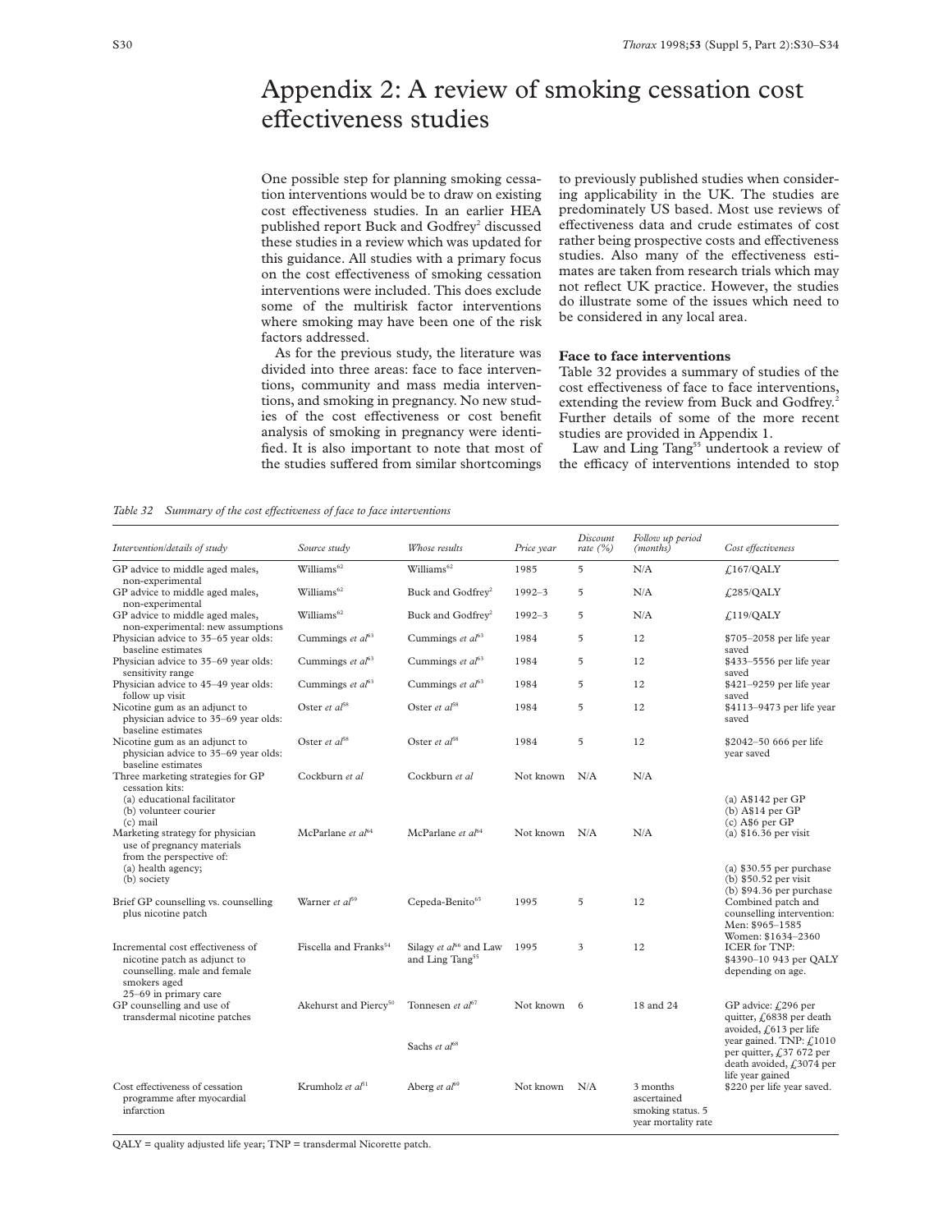# Appendix 2: A review of smoking cessation cost effectiveness studies

One possible step for planning smoking cessation interventions would be to draw on existing cost effectiveness studies. In an earlier HEA published report Buck and Godfrey[2] discussed these studies in a review which was updated for this guidance. All studies with a primary focus on the cost effectiveness of smoking cessation interventions were included. This does exclude some of the multirisk factor interventions where smoking may have been one of the risk factors addressed.

As for the previous study, the literature was divided into three areas: face to face interventions, community and mass media interventions, and smoking in pregnancy. No new studies of the cost effectiveness or cost benefit analysis of smoking in pregnancy were identified. It is also important to note that most of the studies suffered from similar shortcomings to previously published studies when considering applicability in the UK. The studies are predominately US based. Most use reviews of effectiveness data and crude estimates of cost rather being prospective costs and effectiveness studies. Also many of the effectiveness estimates are taken from research trials which may not reflect UK practice. However, the studies do illustrate some of the issues which need to be considered in any local area.

### Face to face interventions

Table 32 provides a summary of studies of the cost effectiveness of face to face interventions, extending the review from Buck and Godfrey.[2] Further details of some of the more recent studies are provided in Appendix 1.

Law and Ling Tang[55] undertook a review of the efficacy of interventions intended to stop

*Table 32 Summary of the cost effectiveness of face to face interventions*

| *Intervention/details of study* | *Source study* | *Whose results* | *Price year* | *Discount rate (%)* | *Follow up period (months)* | *Cost effectiveness* |
|---|---|---|---|---|---|---|
| GP advice to middle aged males, non-experimental | Williams[62] | Williams[62] | 1985 | 5 | N/A | £167/QALY |
| GP advice to middle aged males, non-experimental | Williams[62] | Buck and Godfrey[2] | 1992–3 | 5 | N/A | £285/QALY |
| GP advice to middle aged males, non-experimental: new assumptions | Williams[62] | Buck and Godfrey[2] | 1992–3 | 5 | N/A | £119/QALY |
| Physician advice to 35–65 year olds: baseline estimates | Cummings *et al*[63] | Cummings *et al*[63] | 1984 | 5 | 12 | $705–2058 per life year saved |
| Physician advice to 35–69 year olds: sensitivity range | Cummings *et al*[63] | Cummings *et al*[63] | 1984 | 5 | 12 | $433–5556 per life year saved |
| Physician advice to 45–49 year olds: follow up visit | Cummings *et al*[63] | Cummings *et al*[63] | 1984 | 5 | 12 | $421–9259 per life year saved |
| Nicotine gum as an adjunct to physician advice to 35–69 year olds: baseline estimates | Oster *et al*[58] | Oster *et al*[58] | 1984 | 5 | 12 | $4113–9473 per life year saved |
| Nicotine gum as an adjunct to physician advice to 35–69 year olds: baseline estimates | Oster *et al*[58] | Oster *et al*[58] | 1984 | 5 | 12 | $2042–50 666 per life year saved |
| Three marketing strategies for GP cessation kits: (a) educational facilitator (b) volunteer courier (c) mail | Cockburn *et al* | Cockburn *et al* | Not known | N/A | N/A | (a) A$142 per GP (b) A$14 per GP (c) A$6 per GP |
| Marketing strategy for physician use of pregnancy materials from the perspective of: (a) health agency; (b) society | McParlane *et al*[64] | McParlane *et al*[64] | Not known | N/A | N/A | (a) $16.36 per visit (a) $30.55 per purchase (b) $50.52 per visit (b) $94.36 per purchase |
| Brief GP counselling vs. counselling plus nicotine patch | Warner *et al*[59] | Cepeda-Benito[65] | 1995 | 5 | 12 | Combined patch and counselling intervention: Men: $965–1585 Women: $1634–2360 |
| Incremental cost effectiveness of nicotine patch as adjunct to counselling. male and female smokers aged 25–69 in primary care | Fiscella and Franks[54] | Silagy *et al*[66] and Law and Ling Tang[55] | 1995 | 3 | 12 | ICER for TNP: $4390–10 943 per QALY depending on age. |
| GP counselling and use of transdermal nicotine patches | Akehurst and Piercy[50] | Tonnesen *et al*[67] Sachs *et al*[68] | Not known | 6 | 18 and 24 | GP advice: £296 per quitter, £6838 per death avoided, £613 per life year gained. TNP: £1010 per quitter, £37 672 per death avoided, £3074 per life year gained |
| Cost effectiveness of cessation programme after myocardial infarction | Krumholz *et al*[61] | Aberg *et al*[69] | Not known | N/A | 3 months ascertained smoking status. 5 year mortality rate | $220 per life year saved. |

QALY = quality adjusted life year; TNP = transdermal Nicorette patch.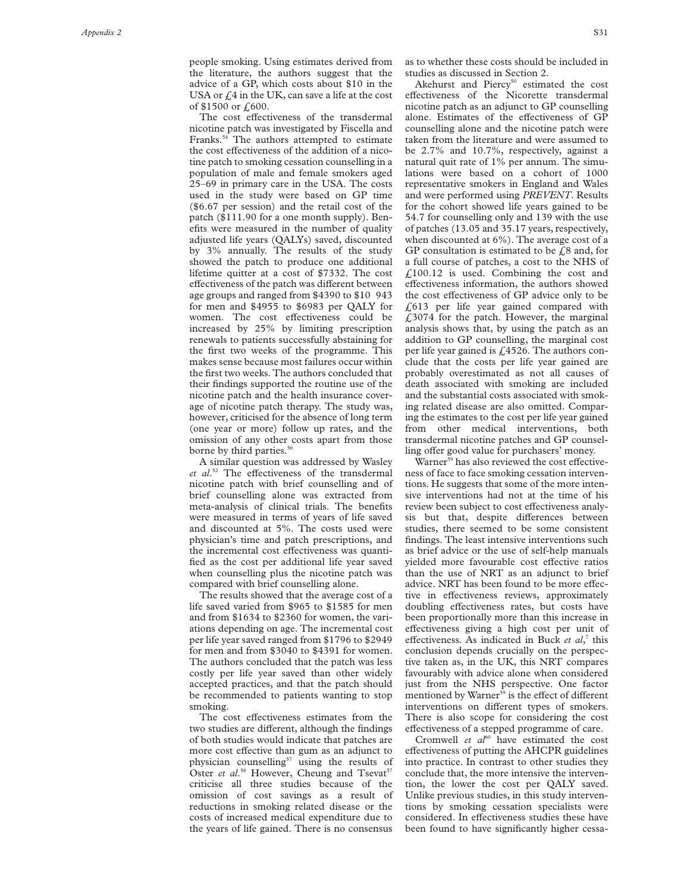people smoking. Using estimates derived from the literature, the authors suggest that the advice of a GP, which costs about $10 in the USA or £4 in the UK, can save a life at the cost of $1500 or £600.

The cost effectiveness of the transdermal nicotine patch was investigated by Fiscella and Franks.[54] The authors attempted to estimate the cost effectiveness of the addition of a nicotine patch to smoking cessation counselling in a population of male and female smokers aged 25–69 in primary care in the USA. The costs used in the study were based on GP time ($6.67 per session) and the retail cost of the patch ($111.90 for a one month supply). Benefits were measured in the number of quality adjusted life years (QALYs) saved, discounted by 3% annually. The results of the study showed the patch to produce one additional lifetime quitter at a cost of $7332. The cost effectiveness of the patch was different between age groups and ranged from $4390 to $10 943 for men and $4955 to $6983 per QALY for women. The cost effectiveness could be increased by 25% by limiting prescription renewals to patients successfully abstaining for the first two weeks of the programme. This makes sense because most failures occur within the first two weeks. The authors concluded that their findings supported the routine use of the nicotine patch and the health insurance coverage of nicotine patch therapy. The study was, however, criticised for the absence of long term (one year or more) follow up rates, and the omission of any other costs apart from those borne by third parties.[56]

A similar question was addressed by Wasley *et al*.[52] The effectiveness of the transdermal nicotine patch with brief counselling and of brief counselling alone was extracted from meta-analysis of clinical trials. The benefits were measured in terms of years of life saved and discounted at 5%. The costs used were physician's time and patch prescriptions, and the incremental cost effectiveness was quantified as the cost per additional life year saved when counselling plus the nicotine patch was compared with brief counselling alone.

The results showed that the average cost of a life saved varied from $965 to $1585 for men and from $1634 to $2360 for women, the variations depending on age. The incremental cost per life year saved ranged from $1796 to $2949 for men and from $3040 to $4391 for women. The authors concluded that the patch was less costly per life year saved than other widely accepted practices, and that the patch should be recommended to patients wanting to stop smoking.

The cost effectiveness estimates from the two studies are different, although the findings of both studies would indicate that patches are more cost effective than gum as an adjunct to physician counselling[57] using the results of Oster *et al*.[58] However, Cheung and Tsevat[57] criticise all three studies because of the omission of cost savings as a result of reductions in smoking related disease or the costs of increased medical expenditure due to the years of life gained. There is no consensus as to whether these costs should be included in studies as discussed in Section 2.

Akehurst and Piercy[50] estimated the cost effectiveness of the Nicorette transdermal nicotine patch as an adjunct to GP counselling alone. Estimates of the effectiveness of GP counselling alone and the nicotine patch were taken from the literature and were assumed to be 2.7% and 10.7%, respectively, against a natural quit rate of 1% per annum. The simulations were based on a cohort of 1000 representative smokers in England and Wales and were performed using *PREVENT*. Results for the cohort showed life years gained to be 54.7 for counselling only and 139 with the use of patches (13.05 and 35.17 years, respectively, when discounted at 6%). The average cost of a GP consultation is estimated to be £8 and, for a full course of patches, a cost to the NHS of £100.12 is used. Combining the cost and effectiveness information, the authors showed the cost effectiveness of GP advice only to be £613 per life year gained compared with £3074 for the patch. However, the marginal analysis shows that, by using the patch as an addition to GP counselling, the marginal cost per life year gained is £4526. The authors conclude that the costs per life year gained are probably overestimated as not all causes of death associated with smoking are included and the substantial costs associated with smoking related disease are also omitted. Comparing the estimates to the cost per life year gained from other medical interventions, both transdermal nicotine patches and GP counselling offer good value for purchasers' money.

Warner[59] has also reviewed the cost effectiveness of face to face smoking cessation interventions. He suggests that some of the more intensive interventions had not at the time of his review been subject to cost effectiveness analysis but that, despite differences between studies, there seemed to be some consistent findings. The least intensive interventions such as brief advice or the use of self-help manuals yielded more favourable cost effective ratios than the use of NRT as an adjunct to brief advice. NRT has been found to be more effective in effectiveness reviews, approximately doubling effectiveness rates, but costs have been proportionally more than this increase in effectiveness giving a high cost per unit of effectiveness. As indicated in Buck *et al*,[7] this conclusion depends crucially on the perspective taken as, in the UK, this NRT compares favourably with advice alone when considered just from the NHS perspective. One factor mentioned by Warner[59] is the effect of different interventions on different types of smokers. There is also scope for considering the cost effectiveness of a stepped programme of care.

Cromwell *et al*[60] have estimated the cost effectiveness of putting the AHCPR guidelines into practice. In contrast to other studies they conclude that, the more intensive the intervention, the lower the cost per QALY saved. Unlike previous studies, in this study interventions by smoking cessation specialists were considered. In effectiveness studies these have been found to have significantly higher cessa-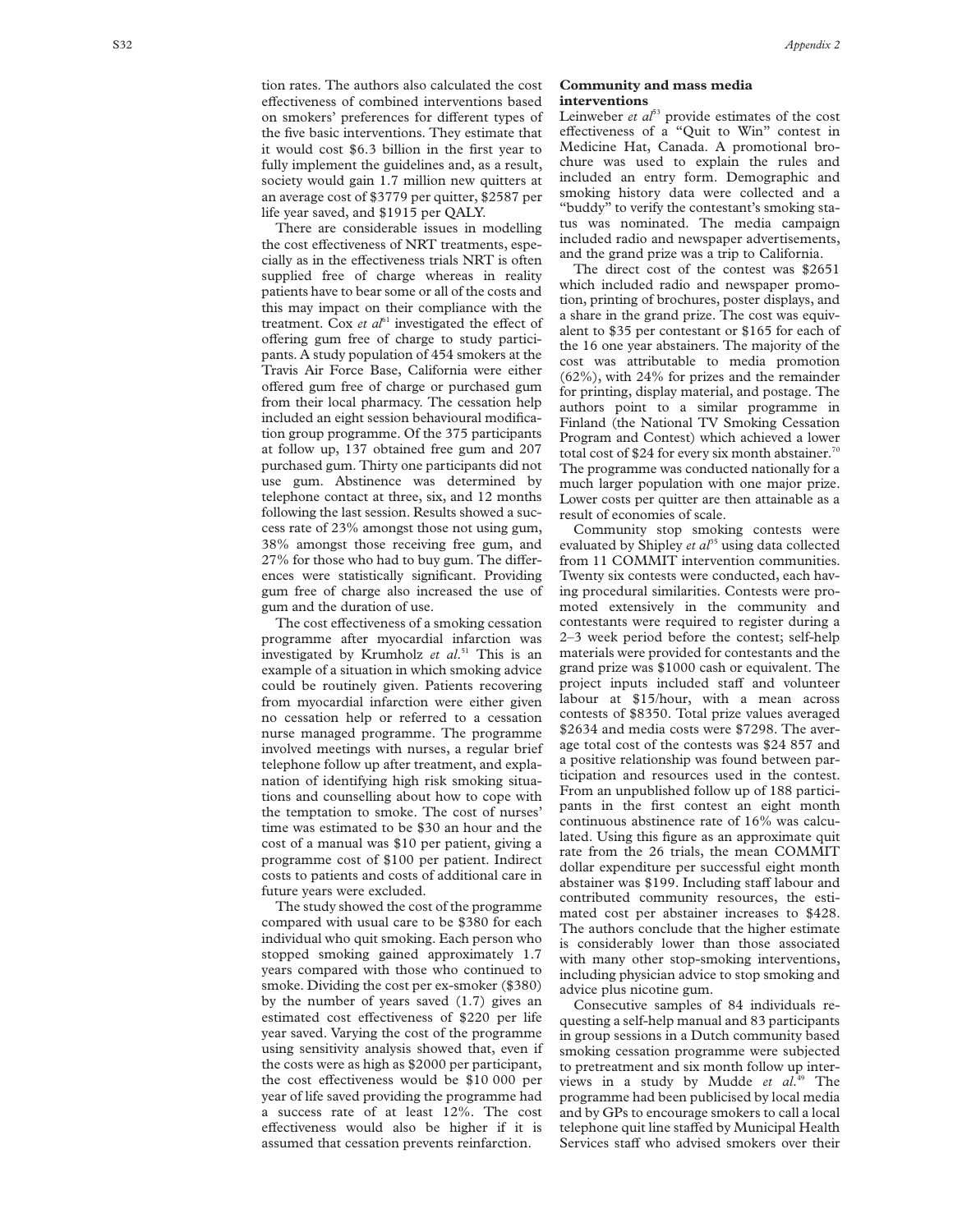tion rates. The authors also calculated the cost effectiveness of combined interventions based on smokers' preferences for different types of the five basic interventions. They estimate that it would cost $6.3 billion in the first year to fully implement the guidelines and, as a result, society would gain 1.7 million new quitters at an average cost of $3779 per quitter, $2587 per life year saved, and $1915 per QALY.

There are considerable issues in modelling the cost effectiveness of NRT treatments, especially as in the effectiveness trials NRT is often supplied free of charge whereas in reality patients have to bear some or all of the costs and this may impact on their compliance with the treatment. Cox *et al*[61] investigated the effect of offering gum free of charge to study participants. A study population of 454 smokers at the Travis Air Force Base, California were either offered gum free of charge or purchased gum from their local pharmacy. The cessation help included an eight session behavioural modification group programme. Of the 375 participants at follow up, 137 obtained free gum and 207 purchased gum. Thirty one participants did not use gum. Abstinence was determined by telephone contact at three, six, and 12 months following the last session. Results showed a success rate of 23% amongst those not using gum, 38% amongst those receiving free gum, and 27% for those who had to buy gum. The differences were statistically significant. Providing gum free of charge also increased the use of gum and the duration of use.

The cost effectiveness of a smoking cessation programme after myocardial infarction was investigated by Krumholz *et al*.[51] This is an example of a situation in which smoking advice could be routinely given. Patients recovering from myocardial infarction were either given no cessation help or referred to a cessation nurse managed programme. The programme involved meetings with nurses, a regular brief telephone follow up after treatment, and explanation of identifying high risk smoking situations and counselling about how to cope with the temptation to smoke. The cost of nurses' time was estimated to be $30 an hour and the cost of a manual was $10 per patient, giving a programme cost of $100 per patient. Indirect costs to patients and costs of additional care in future years were excluded.

The study showed the cost of the programme compared with usual care to be $380 for each individual who quit smoking. Each person who stopped smoking gained approximately 1.7 years compared with those who continued to smoke. Dividing the cost per ex-smoker ($380) by the number of years saved (1.7) gives an estimated cost effectiveness of $220 per life year saved. Varying the cost of the programme using sensitivity analysis showed that, even if the costs were as high as $2000 per participant, the cost effectiveness would be $10 000 per year of life saved providing the programme had a success rate of at least 12%. The cost effectiveness would also be higher if it is assumed that cessation prevents reinfarction.

## Community and mass media interventions

Leinweber *et al*[53] provide estimates of the cost effectiveness of a "Quit to Win" contest in Medicine Hat, Canada. A promotional brochure was used to explain the rules and included an entry form. Demographic and smoking history data were collected and a "buddy" to verify the contestant's smoking status was nominated. The media campaign included radio and newspaper advertisements, and the grand prize was a trip to California.

The direct cost of the contest was $2651 which included radio and newspaper promotion, printing of brochures, poster displays, and a share in the grand prize. The cost was equivalent to $35 per contestant or $165 for each of the 16 one year abstainers. The majority of the cost was attributable to media promotion (62%), with 24% for prizes and the remainder for printing, display material, and postage. The authors point to a similar programme in Finland (the National TV Smoking Cessation Program and Contest) which achieved a lower total cost of $24 for every six month abstainer.[70] The programme was conducted nationally for a much larger population with one major prize. Lower costs per quitter are then attainable as a result of economies of scale.

Community stop smoking contests were evaluated by Shipley *et al*[55] using data collected from 11 COMMIT intervention communities. Twenty six contests were conducted, each having procedural similarities. Contests were promoted extensively in the community and contestants were required to register during a 2–3 week period before the contest; self-help materials were provided for contestants and the grand prize was $1000 cash or equivalent. The project inputs included staff and volunteer labour at $15/hour, with a mean across contests of $8350. Total prize values averaged $2634 and media costs were $7298. The average total cost of the contests was $24 857 and a positive relationship was found between participation and resources used in the contest. From an unpublished follow up of 188 participants in the first contest an eight month continuous abstinence rate of 16% was calculated. Using this figure as an approximate quit rate from the 26 trials, the mean COMMIT dollar expenditure per successful eight month abstainer was $199. Including staff labour and contributed community resources, the estimated cost per abstainer increases to $428. The authors conclude that the higher estimate is considerably lower than those associated with many other stop-smoking interventions, including physician advice to stop smoking and advice plus nicotine gum.

Consecutive samples of 84 individuals requesting a self-help manual and 83 participants in group sessions in a Dutch community based smoking cessation programme were subjected to pretreatment and six month follow up interviews in a study by Mudde *et al*.[49] The programme had been publicised by local media and by GPs to encourage smokers to call a local telephone quit line staffed by Municipal Health Services staff who advised smokers over their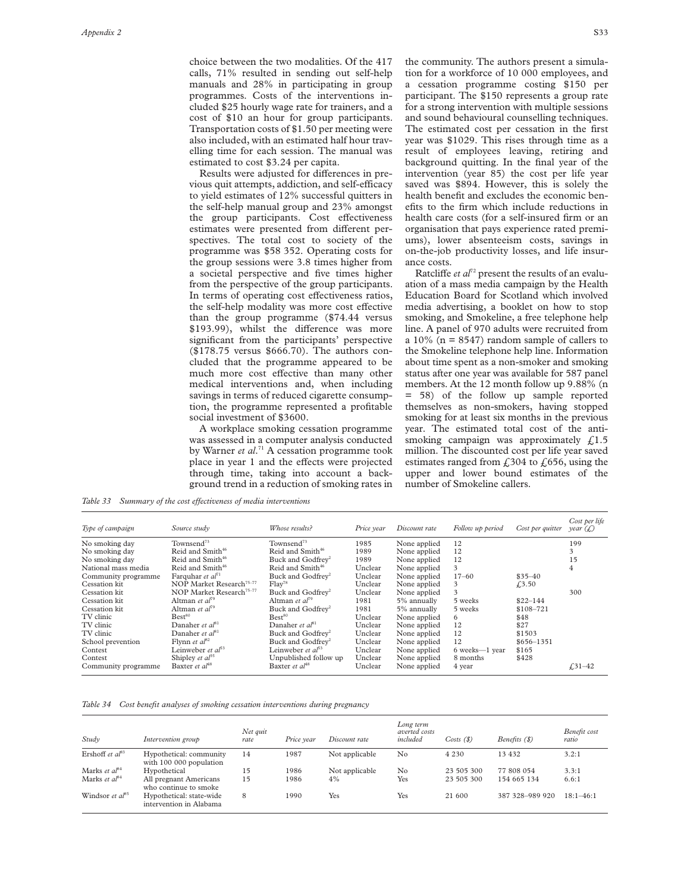choice between the two modalities. Of the 417 calls, 71% resulted in sending out self-help manuals and 28% in participating in group programmes. Costs of the interventions included $25 hourly wage rate for trainers, and a cost of $10 an hour for group participants. Transportation costs of $1.50 per meeting were also included, with an estimated half hour travelling time for each session. The manual was estimated to cost $3.24 per capita.

Results were adjusted for differences in previous quit attempts, addiction, and self-efficacy to yield estimates of 12% successful quitters in the self-help manual group and 23% amongst the group participants. Cost effectiveness estimates were presented from different perspectives. The total cost to society of the programme was $58 352. Operating costs for the group sessions were 3.8 times higher from a societal perspective and five times higher from the perspective of the group participants. In terms of operating cost effectiveness ratios, the self-help modality was more cost effective than the group programme ($74.44 versus $193.99), whilst the difference was more significant from the participants' perspective ($178.75 versus $666.70). The authors concluded that the programme appeared to be much more cost effective than many other medical interventions and, when including savings in terms of reduced cigarette consumption, the programme represented a profitable social investment of $3600.

A workplace smoking cessation programme was assessed in a computer analysis conducted by Warner *et al*.[71] A cessation programme took place in year 1 and the effects were projected through time, taking into account a background trend in a reduction of smoking rates in the community. The authors present a simulation for a workforce of 10 000 employees, and a cessation programme costing $150 per participant. The $150 represents a group rate for a strong intervention with multiple sessions and sound behavioural counselling techniques. The estimated cost per cessation in the first year was $1029. This rises through time as a result of employees leaving, retiring and background quitting. In the final year of the intervention (year 85) the cost per life year saved was $894. However, this is solely the health benefit and excludes the economic benefits to the firm which include reductions in health care costs (for a self-insured firm or an organisation that pays experience rated premiums), lower absenteeism costs, savings in on-the-job productivity losses, and life insurance costs.

Ratcliffe *et al*[72] present the results of an evaluation of a mass media campaign by the Health Education Board for Scotland which involved media advertising, a booklet on how to stop smoking, and Smokeline, a free telephone help line. A panel of 970 adults were recruited from a 10% (n = 8547) random sample of callers to the Smokeline telephone help line. Information about time spent as a non-smoker and smoking status after one year was available for 587 panel members. At the 12 month follow up 9.88% (n = 58) of the follow up sample reported themselves as non-smokers, having stopped smoking for at least six months in the previous year. The estimated total cost of the anti-smoking campaign was approximately £1.5 million. The discounted cost per life year saved estimates ranged from £304 to £656, using the upper and lower bound estimates of the number of Smokeline callers.

*Table 33 Summary of the cost effectiveness of media interventions*

| *Type of campaign* | *Source study* | *Whose results?* | *Price year* | *Discount rate* | *Follow up period* | *Cost per quitter* | *Cost per life year (£)* |
|---|---|---|---|---|---|---|---|
| No smoking day | Townsend[73] | Townsend[73] | 1985 | None applied | 12 | | 199 |
| No smoking day | Reid and Smith[46] | Reid and Smith[46] | 1989 | None applied | 12 | | 3 |
| No smoking day | Reid and Smith[46] | Buck and Godfrey[2] | 1989 | None applied | 12 | | 15 |
| National mass media | Reid and Smith[46] | Reid and Smith[46] | Unclear | None applied | 3 | | 4 |
| Community programme | Farquhar *et al*[71] | Buck and Godfrey[2] | Unclear | None applied | 17–60 | $35–40 | |
| Cessation kit | NOP Market Research[75–77] | Flay[78] | Unclear | None applied | 3 | £3.50 | |
| Cessation kit | NOP Market Research[75–77] | Buck and Godfrey[2] | Unclear | None applied | 3 | | 300 |
| Cessation kit | Altman *et al*[79] | Altman *et al*[79] | 1981 | 5% annually | 5 weeks | $22–144 | |
| Cessation kit | Altman *et al*[79] | Buck and Godfrey[2] | 1981 | 5% annually | 5 weeks | $108–721 | |
| TV clinic | Best[80] | Best[80] | Unclear | None applied | 6 | $48 | |
| TV clinic | Danaher *et al*[81] | Danaher *et al*[81] | Unclear | None applied | 12 | $27 | |
| TV clinic | Danaher *et al*[81] | Buck and Godfrey[2] | Unclear | None applied | 12 | $1503 | |
| School prevention | Flynn *et al*[82] | Buck and Godfrey[2] | Unclear | None applied | 12 | $656–1351 | |
| Contest | Leinweber *et al*[83] | Leinweber *et al*[83] | Unclear | None applied | 6 weeks—1 year | $165 | |
| Contest | Shipley *et al*[85] | Unpublished follow up | Unclear | None applied | 8 months | $428 | |
| Community programme | Baxter *et al*[48] | Baxter *et al*[48] | Unclear | None applied | 4 year | | £31–42 |

*Table 34 Cost benefit analyses of smoking cessation interventions during pregnancy*

| *Study* | *Intervention group* | *Net quit rate* | *Price year* | *Discount rate* | *Long term averted costs included* | *Costs ($)* | *Benefits ($)* | *Benefit cost ratio* |
|---|---|---|---|---|---|---|---|---|
| Ershoff *et al*[83] | Hypothetical: community with 100 000 population | 14 | 1987 | Not applicable | No | 4 230 | 13 432 | 3.2:1 |
| Marks *et al*[84] | Hypothetical | 15 | 1986 | Not applicable | No | 23 505 300 | 77 808 054 | 3.3:1 |
| Marks *et al*[84] | All pregnant Americans who continue to smoke | 15 | 1986 | 4% | Yes | 23 505 300 | 154 665 134 | 6.6:1 |
| Windsor *et al*[85] | Hypothetical: state-wide intervention in Alabama | 8 | 1990 | Yes | Yes | 21 600 | 387 328–989 920 | 18:1–46:1 |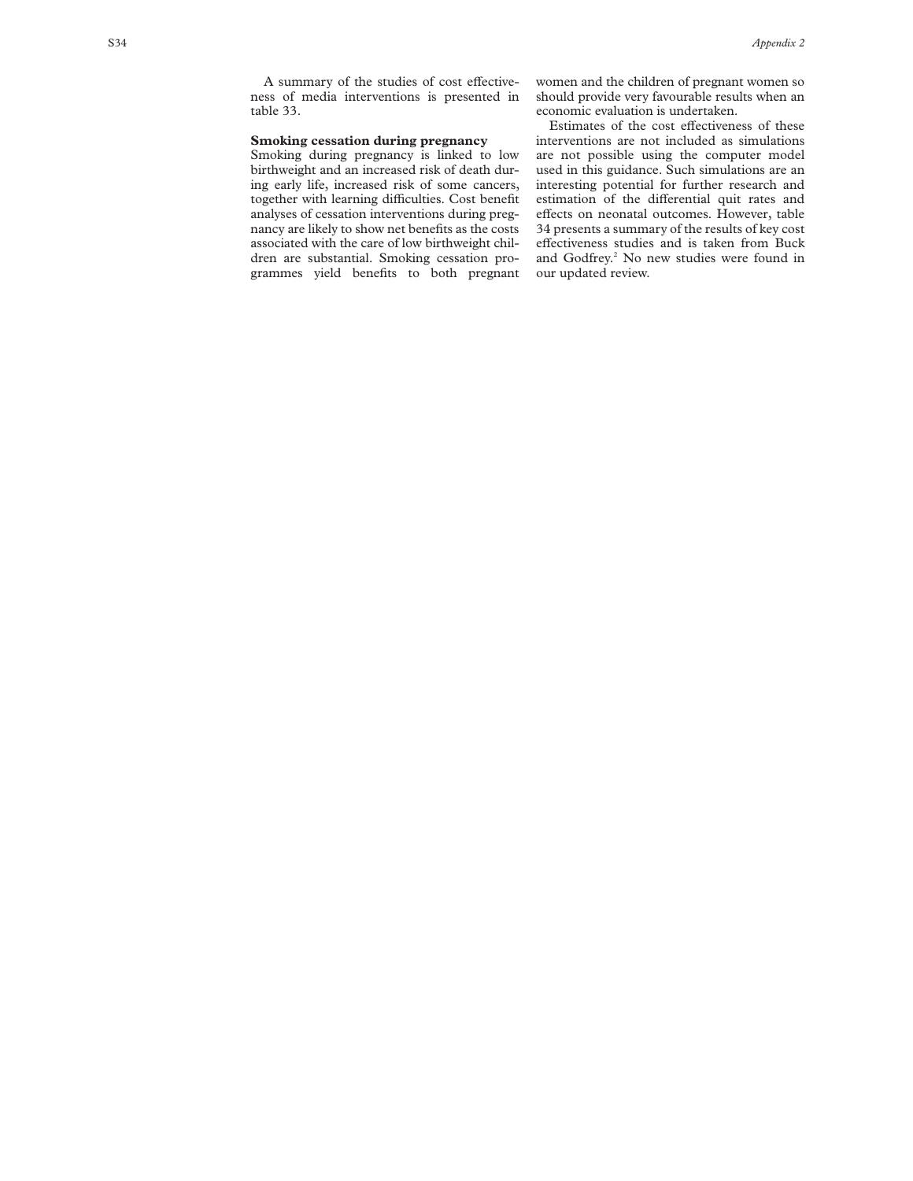A summary of the studies of cost effectiveness of media interventions is presented in table 33.

### Smoking cessation during pregnancy

Smoking during pregnancy is linked to low birthweight and an increased risk of death during early life, increased risk of some cancers, together with learning difficulties. Cost benefit analyses of cessation interventions during pregnancy are likely to show net benefits as the costs associated with the care of low birthweight children are substantial. Smoking cessation programmes yield benefits to both pregnant women and the children of pregnant women so should provide very favourable results when an economic evaluation is undertaken.

Estimates of the cost effectiveness of these interventions are not included as simulations are not possible using the computer model used in this guidance. Such simulations are an interesting potential for further research and estimation of the differential quit rates and effects on neonatal outcomes. However, table 34 presents a summary of the results of key cost effectiveness studies and is taken from Buck and Godfrey.[2] No new studies were found in our updated review.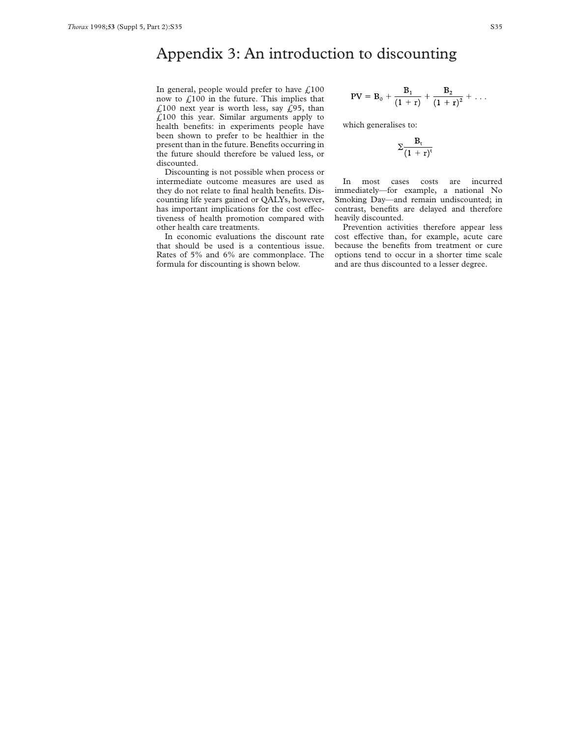# Appendix 3: An introduction to discounting

In general, people would prefer to have £100 now to £100 in the future. This implies that £100 next year is worth less, say £95, than £100 this year. Similar arguments apply to health benefits: in experiments people have been shown to prefer to be healthier in the present than in the future. Benefits occurring in the future should therefore be valued less, or discounted.

Discounting is not possible when process or intermediate outcome measures are used as they do not relate to final health benefits. Discounting life years gained or QALYs, however, has important implications for the cost effectiveness of health promotion compared with other health care treatments.

In economic evaluations the discount rate that should be used is a contentious issue. Rates of 5% and 6% are commonplace. The formula for discounting is shown below.

$$PV = B_0 + \frac{B_1}{(1 + r)} + \frac{B_2}{(1 + r)^2} + \ldots$$

which generalises to:

$$\Sigma \frac{B_t}{(1 + r)^t}$$

In most cases costs are incurred immediately—for example, a national No Smoking Day—and remain undiscounted; in contrast, benefits are delayed and therefore heavily discounted.

Prevention activities therefore appear less cost effective than, for example, acute care because the benefits from treatment or cure options tend to occur in a shorter time scale and are thus discounted to a lesser degree.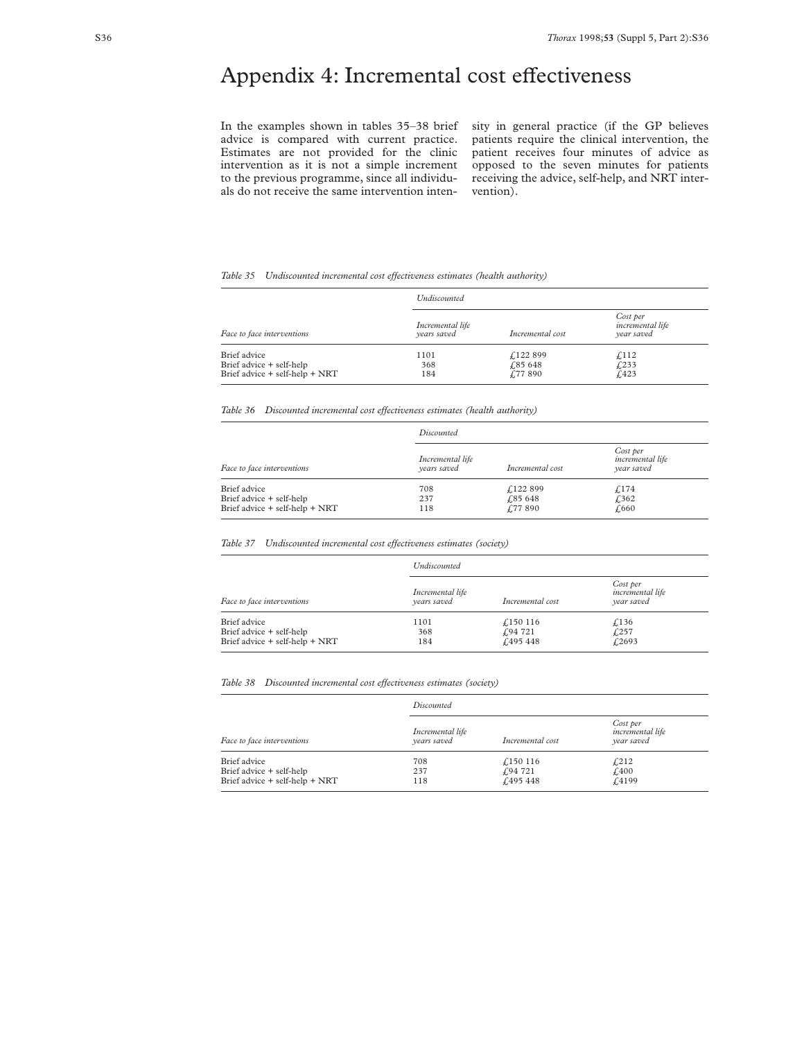# Appendix 4: Incremental cost effectiveness

In the examples shown in tables 35–38 brief advice is compared with current practice. Estimates are not provided for the clinic intervention as it is not a simple increment to the previous programme, since all individuals do not receive the same intervention intensity in general practice (if the GP believes patients require the clinical intervention, the patient receives four minutes of advice as opposed to the seven minutes for patients receiving the advice, self-help, and NRT intervention).

*Table 35 Undiscounted incremental cost effectiveness estimates (health authority)*

| | *Undiscounted* | | |
|---|---|---|---|
| *Face to face interventions* | *Incremental life years saved* | *Incremental cost* | *Cost per incremental life year saved* |
| Brief advice | 1101 | £122 899 | £112 |
| Brief advice + self-help | 368 | £85 648 | £233 |
| Brief advice + self-help + NRT | 184 | £77 890 | £423 |

*Table 36 Discounted incremental cost effectiveness estimates (health authority)*

| | *Discounted* | | |
|---|---|---|---|
| *Face to face interventions* | *Incremental life years saved* | *Incremental cost* | *Cost per incremental life year saved* |
| Brief advice | 708 | £122 899 | £174 |
| Brief advice + self-help | 237 | £85 648 | £362 |
| Brief advice + self-help + NRT | 118 | £77 890 | £660 |

*Table 37 Undiscounted incremental cost effectiveness estimates (society)*

| | *Undiscounted* | | |
|---|---|---|---|
| *Face to face interventions* | *Incremental life years saved* | *Incremental cost* | *Cost per incremental life year saved* |
| Brief advice | 1101 | £150 116 | £136 |
| Brief advice + self-help | 368 | £94 721 | £257 |
| Brief advice + self-help + NRT | 184 | £495 448 | £2693 |

*Table 38 Discounted incremental cost effectiveness estimates (society)*

| | *Discounted* | | |
|---|---|---|---|
| *Face to face interventions* | *Incremental life years saved* | *Incremental cost* | *Cost per incremental life year saved* |
| Brief advice | 708 | £150 116 | £212 |
| Brief advice + self-help | 237 | £94 721 | £400 |
| Brief advice + self-help + NRT | 118 | £495 448 | £4199 |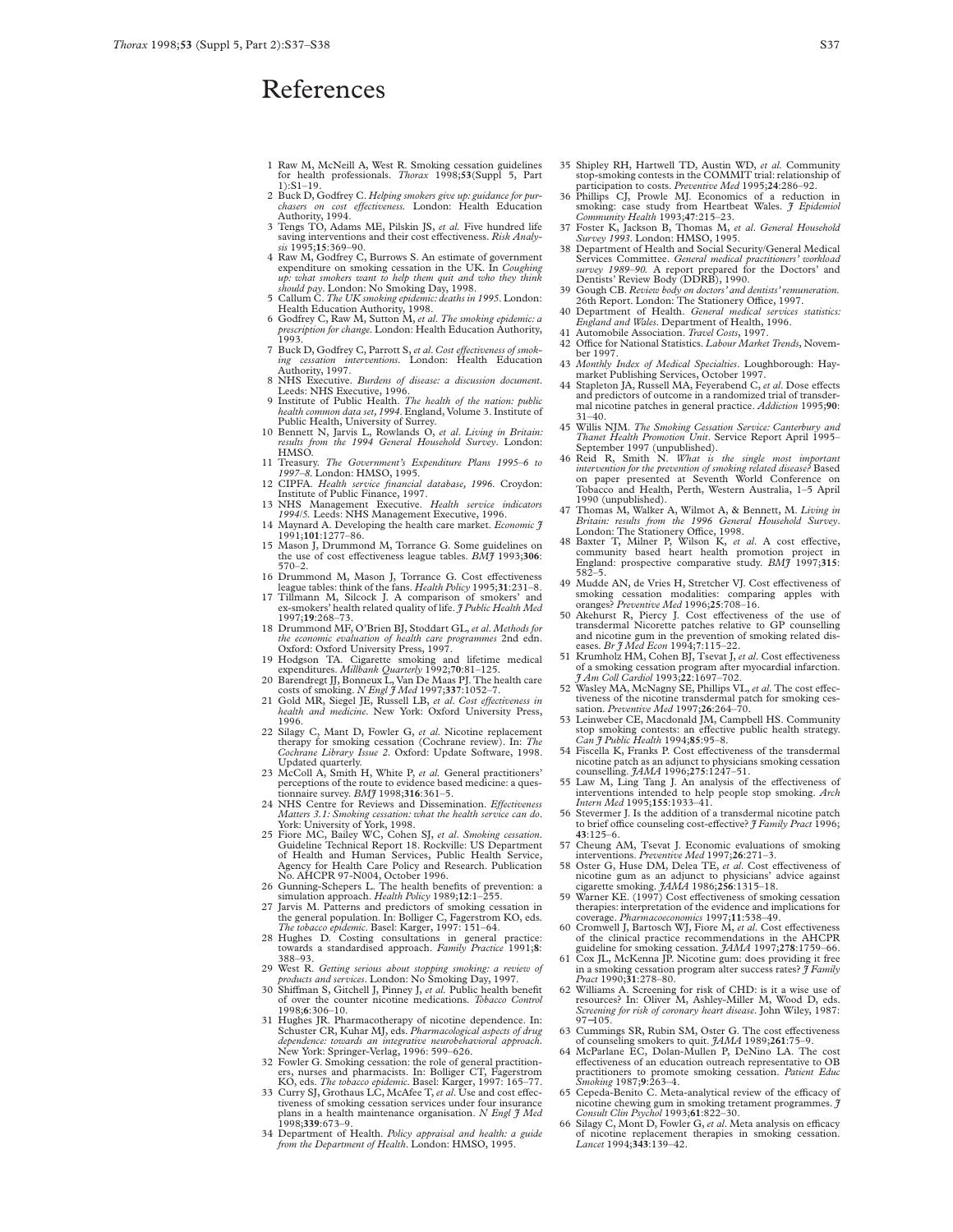# References

1 Raw M, McNeill A, West R. Smoking cessation guidelines for health professionals. *Thorax* 1998;**53**(Suppl 5, Part 1):S1–19.
2 Buck D, Godfrey C. *Helping smokers give up: guidance for purchasers on cost effectiveness*. London: Health Education Authority, 1994.
3 Tengs TO, Adams ME, Pilskin JS, *et al*. Five hundred life saving interventions and their cost effectiveness. *Risk Analysis* 1995;**15**:369–90.
4 Raw M, Godfrey C, Burrows S. An estimate of government expenditure on smoking cessation in the UK. In *Coughing up: what smokers want to help them quit and who they think should pay*. London: No Smoking Day, 1998.
5 Callum C. *The UK smoking epidemic: deaths in 1995*. London: Health Education Authority, 1998.
6 Godfrey C, Raw M, Sutton M, *et al*. *The smoking epidemic: a prescription for change*. London: Health Education Authority, 1993.
7 Buck D, Godfrey C, Parrott S, *et al*. *Cost effectiveness of smoking cessation interventions*. London: Health Education Authority, 1997.
8 NHS Executive. *Burdens of disease: a discussion document*. Leeds: NHS Executive, 1996.
9 Institute of Public Health. *The health of the nation: public health common data set, 1994*. England, Volume 3. Institute of Public Health, University of Surrey.
10 Bennett N, Jarvis L, Rowlands O, *et al*. *Living in Britain: results from the 1994 General Household Survey*. London: HMSO.
11 Treasury. *The Government's Expenditure Plans 1995–6 to 1997–8*. London: HMSO, 1995.
12 CIPFA. *Health service financial database, 1996*. Croydon: Institute of Public Finance, 1997.
13 NHS Management Executive. *Health service indicators 1994/5*. Leeds: NHS Management Executive, 1996.
14 Maynard A. Developing the health care market. *Economic J* 1991;**101**:1277–86.
15 Mason J, Drummond M, Torrance G. Some guidelines on the use of cost effectiveness league tables. *BMJ* 1993;**306**: 570–2.
16 Drummond M, Mason J, Torrance G. Cost effectiveness league tables: think of the fans. *Health Policy* 1995;**31**:231–8.
17 Tillmann M, Silcock J. A comparison of smokers' and ex-smokers' health related quality of life. *J Public Health Med* 1997;**19**:268–73.
18 Drummond MF, O'Brien BJ, Stoddart GL, *et al*. *Methods for the economic evaluation of health care programmes* 2nd edn. Oxford: Oxford University Press, 1997.
19 Hodgson TA. Cigarette smoking and lifetime medical expenditures. *Millbank Quarterly* 1992;**70**:81–125.
20 Barendregt JJ, Bonneux L, Van De Maas PJ. The health care costs of smoking. *N Engl J Med* 1997;**337**:1052–7.
21 Gold MR, Siegel JE, Russell LB, *et al*. *Cost effectiveness in health and medicine*. New York: Oxford University Press, 1996.
22 Silagy C, Mant D, Fowler G, *et al*. Nicotine replacement therapy for smoking cessation (Cochrane review). In: *The Cochrane Library Issue 2*. Oxford: Update Software, 1998. Updated quarterly.
23 McColl A, Smith H, White P, *et al*. General practitioners' perceptions of the route to evidence based medicine: a questionnaire survey. *BMJ* 1998;**316**:361–5.
24 NHS Centre for Reviews and Dissemination. *Effectiveness Matters 3.1: Smoking cessation: what the health service can do*. York: University of York, 1998.
25 Fiore MC, Bailey WC, Cohen SJ, *et al*. *Smoking cessation*. Guideline Technical Report 18. Rockville: US Department of Health and Human Services, Public Health Service, Agency for Health Care Policy and Research. Publication No. AHCPR 97-N004, October 1996.
26 Gunning-Schepers L. The health benefits of prevention: a simulation approach. *Health Policy* 1989;**12**:1–255.
27 Jarvis M. Patterns and predictors of smoking cessation in the general population. In: Bolliger C, Fagerstrom KO, eds. *The tobacco epidemic*. Basel: Karger, 1997: 151–64.
28 Hughes D. Costing consultations in general practice: towards a standardised approach. *Family Practice* 1991;**8**: 388–93.
29 West R. *Getting serious about stopping smoking: a review of products and services*. London: No Smoking Day, 1997.
30 Shiffman S, Gitchell J, Pinney J, *et al*. Public health benefit of over the counter nicotine medications. *Tobacco Control* 1998;**6**:306–10.
31 Hughes JR. Pharmacotherapy of nicotine dependence. In: Schuster CR, Kuhar MJ, eds. *Pharmacological aspects of drug dependence: towards an integrative neurobehavioral approach*. New York: Springer-Verlag, 1996: 599–626.
32 Fowler G. Smoking cessation: the role of general practitioners, nurses and pharmacists. In: Bolliger CT, Fagerstrom KO, eds. *The tobacco epidemic*. Basel: Karger, 1997: 165–77.
33 Curry SJ, Grothaus LC, McAfee T, *et al*. Use and cost effectiveness of smoking cessation services under four insurance plans in a health maintenance organisation. *N Engl J Med* 1998;**339**:673–9.
34 Department of Health. *Policy appraisal and health: a guide from the Department of Health*. London: HMSO, 1995.
35 Shipley RH, Hartwell TD, Austin WD, *et al*. Community stop-smoking contests in the COMMIT trial: relationship of participation to costs. *Preventive Med* 1995;**24**:286–92.
36 Phillips CJ, Prowle MJ. Economics of a reduction in smoking: case study from Heartbeat Wales. *J Epidemiol Community Health* 1993;**47**:215–23.
37 Foster K, Jackson B, Thomas M, *et al*. *General Household Survey 1993*. London: HMSO, 1995.
38 Department of Health and Social Security/General Medical Services Committee. *General medical practitioners' workload survey 1989–90*. A report prepared for the Doctors' and Dentists' Review Body (DDRB), 1990.
39 Gough CB. *Review body on doctors' and dentists' remuneration*. 26th Report. London: The Stationery Office, 1997.
40 Department of Health. *General medical services statistics: England and Wales*. Department of Health, 1996.
41 Automobile Association. *Travel Costs*, 1997.
42 Office for National Statistics. *Labour Market Trends*, November 1997.
43 *Monthly Index of Medical Specialties*. Loughborough: Haymarket Publishing Services, October 1997.
44 Stapleton JA, Russell MA, Feyerabend C, *et al*. Dose effects and predictors of outcome in a randomized trial of transdermal nicotine patches in general practice. *Addiction* 1995;**90**: 31–40.
45 Willis NJM. *The Smoking Cessation Service: Canterbury and Thanet Health Promotion Unit*. Service Report April 1995–September 1997 (unpublished).
46 Reid R, Smith N. *What is the single most important intervention for the prevention of smoking related disease?* Based on paper presented at Seventh World Conference on Tobacco and Health, Perth, Western Australia, 1–5 April 1990 (unpublished).
47 Thomas M, Walker A, Wilmot A, & Bennett, M. *Living in Britain: results from the 1996 General Household Survey*. London: The Stationery Office, 1998.
48 Baxter T, Milner P, Wilson K, *et al*. A cost effective, community based heart health promotion project in England: prospective comparative study. *BMJ* 1997;**315**: 582–5.
49 Mudde AN, de Vries H, Stretcher VJ. Cost effectiveness of smoking cessation modalities: comparing apples with oranges? *Preventive Med* 1996;**25**:708–16.
50 Akehurst R, Piercy J. Cost effectiveness of the use of transdermal Nicorette patches relative to GP counselling and nicotine gum in the prevention of smoking related diseases. *Br J Med Econ* 1994;**7**:115–22.
51 Krumholz HM, Cohen BJ, Tsevat J, *et al*. Cost effectiveness of a smoking cessation program after myocardial infarction. *J Am Coll Cardiol* 1993;**22**:1697–702.
52 Wasley MA, McNagny SE, Phillips VL, *et al*. The cost effectiveness of the nicotine transdermal patch for smoking cessation. *Preventive Med* 1997;**26**:264–70.
53 Leinweber CE, Macdonald JM, Campbell HS. Community stop smoking contests: an effective public health strategy. *Can J Public Health* 1994;**85**:95–8.
54 Fiscella K, Franks P. Cost effectiveness of the transdermal nicotine patch as an adjunct to physicians smoking cessation counselling. *JAMA* 1996;**275**:1247–51.
55 Law M, Ling Tang J. An analysis of the effectiveness of interventions intended to help people stop smoking. *Arch Intern Med* 1995;**155**:1933–41.
56 Stevermer J. Is the addition of a transdermal nicotine patch to brief office counseling cost-effective? *J Family Pract* 1996; **43**:125–6.
57 Cheung AM, Tsevat J. Economic evaluations of smoking interventions. *Preventive Med* 1997;**26**:271–3.
58 Oster G, Huse DM, Delea TE, *et al*. Cost effectiveness of nicotine gum as an adjunct to physicians' advice against cigarette smoking. *JAMA* 1986;**256**:1315–18.
59 Warner KE. (1997) Cost effectiveness of smoking cessation therapies: interpretation of the evidence and implications for coverage. *Pharmacoeconomics* 1997;**11**:538–49.
60 Cromwell J, Bartosch WJ, Fiore M, *et al*. Cost effectiveness of the clinical practice recommendations in the AHCPR guideline for smoking cessation. *JAMA* 1997;**278**:1759–66.
61 Cox JL, McKenna JP. Nicotine gum: does providing it free in a smoking cessation program alter success rates? *J Family Pract* 1990;**31**:278–80.
62 Williams A. Screening for risk of CHD: is it a wise use of resources? In: Oliver M, Ashley-Miller M, Wood D, eds. *Screening for risk of coronary heart disease*. John Wiley, 1987: 97–105.
63 Cummings SR, Rubin SM, Oster G. The cost effectiveness of counseling smokers to quit. *JAMA* 1989;**261**:75–9.
64 McParlane EC, Dolan-Mullen P, DeNino LA. The cost effectiveness of an education outreach representative to OB practitioners to promote smoking cessation. *Patient Educ Smoking* 1987;**9**:263–4.
65 Cepeda-Benito C. Meta-analytical review of the efficacy of nicotine chewing gum in smoking tretament programmes. *J Consult Clin Psychol* 1993;**61**:822–30.
66 Silagy C, Mont D, Fowler G, *et al*. Meta analysis on efficacy of nicotine replacement therapies in smoking cessation. *Lancet* 1994;**343**:139–42.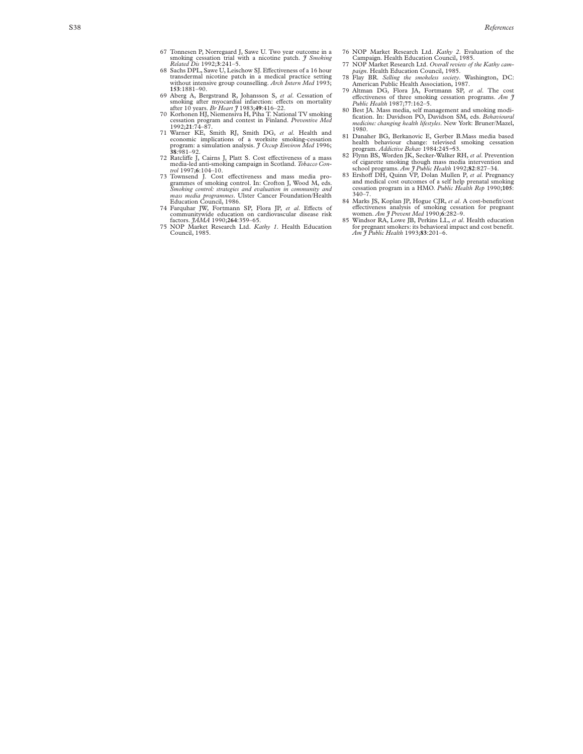67 Tonnesen P, Norregaard J, Sawe U. Two year outcome in a smoking cessation trial with a nicotine patch. *J Smoking Related Dis* 1992;**3**:241–5.

68 Sachs DPL, Sawe U, Leischow SJ. Effectiveness of a 16 hour transdermal nicotine patch in a medical practice setting without intensive group counselling. *Arch Intern Med* 1993; **153**:1881–90.

69 Aberg A, Bergstrand R, Johansson S, *et al*. Cessation of smoking after myocardial infarction: effects on mortality after 10 years. *Br Heart J* 1983;**49**:416–22.

70 Korhonen HJ, Niemensiva H, Piha T. National TV smoking cessation program and contest in Finland. *Preventive Med* 1992;**21**:74–87.

71 Warner KE, Smith RJ, Smith DG, *et al*. Health and economic implications of a worksite smoking-cessation program: a simulation analysis. *J Occup Environ Med* 1996; **38**:981–92.

72 Ratcliffe J, Cairns J, Platt S. Cost effectiveness of a mass media-led anti-smoking campaign in Scotland. *Tobacco Control* 1997;**6**:104–10.

73 Townsend J. Cost effectiveness and mass media programmes of smoking control. In: Crofton J, Wood M, eds. *Smoking control: strategies and evaluation in community and mass media programmes*. Ulster Cancer Foundation/Health Education Council, 1986.

74 Farquhar JW, Fortmann SP, Flora JP, *et al*. Effects of communitywide education on cardiovascular disease risk factors. *JAMA* 1990;**264**:359–65.

75 NOP Market Research Ltd. *Kathy 1*. Health Education Council, 1985.

76 NOP Market Research Ltd. *Kathy 2*. Evaluation of the Campaign. Health Education Council, 1985.

77 NOP Market Research Ltd. *Overall review of the Kathy campaign*. Health Education Council, 1985.

78 Flay BR. *Selling the smokeless society*. Washington, DC: American Public Health Association, 1987.

79 Altman DG, Flora JA, Fortmann SP, *et al*. The cost effectiveness of three smoking cessation programs. *Am J Public Health* 1987;**77**:162–5.

80 Best JA. Mass media, self management and smoking modification. In: Davidson PO, Davidson SM, eds. *Behavioural medicine: changing health lifestyles*. New York: Bruner/Mazel, 1980.

81 Danaher BG, Berkanovic E, Gerber B.Mass media based health behaviour change: televised smoking cessation program. *Addictive Behav* 1984:245–53.

82 Flynn BS, Worden JK, Secker-Walker RH, *et al*. Prevention of cigarette smoking though mass media intervention and school programs. *Am J Public Health* 1992;**82**:827–34.

83 Ershoff DH, Quinn VP, Dolan Mullen P, *et al*. Pregnancy and medical cost outcomes of a self help prenatal smoking cessation program in a HMO. *Public Health Rep* 1990;**105**: 340–7.

84 Marks JS, Koplan JP, Hogue CJR, *et al*. A cost-benefit/cost effectiveness analysis of smoking cessation for pregnant women. *Am J Prevent Med* 1990;**6**:282–9.

85 Windsor RA, Lowe JB, Perkins LL, *et al*. Health education for pregnant smokers: its behavioral impact and cost benefit. *Am J Public Health* 1993;**83**:201–6.